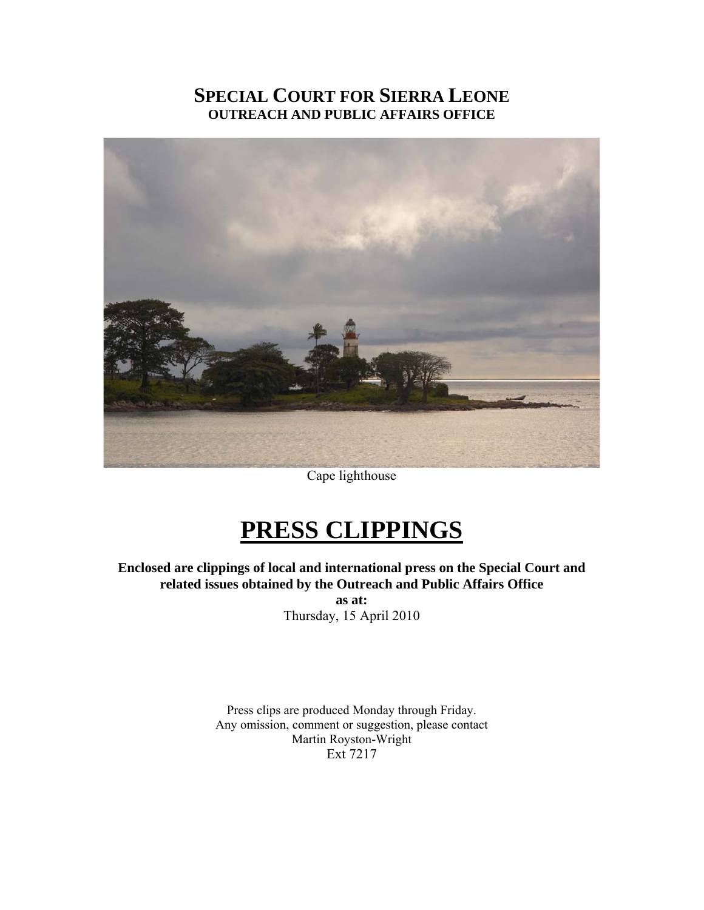# SPECIAL COURT FOR SIERRA LEONE
## OUTREACH AND PUBLIC AFFAIRS OFFICE

Cape lighthouse

# PRESS CLIPPINGS

**Enclosed are clippings of local and international press on the Special Court and related issues obtained by the Outreach and Public Affairs Office as at:**

Thursday, 15 April 2010

Press clips are produced Monday through Friday.
Any omission, comment or suggestion, please contact
Martin Royston-Wright
Ext 7217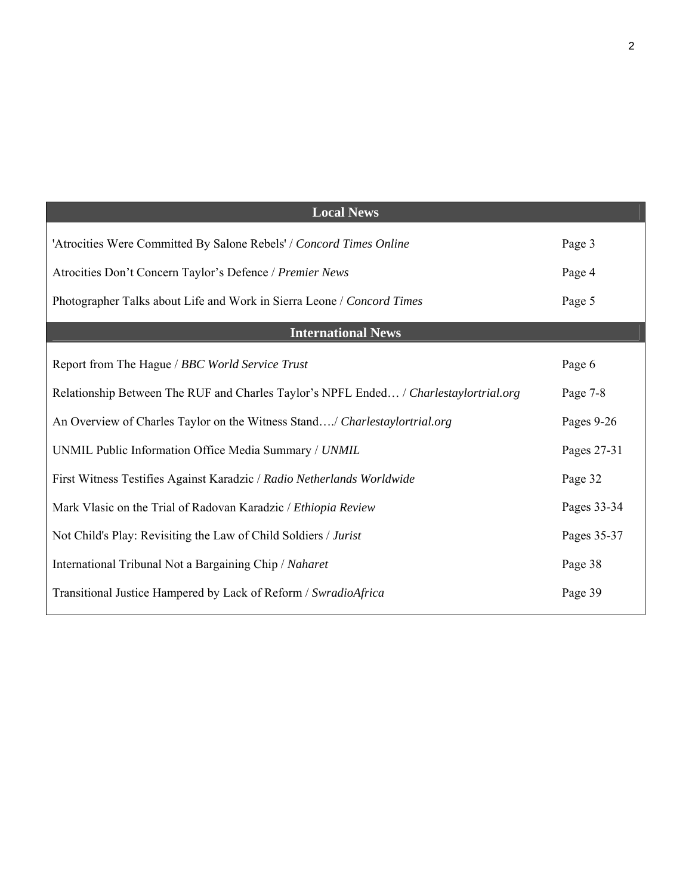## Local News

| | |
|---|---|
| 'Atrocities Were Committed By Salone Rebels' / *Concord Times Online* | Page 3 |
| Atrocities Don't Concern Taylor's Defence / *Premier News* | Page 4 |
| Photographer Talks about Life and Work in Sierra Leone / *Concord Times* | Page 5 |

## International News

| | |
|---|---|
| Report from The Hague / *BBC World Service Trust* | Page 6 |
| Relationship Between The RUF and Charles Taylor's NPFL Ended… / *Charlestaylortrial.org* | Page 7-8 |
| An Overview of Charles Taylor on the Witness Stand…./ *Charlestaylortrial.org* | Pages 9-26 |
| UNMIL Public Information Office Media Summary / *UNMIL* | Pages 27-31 |
| First Witness Testifies Against Karadzic / *Radio Netherlands Worldwide* | Page 32 |
| Mark Vlasic on the Trial of Radovan Karadzic / *Ethiopia Review* | Pages 33-34 |
| Not Child's Play: Revisiting the Law of Child Soldiers / *Jurist* | Pages 35-37 |
| International Tribunal Not a Bargaining Chip / *Naharet* | Page 38 |
| Transitional Justice Hampered by Lack of Reform / *SwradioAfrica* | Page 39 |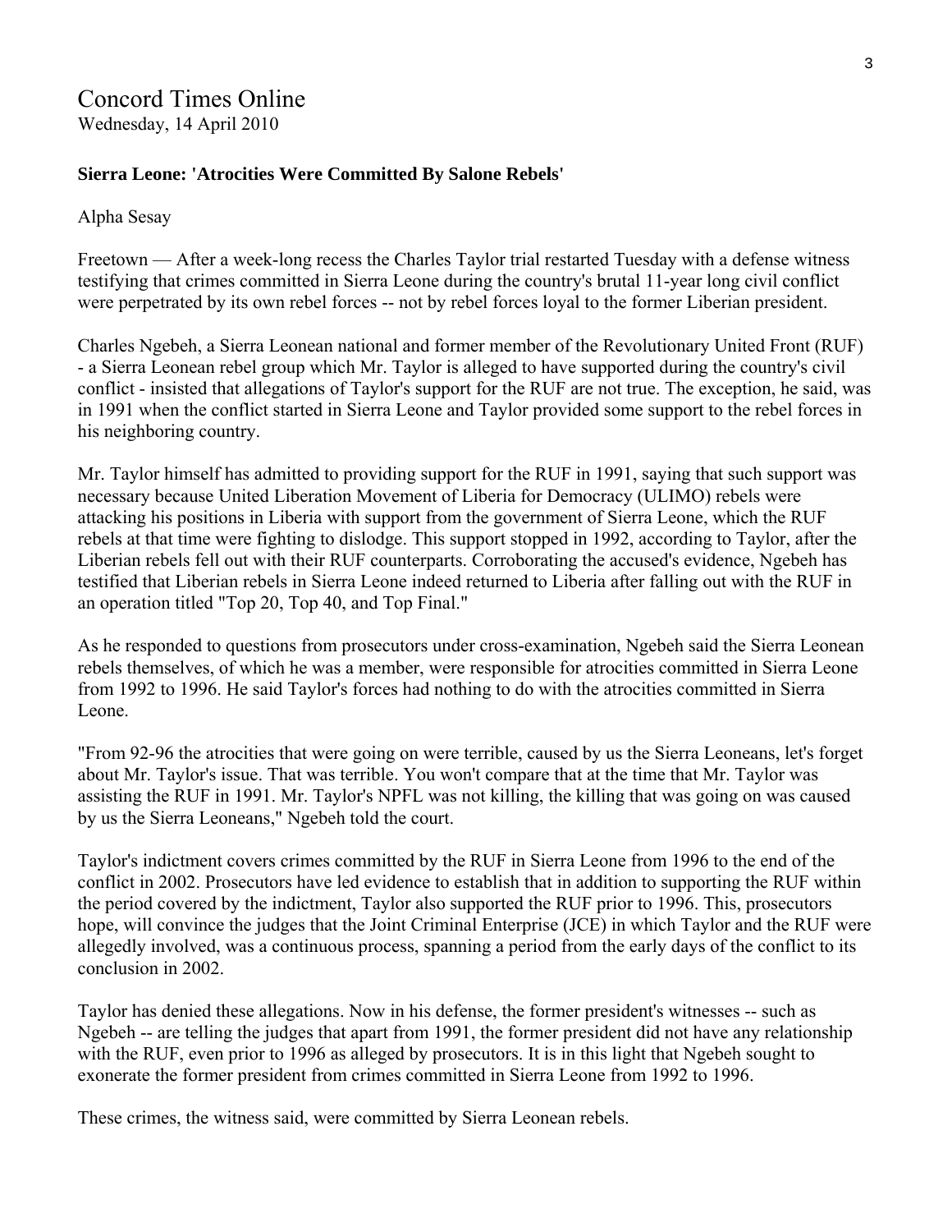# Concord Times Online

Wednesday, 14 April 2010

**Sierra Leone: 'Atrocities Were Committed By Salone Rebels'**

Alpha Sesay

Freetown — After a week-long recess the Charles Taylor trial restarted Tuesday with a defense witness testifying that crimes committed in Sierra Leone during the country's brutal 11-year long civil conflict were perpetrated by its own rebel forces -- not by rebel forces loyal to the former Liberian president.

Charles Ngebeh, a Sierra Leonean national and former member of the Revolutionary United Front (RUF) - a Sierra Leonean rebel group which Mr. Taylor is alleged to have supported during the country's civil conflict - insisted that allegations of Taylor's support for the RUF are not true. The exception, he said, was in 1991 when the conflict started in Sierra Leone and Taylor provided some support to the rebel forces in his neighboring country.

Mr. Taylor himself has admitted to providing support for the RUF in 1991, saying that such support was necessary because United Liberation Movement of Liberia for Democracy (ULIMO) rebels were attacking his positions in Liberia with support from the government of Sierra Leone, which the RUF rebels at that time were fighting to dislodge. This support stopped in 1992, according to Taylor, after the Liberian rebels fell out with their RUF counterparts. Corroborating the accused's evidence, Ngebeh has testified that Liberian rebels in Sierra Leone indeed returned to Liberia after falling out with the RUF in an operation titled "Top 20, Top 40, and Top Final."

As he responded to questions from prosecutors under cross-examination, Ngebeh said the Sierra Leonean rebels themselves, of which he was a member, were responsible for atrocities committed in Sierra Leone from 1992 to 1996. He said Taylor's forces had nothing to do with the atrocities committed in Sierra Leone.

"From 92-96 the atrocities that were going on were terrible, caused by us the Sierra Leoneans, let's forget about Mr. Taylor's issue. That was terrible. You won't compare that at the time that Mr. Taylor was assisting the RUF in 1991. Mr. Taylor's NPFL was not killing, the killing that was going on was caused by us the Sierra Leoneans," Ngebeh told the court.

Taylor's indictment covers crimes committed by the RUF in Sierra Leone from 1996 to the end of the conflict in 2002. Prosecutors have led evidence to establish that in addition to supporting the RUF within the period covered by the indictment, Taylor also supported the RUF prior to 1996. This, prosecutors hope, will convince the judges that the Joint Criminal Enterprise (JCE) in which Taylor and the RUF were allegedly involved, was a continuous process, spanning a period from the early days of the conflict to its conclusion in 2002.

Taylor has denied these allegations. Now in his defense, the former president's witnesses -- such as Ngebeh -- are telling the judges that apart from 1991, the former president did not have any relationship with the RUF, even prior to 1996 as alleged by prosecutors. It is in this light that Ngebeh sought to exonerate the former president from crimes committed in Sierra Leone from 1992 to 1996.

These crimes, the witness said, were committed by Sierra Leonean rebels.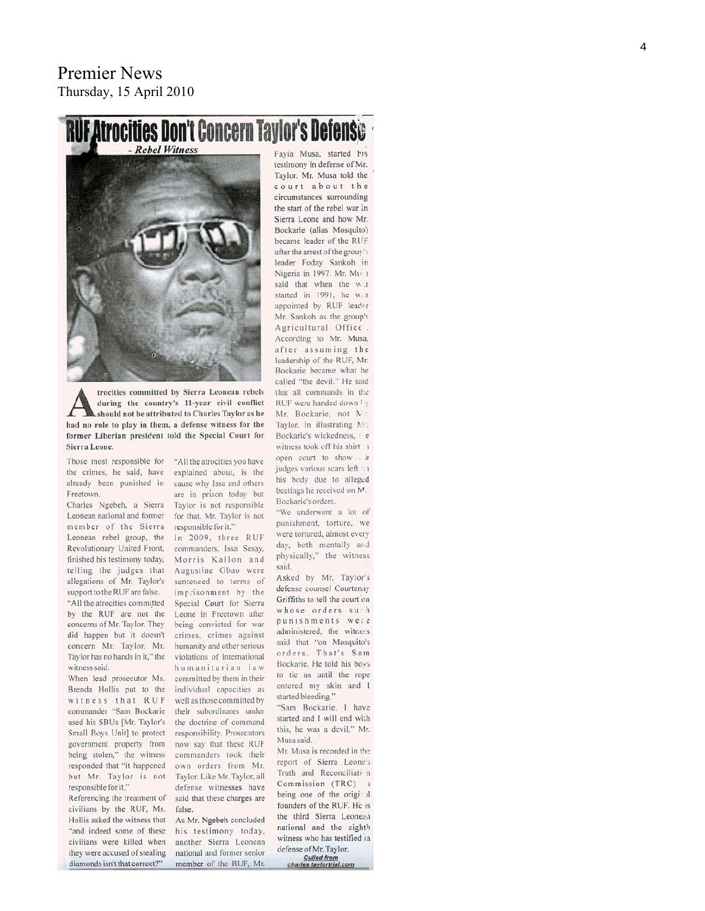# Premier News

Thursday, 15 April 2010

## RUF Atrocities Don't Concern Taylor's Defense

*- Rebel Witness*

**Atrocities committed by Sierra Leonean rebels during the country's 11-year civil conflict should not be attributed to Charles Taylor as he had no role to play in them, a defense witness for the former Liberian president told the Special Court for Sierra Leone.**

Those most responsible for the crimes, he said, have already been punished in Freetown.

Charles Ngebeh, a Sierra Leonean national and former member of the Sierra Leonean rebel group, the Revolutionary United Front, finished his testimony today, telling the judges that allegations of Mr. Taylor's support to the RUF are false.

"All the atrocities committed by the RUF are not the concerns of Mr. Taylor. They did happen but it doesn't concern Mr. Taylor. Mr. Taylor has no hands in it," the witness said.

When lead prosecutor Ms. Brenda Hollis put to the witness that RUF commander "Sam Bockarie used his SBUs [Mr. Taylor's Small Boys Unit] to protect government property from being stolen," the witness responded that "it happened but Mr. Taylor is not responsible for it."

Referencing the treatment of civilians by the RUF, Ms. Hollis asked the witness that "and indeed some of these civilians were killed when they were accused of stealing diamonds isn't that correct?" "All the atrocities you have explained about, is the cause why Issa and others are in prison today but Taylor is not responsible for that. Mr. Taylor is not responsible for it."

In 2009, three RUF commanders, Issa Sesay, Morris Kallon and Augustine Gbao were sentenced to terms of imprisonment by the Special Court for Sierra Leone in Freetown after being convicted for war crimes, crimes against humanity and other serious violations of international humanitarian law committed by them in their individual capacities as well as those committed by their subordinates under the doctrine of command responsibility. Prosecutors now say that these RUF commanders took their own orders from Mr. Taylor. Like Mr. Taylor, all defense witnesses have said that these charges are false.

As Mr. Ngebeh concluded his testimony today, another Sierra Leonean national and former senior member of the RUF, Mr. Fayia Musa, started his testimony in defense of Mr. Taylor. Mr. Musa told the court about the circumstances surrounding the start of the rebel war in Sierra Leone and how Mr. Bockarie (alias Mosquito) became leader of the RUF after the arrest of the group's leader Foday Sankoh in Nigeria in 1997. Mr. Musa said that when the war started in 1991, he was appointed by RUF leader Mr. Sankoh as the group's Agricultural Officer. According to Mr. Musa, after assuming the leadership of the RUF, Mr. Bockarie became what he called "the devil." He said that all commands in the RUF were handed down by Mr. Bockarie, not Mr. Taylor. In illustrating Mr. Bockarie's wickedness, the witness took off his shirt in open court to show the judges various scars left on his body due to alleged beatings he received on Mr. Bockarie's orders.

"We underwent a lot of punishment, torture, we were tortured, almost every day, both mentally and physically," the witness said.

Asked by Mr. Taylor's defense counsel Courtenay Griffiths to tell the court on whose orders such punishments were administered, the witness said that "on Mosquito's orders. That's Sam Bockarie. He told his boys to tie us until the rope entered my skin and I started bleeding."

"Sam Bockarie, I have started and I will end with this, he was a devil," Mr. Musa said.

Mr. Musa is recorded in the report of Sierra Leone's Truth and Reconciliation Commission (TRC) as being one of the original founders of the RUF. He is the third Sierra Leonean national and the eighth witness who has testified in defense of Mr. Taylor.

*Culled from charlestaylortrial.com*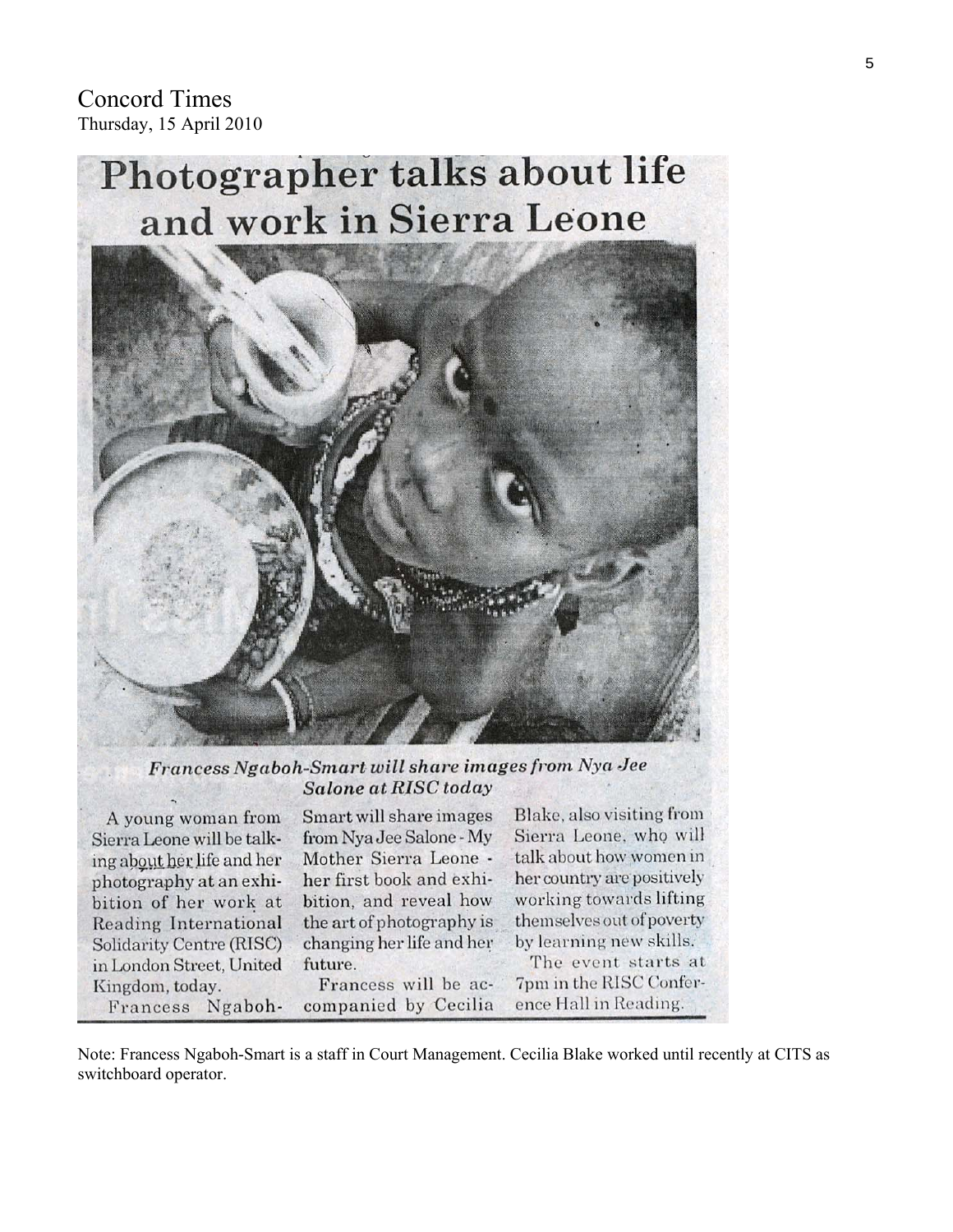Concord Times
Thursday, 15 April 2010

# Photographer talks about life and work in Sierra Leone

*Francess Ngaboh-Smart will share images from Nya Jee Salone at RISC today*

A young woman from Sierra Leone will be talking about her life and her photography at an exhibition of her work at Reading International Solidarity Centre (RISC) in London Street, United Kingdom, today.

Francess Ngaboh-Smart will share images from Nya Jee Salone - My Mother Sierra Leone - her first book and exhibition, and reveal how the art of photography is changing her life and her future.

Francess will be accompanied by Cecilia Blake, also visiting from Sierra Leone, who will talk about how women in her country are positively working towards lifting themselves out of poverty by learning new skills.

The event starts at 7pm in the RISC Conference Hall in Reading.

Note: Francess Ngaboh-Smart is a staff in Court Management. Cecilia Blake worked until recently at CITS as switchboard operator.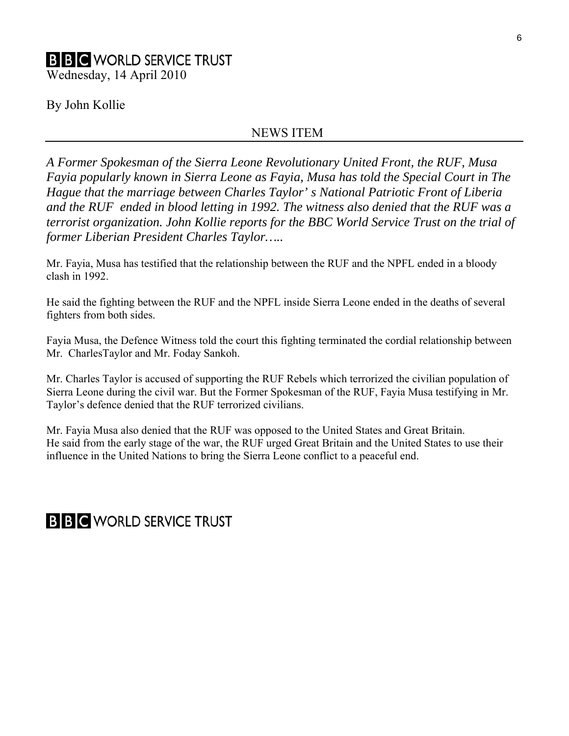# BBC WORLD SERVICE TRUST

Wednesday, 14 April 2010

By John Kollie

NEWS ITEM

---

*A Former Spokesman of the Sierra Leone Revolutionary United Front, the RUF, Musa Fayia popularly known in Sierra Leone as Fayia, Musa has told the Special Court in The Hague that the marriage between Charles Taylor' s National Patriotic Front of Liberia and the RUF ended in blood letting in 1992. The witness also denied that the RUF was a terrorist organization. John Kollie reports for the BBC World Service Trust on the trial of former Liberian President Charles Taylor…..*

Mr. Fayia, Musa has testified that the relationship between the RUF and the NPFL ended in a bloody clash in 1992.

He said the fighting between the RUF and the NPFL inside Sierra Leone ended in the deaths of several fighters from both sides.

Fayia Musa, the Defence Witness told the court this fighting terminated the cordial relationship between Mr. CharlesTaylor and Mr. Foday Sankoh.

Mr. Charles Taylor is accused of supporting the RUF Rebels which terrorized the civilian population of Sierra Leone during the civil war. But the Former Spokesman of the RUF, Fayia Musa testifying in Mr. Taylor's defence denied that the RUF terrorized civilians.

Mr. Fayia Musa also denied that the RUF was opposed to the United States and Great Britain.
He said from the early stage of the war, the RUF urged Great Britain and the United States to use their influence in the United Nations to bring the Sierra Leone conflict to a peaceful end.

# BBC WORLD SERVICE TRUST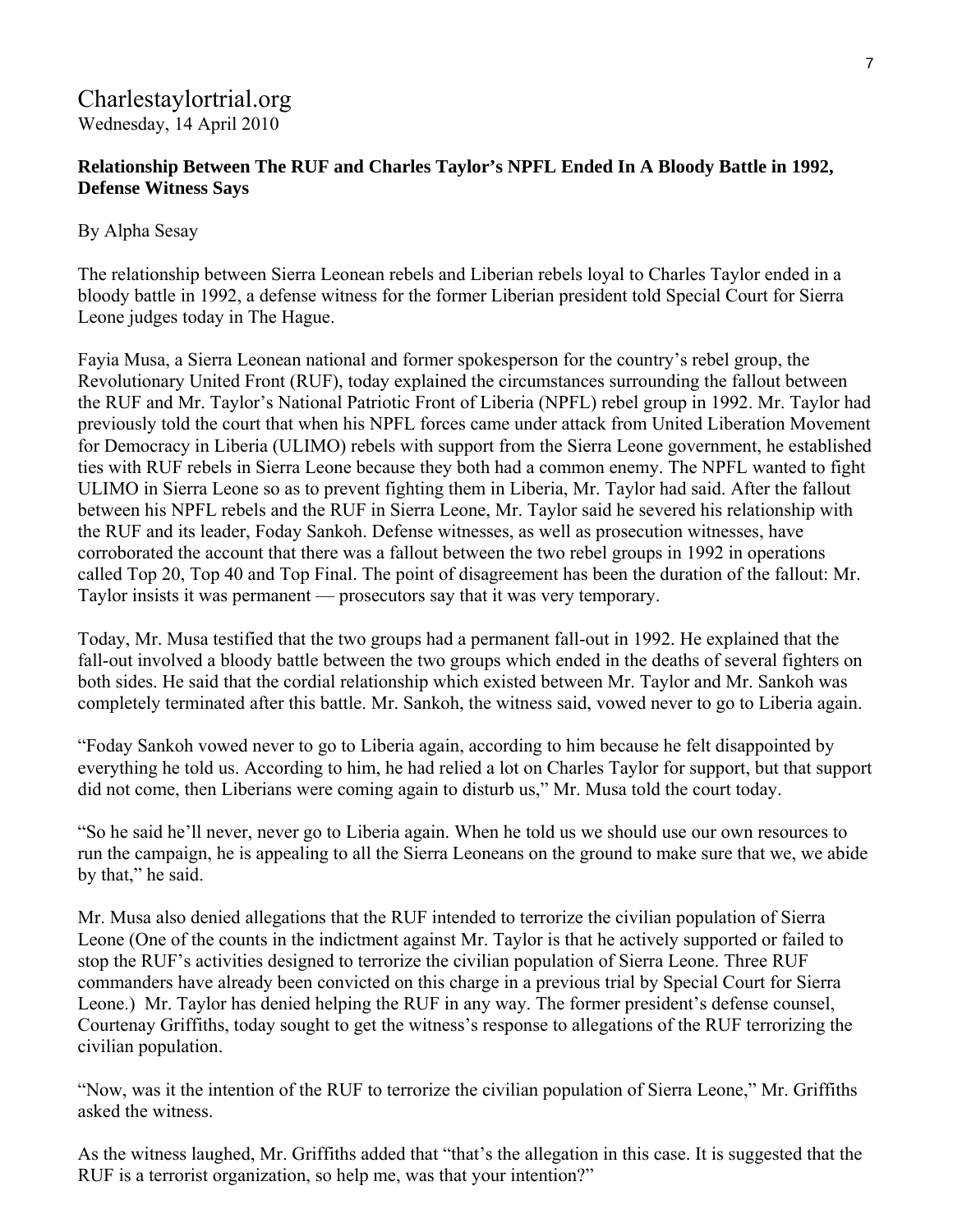Charlestaylortrial.org
Wednesday, 14 April 2010

**Relationship Between The RUF and Charles Taylor's NPFL Ended In A Bloody Battle in 1992, Defense Witness Says**

By Alpha Sesay

The relationship between Sierra Leonean rebels and Liberian rebels loyal to Charles Taylor ended in a bloody battle in 1992, a defense witness for the former Liberian president told Special Court for Sierra Leone judges today in The Hague.

Fayia Musa, a Sierra Leonean national and former spokesperson for the country's rebel group, the Revolutionary United Front (RUF), today explained the circumstances surrounding the fallout between the RUF and Mr. Taylor's National Patriotic Front of Liberia (NPFL) rebel group in 1992. Mr. Taylor had previously told the court that when his NPFL forces came under attack from United Liberation Movement for Democracy in Liberia (ULIMO) rebels with support from the Sierra Leone government, he established ties with RUF rebels in Sierra Leone because they both had a common enemy. The NPFL wanted to fight ULIMO in Sierra Leone so as to prevent fighting them in Liberia, Mr. Taylor had said. After the fallout between his NPFL rebels and the RUF in Sierra Leone, Mr. Taylor said he severed his relationship with the RUF and its leader, Foday Sankoh. Defense witnesses, as well as prosecution witnesses, have corroborated the account that there was a fallout between the two rebel groups in 1992 in operations called Top 20, Top 40 and Top Final. The point of disagreement has been the duration of the fallout: Mr. Taylor insists it was permanent — prosecutors say that it was very temporary.

Today, Mr. Musa testified that the two groups had a permanent fall-out in 1992. He explained that the fall-out involved a bloody battle between the two groups which ended in the deaths of several fighters on both sides. He said that the cordial relationship which existed between Mr. Taylor and Mr. Sankoh was completely terminated after this battle. Mr. Sankoh, the witness said, vowed never to go to Liberia again.

"Foday Sankoh vowed never to go to Liberia again, according to him because he felt disappointed by everything he told us. According to him, he had relied a lot on Charles Taylor for support, but that support did not come, then Liberians were coming again to disturb us," Mr. Musa told the court today.

"So he said he'll never, never go to Liberia again. When he told us we should use our own resources to run the campaign, he is appealing to all the Sierra Leoneans on the ground to make sure that we, we abide by that," he said.

Mr. Musa also denied allegations that the RUF intended to terrorize the civilian population of Sierra Leone (One of the counts in the indictment against Mr. Taylor is that he actively supported or failed to stop the RUF's activities designed to terrorize the civilian population of Sierra Leone. Three RUF commanders have already been convicted on this charge in a previous trial by Special Court for Sierra Leone.) Mr. Taylor has denied helping the RUF in any way. The former president's defense counsel, Courtenay Griffiths, today sought to get the witness's response to allegations of the RUF terrorizing the civilian population.

"Now, was it the intention of the RUF to terrorize the civilian population of Sierra Leone," Mr. Griffiths asked the witness.

As the witness laughed, Mr. Griffiths added that "that's the allegation in this case. It is suggested that the RUF is a terrorist organization, so help me, was that your intention?"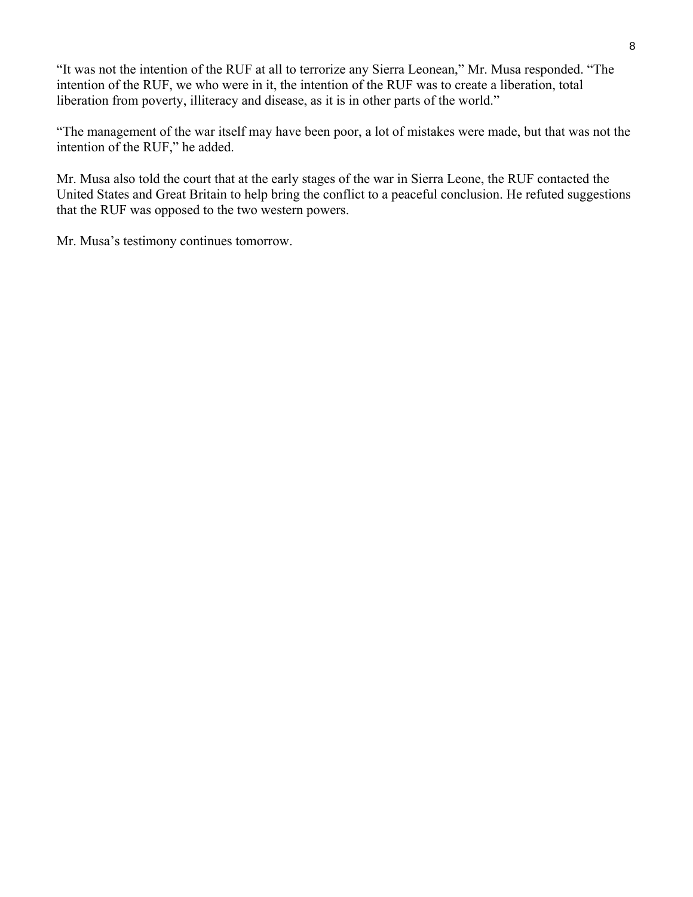"It was not the intention of the RUF at all to terrorize any Sierra Leonean," Mr. Musa responded. "The intention of the RUF, we who were in it, the intention of the RUF was to create a liberation, total liberation from poverty, illiteracy and disease, as it is in other parts of the world."

"The management of the war itself may have been poor, a lot of mistakes were made, but that was not the intention of the RUF," he added.

Mr. Musa also told the court that at the early stages of the war in Sierra Leone, the RUF contacted the United States and Great Britain to help bring the conflict to a peaceful conclusion. He refuted suggestions that the RUF was opposed to the two western powers.

Mr. Musa's testimony continues tomorrow.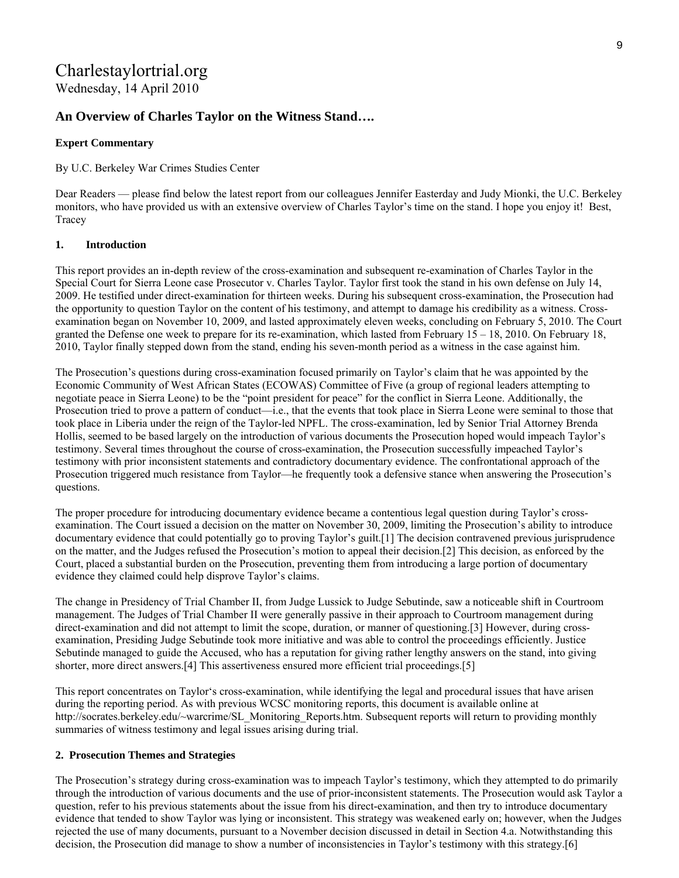# Charlestaylortrial.org

Wednesday, 14 April 2010

## An Overview of Charles Taylor on the Witness Stand….

**Expert Commentary**

By U.C. Berkeley War Crimes Studies Center

Dear Readers — please find below the latest report from our colleagues Jennifer Easterday and Judy Mionki, the U.C. Berkeley monitors, who have provided us with an extensive overview of Charles Taylor's time on the stand. I hope you enjoy it! Best, Tracey

### 1. Introduction

This report provides an in-depth review of the cross-examination and subsequent re-examination of Charles Taylor in the Special Court for Sierra Leone case Prosecutor v. Charles Taylor. Taylor first took the stand in his own defense on July 14, 2009. He testified under direct-examination for thirteen weeks. During his subsequent cross-examination, the Prosecution had the opportunity to question Taylor on the content of his testimony, and attempt to damage his credibility as a witness. Cross-examination began on November 10, 2009, and lasted approximately eleven weeks, concluding on February 5, 2010. The Court granted the Defense one week to prepare for its re-examination, which lasted from February 15 – 18, 2010. On February 18, 2010, Taylor finally stepped down from the stand, ending his seven-month period as a witness in the case against him.

The Prosecution's questions during cross-examination focused primarily on Taylor's claim that he was appointed by the Economic Community of West African States (ECOWAS) Committee of Five (a group of regional leaders attempting to negotiate peace in Sierra Leone) to be the "point president for peace" for the conflict in Sierra Leone. Additionally, the Prosecution tried to prove a pattern of conduct—i.e., that the events that took place in Sierra Leone were seminal to those that took place in Liberia under the reign of the Taylor-led NPFL. The cross-examination, led by Senior Trial Attorney Brenda Hollis, seemed to be based largely on the introduction of various documents the Prosecution hoped would impeach Taylor's testimony. Several times throughout the course of cross-examination, the Prosecution successfully impeached Taylor's testimony with prior inconsistent statements and contradictory documentary evidence. The confrontational approach of the Prosecution triggered much resistance from Taylor—he frequently took a defensive stance when answering the Prosecution's questions.

The proper procedure for introducing documentary evidence became a contentious legal question during Taylor's cross-examination. The Court issued a decision on the matter on November 30, 2009, limiting the Prosecution's ability to introduce documentary evidence that could potentially go to proving Taylor's guilt.[1] The decision contravened previous jurisprudence on the matter, and the Judges refused the Prosecution's motion to appeal their decision.[2] This decision, as enforced by the Court, placed a substantial burden on the Prosecution, preventing them from introducing a large portion of documentary evidence they claimed could help disprove Taylor's claims.

The change in Presidency of Trial Chamber II, from Judge Lussick to Judge Sebutinde, saw a noticeable shift in Courtroom management. The Judges of Trial Chamber II were generally passive in their approach to Courtroom management during direct-examination and did not attempt to limit the scope, duration, or manner of questioning.[3] However, during cross-examination, Presiding Judge Sebutinde took more initiative and was able to control the proceedings efficiently. Justice Sebutinde managed to guide the Accused, who has a reputation for giving rather lengthy answers on the stand, into giving shorter, more direct answers.[4] This assertiveness ensured more efficient trial proceedings.[5]

This report concentrates on Taylor's cross-examination, while identifying the legal and procedural issues that have arisen during the reporting period. As with previous WCSC monitoring reports, this document is available online at http://socrates.berkeley.edu/~warcrime/SL_Monitoring_Reports.htm. Subsequent reports will return to providing monthly summaries of witness testimony and legal issues arising during trial.

### 2. Prosecution Themes and Strategies

The Prosecution's strategy during cross-examination was to impeach Taylor's testimony, which they attempted to do primarily through the introduction of various documents and the use of prior-inconsistent statements. The Prosecution would ask Taylor a question, refer to his previous statements about the issue from his direct-examination, and then try to introduce documentary evidence that tended to show Taylor was lying or inconsistent. This strategy was weakened early on; however, when the Judges rejected the use of many documents, pursuant to a November decision discussed in detail in Section 4.a. Notwithstanding this decision, the Prosecution did manage to show a number of inconsistencies in Taylor's testimony with this strategy.[6]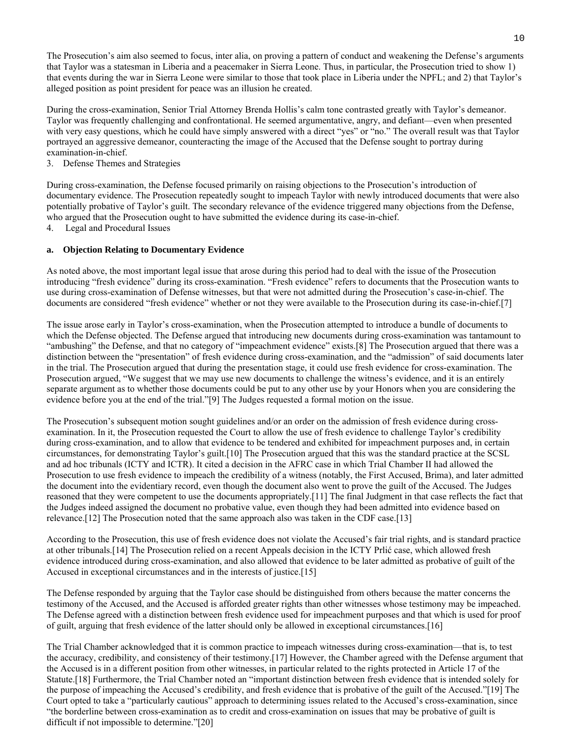The Prosecution's aim also seemed to focus, inter alia, on proving a pattern of conduct and weakening the Defense's arguments that Taylor was a statesman in Liberia and a peacemaker in Sierra Leone. Thus, in particular, the Prosecution tried to show 1) that events during the war in Sierra Leone were similar to those that took place in Liberia under the NPFL; and 2) that Taylor's alleged position as point president for peace was an illusion he created.

During the cross-examination, Senior Trial Attorney Brenda Hollis's calm tone contrasted greatly with Taylor's demeanor. Taylor was frequently challenging and confrontational. He seemed argumentative, angry, and defiant—even when presented with very easy questions, which he could have simply answered with a direct "yes" or "no." The overall result was that Taylor portrayed an aggressive demeanor, counteracting the image of the Accused that the Defense sought to portray during examination-in-chief.

3. Defense Themes and Strategies

During cross-examination, the Defense focused primarily on raising objections to the Prosecution's introduction of documentary evidence. The Prosecution repeatedly sought to impeach Taylor with newly introduced documents that were also potentially probative of Taylor's guilt. The secondary relevance of the evidence triggered many objections from the Defense, who argued that the Prosecution ought to have submitted the evidence during its case-in-chief.

4. Legal and Procedural Issues

**a. Objection Relating to Documentary Evidence**

As noted above, the most important legal issue that arose during this period had to deal with the issue of the Prosecution introducing "fresh evidence" during its cross-examination. "Fresh evidence" refers to documents that the Prosecution wants to use during cross-examination of Defense witnesses, but that were not admitted during the Prosecution's case-in-chief. The documents are considered "fresh evidence" whether or not they were available to the Prosecution during its case-in-chief.[7]

The issue arose early in Taylor's cross-examination, when the Prosecution attempted to introduce a bundle of documents to which the Defense objected. The Defense argued that introducing new documents during cross-examination was tantamount to "ambushing" the Defense, and that no category of "impeachment evidence" exists.[8] The Prosecution argued that there was a distinction between the "presentation" of fresh evidence during cross-examination, and the "admission" of said documents later in the trial. The Prosecution argued that during the presentation stage, it could use fresh evidence for cross-examination. The Prosecution argued, "We suggest that we may use new documents to challenge the witness's evidence, and it is an entirely separate argument as to whether those documents could be put to any other use by your Honors when you are considering the evidence before you at the end of the trial."[9] The Judges requested a formal motion on the issue.

The Prosecution's subsequent motion sought guidelines and/or an order on the admission of fresh evidence during cross-examination. In it, the Prosecution requested the Court to allow the use of fresh evidence to challenge Taylor's credibility during cross-examination, and to allow that evidence to be tendered and exhibited for impeachment purposes and, in certain circumstances, for demonstrating Taylor's guilt.[10] The Prosecution argued that this was the standard practice at the SCSL and ad hoc tribunals (ICTY and ICTR). It cited a decision in the AFRC case in which Trial Chamber II had allowed the Prosecution to use fresh evidence to impeach the credibility of a witness (notably, the First Accused, Brima), and later admitted the document into the evidentiary record, even though the document also went to prove the guilt of the Accused. The Judges reasoned that they were competent to use the documents appropriately.[11] The final Judgment in that case reflects the fact that the Judges indeed assigned the document no probative value, even though they had been admitted into evidence based on relevance.[12] The Prosecution noted that the same approach also was taken in the CDF case.[13]

According to the Prosecution, this use of fresh evidence does not violate the Accused's fair trial rights, and is standard practice at other tribunals.[14] The Prosecution relied on a recent Appeals decision in the ICTY Prlić case, which allowed fresh evidence introduced during cross-examination, and also allowed that evidence to be later admitted as probative of guilt of the Accused in exceptional circumstances and in the interests of justice.[15]

The Defense responded by arguing that the Taylor case should be distinguished from others because the matter concerns the testimony of the Accused, and the Accused is afforded greater rights than other witnesses whose testimony may be impeached. The Defense agreed with a distinction between fresh evidence used for impeachment purposes and that which is used for proof of guilt, arguing that fresh evidence of the latter should only be allowed in exceptional circumstances.[16]

The Trial Chamber acknowledged that it is common practice to impeach witnesses during cross-examination—that is, to test the accuracy, credibility, and consistency of their testimony.[17] However, the Chamber agreed with the Defense argument that the Accused is in a different position from other witnesses, in particular related to the rights protected in Article 17 of the Statute.[18] Furthermore, the Trial Chamber noted an "important distinction between fresh evidence that is intended solely for the purpose of impeaching the Accused's credibility, and fresh evidence that is probative of the guilt of the Accused."[19] The Court opted to take a "particularly cautious" approach to determining issues related to the Accused's cross-examination, since "the borderline between cross-examination as to credit and cross-examination on issues that may be probative of guilt is difficult if not impossible to determine."[20]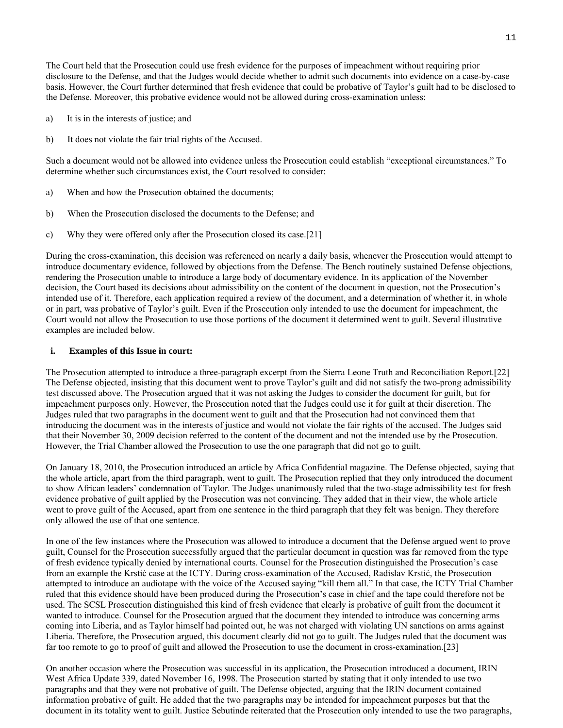The Court held that the Prosecution could use fresh evidence for the purposes of impeachment without requiring prior disclosure to the Defense, and that the Judges would decide whether to admit such documents into evidence on a case-by-case basis. However, the Court further determined that fresh evidence that could be probative of Taylor's guilt had to be disclosed to the Defense. Moreover, this probative evidence would not be allowed during cross-examination unless:

a) It is in the interests of justice; and

b) It does not violate the fair trial rights of the Accused.

Such a document would not be allowed into evidence unless the Prosecution could establish "exceptional circumstances." To determine whether such circumstances exist, the Court resolved to consider:

a) When and how the Prosecution obtained the documents;

b) When the Prosecution disclosed the documents to the Defense; and

c) Why they were offered only after the Prosecution closed its case.[21]

During the cross-examination, this decision was referenced on nearly a daily basis, whenever the Prosecution would attempt to introduce documentary evidence, followed by objections from the Defense. The Bench routinely sustained Defense objections, rendering the Prosecution unable to introduce a large body of documentary evidence. In its application of the November decision, the Court based its decisions about admissibility on the content of the document in question, not the Prosecution's intended use of it. Therefore, each application required a review of the document, and a determination of whether it, in whole or in part, was probative of Taylor's guilt. Even if the Prosecution only intended to use the document for impeachment, the Court would not allow the Prosecution to use those portions of the document it determined went to guilt. Several illustrative examples are included below.

**i. Examples of this Issue in court:**

The Prosecution attempted to introduce a three-paragraph excerpt from the Sierra Leone Truth and Reconciliation Report.[22] The Defense objected, insisting that this document went to prove Taylor's guilt and did not satisfy the two-prong admissibility test discussed above. The Prosecution argued that it was not asking the Judges to consider the document for guilt, but for impeachment purposes only. However, the Prosecution noted that the Judges could use it for guilt at their discretion. The Judges ruled that two paragraphs in the document went to guilt and that the Prosecution had not convinced them that introducing the document was in the interests of justice and would not violate the fair rights of the accused. The Judges said that their November 30, 2009 decision referred to the content of the document and not the intended use by the Prosecution. However, the Trial Chamber allowed the Prosecution to use the one paragraph that did not go to guilt.

On January 18, 2010, the Prosecution introduced an article by Africa Confidential magazine. The Defense objected, saying that the whole article, apart from the third paragraph, went to guilt. The Prosecution replied that they only introduced the document to show African leaders' condemnation of Taylor. The Judges unanimously ruled that the two-stage admissibility test for fresh evidence probative of guilt applied by the Prosecution was not convincing. They added that in their view, the whole article went to prove guilt of the Accused, apart from one sentence in the third paragraph that they felt was benign. They therefore only allowed the use of that one sentence.

In one of the few instances where the Prosecution was allowed to introduce a document that the Defense argued went to prove guilt, Counsel for the Prosecution successfully argued that the particular document in question was far removed from the type of fresh evidence typically denied by international courts. Counsel for the Prosecution distinguished the Prosecution's case from an example the Krstić case at the ICTY. During cross-examination of the Accused, Radislav Krstić, the Prosecution attempted to introduce an audiotape with the voice of the Accused saying "kill them all." In that case, the ICTY Trial Chamber ruled that this evidence should have been produced during the Prosecution's case in chief and the tape could therefore not be used. The SCSL Prosecution distinguished this kind of fresh evidence that clearly is probative of guilt from the document it wanted to introduce. Counsel for the Prosecution argued that the document they intended to introduce was concerning arms coming into Liberia, and as Taylor himself had pointed out, he was not charged with violating UN sanctions on arms against Liberia. Therefore, the Prosecution argued, this document clearly did not go to guilt. The Judges ruled that the document was far too remote to go to proof of guilt and allowed the Prosecution to use the document in cross-examination.[23]

On another occasion where the Prosecution was successful in its application, the Prosecution introduced a document, IRIN West Africa Update 339, dated November 16, 1998. The Prosecution started by stating that it only intended to use two paragraphs and that they were not probative of guilt. The Defense objected, arguing that the IRIN document contained information probative of guilt. He added that the two paragraphs may be intended for impeachment purposes but that the document in its totality went to guilt. Justice Sebutinde reiterated that the Prosecution only intended to use the two paragraphs,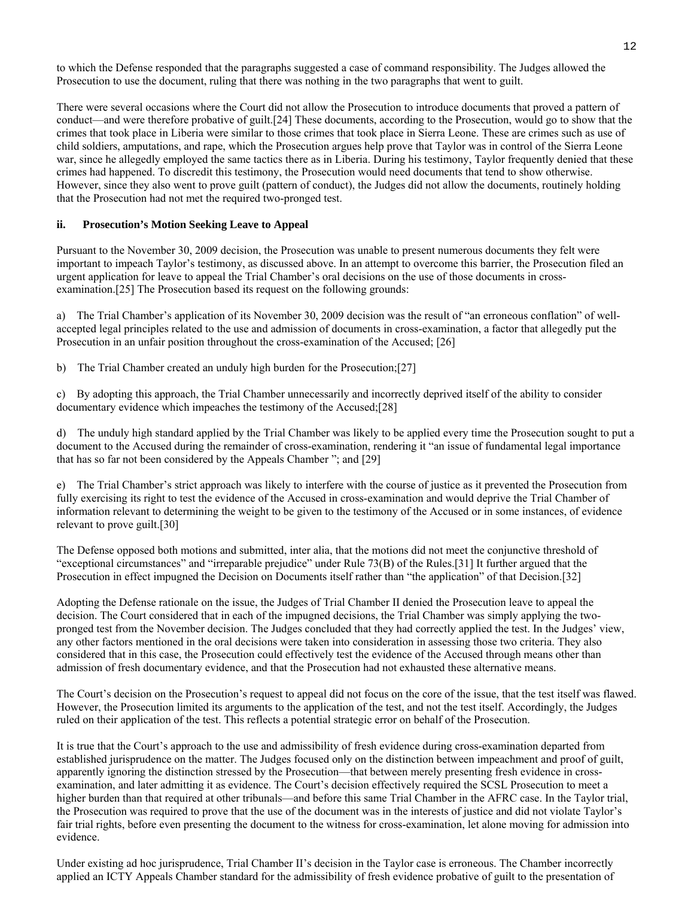to which the Defense responded that the paragraphs suggested a case of command responsibility. The Judges allowed the Prosecution to use the document, ruling that there was nothing in the two paragraphs that went to guilt.

There were several occasions where the Court did not allow the Prosecution to introduce documents that proved a pattern of conduct—and were therefore probative of guilt.[24] These documents, according to the Prosecution, would go to show that the crimes that took place in Liberia were similar to those crimes that took place in Sierra Leone. These are crimes such as use of child soldiers, amputations, and rape, which the Prosecution argues help prove that Taylor was in control of the Sierra Leone war, since he allegedly employed the same tactics there as in Liberia. During his testimony, Taylor frequently denied that these crimes had happened. To discredit this testimony, the Prosecution would need documents that tend to show otherwise. However, since they also went to prove guilt (pattern of conduct), the Judges did not allow the documents, routinely holding that the Prosecution had not met the required two-pronged test.

### ii. Prosecution's Motion Seeking Leave to Appeal

Pursuant to the November 30, 2009 decision, the Prosecution was unable to present numerous documents they felt were important to impeach Taylor's testimony, as discussed above. In an attempt to overcome this barrier, the Prosecution filed an urgent application for leave to appeal the Trial Chamber's oral decisions on the use of those documents in cross-examination.[25] The Prosecution based its request on the following grounds:

a) The Trial Chamber's application of its November 30, 2009 decision was the result of "an erroneous conflation" of well-accepted legal principles related to the use and admission of documents in cross-examination, a factor that allegedly put the Prosecution in an unfair position throughout the cross-examination of the Accused; [26]

b) The Trial Chamber created an unduly high burden for the Prosecution;[27]

c) By adopting this approach, the Trial Chamber unnecessarily and incorrectly deprived itself of the ability to consider documentary evidence which impeaches the testimony of the Accused;[28]

d) The unduly high standard applied by the Trial Chamber was likely to be applied every time the Prosecution sought to put a document to the Accused during the remainder of cross-examination, rendering it "an issue of fundamental legal importance that has so far not been considered by the Appeals Chamber "; and [29]

e) The Trial Chamber's strict approach was likely to interfere with the course of justice as it prevented the Prosecution from fully exercising its right to test the evidence of the Accused in cross-examination and would deprive the Trial Chamber of information relevant to determining the weight to be given to the testimony of the Accused or in some instances, of evidence relevant to prove guilt.[30]

The Defense opposed both motions and submitted, inter alia, that the motions did not meet the conjunctive threshold of "exceptional circumstances" and "irreparable prejudice" under Rule 73(B) of the Rules.[31] It further argued that the Prosecution in effect impugned the Decision on Documents itself rather than "the application" of that Decision.[32]

Adopting the Defense rationale on the issue, the Judges of Trial Chamber II denied the Prosecution leave to appeal the decision. The Court considered that in each of the impugned decisions, the Trial Chamber was simply applying the two-pronged test from the November decision. The Judges concluded that they had correctly applied the test. In the Judges' view, any other factors mentioned in the oral decisions were taken into consideration in assessing those two criteria. They also considered that in this case, the Prosecution could effectively test the evidence of the Accused through means other than admission of fresh documentary evidence, and that the Prosecution had not exhausted these alternative means.

The Court's decision on the Prosecution's request to appeal did not focus on the core of the issue, that the test itself was flawed. However, the Prosecution limited its arguments to the application of the test, and not the test itself. Accordingly, the Judges ruled on their application of the test. This reflects a potential strategic error on behalf of the Prosecution.

It is true that the Court's approach to the use and admissibility of fresh evidence during cross-examination departed from established jurisprudence on the matter. The Judges focused only on the distinction between impeachment and proof of guilt, apparently ignoring the distinction stressed by the Prosecution—that between merely presenting fresh evidence in cross-examination, and later admitting it as evidence. The Court's decision effectively required the SCSL Prosecution to meet a higher burden than that required at other tribunals—and before this same Trial Chamber in the AFRC case. In the Taylor trial, the Prosecution was required to prove that the use of the document was in the interests of justice and did not violate Taylor's fair trial rights, before even presenting the document to the witness for cross-examination, let alone moving for admission into evidence.

Under existing ad hoc jurisprudence, Trial Chamber II's decision in the Taylor case is erroneous. The Chamber incorrectly applied an ICTY Appeals Chamber standard for the admissibility of fresh evidence probative of guilt to the presentation of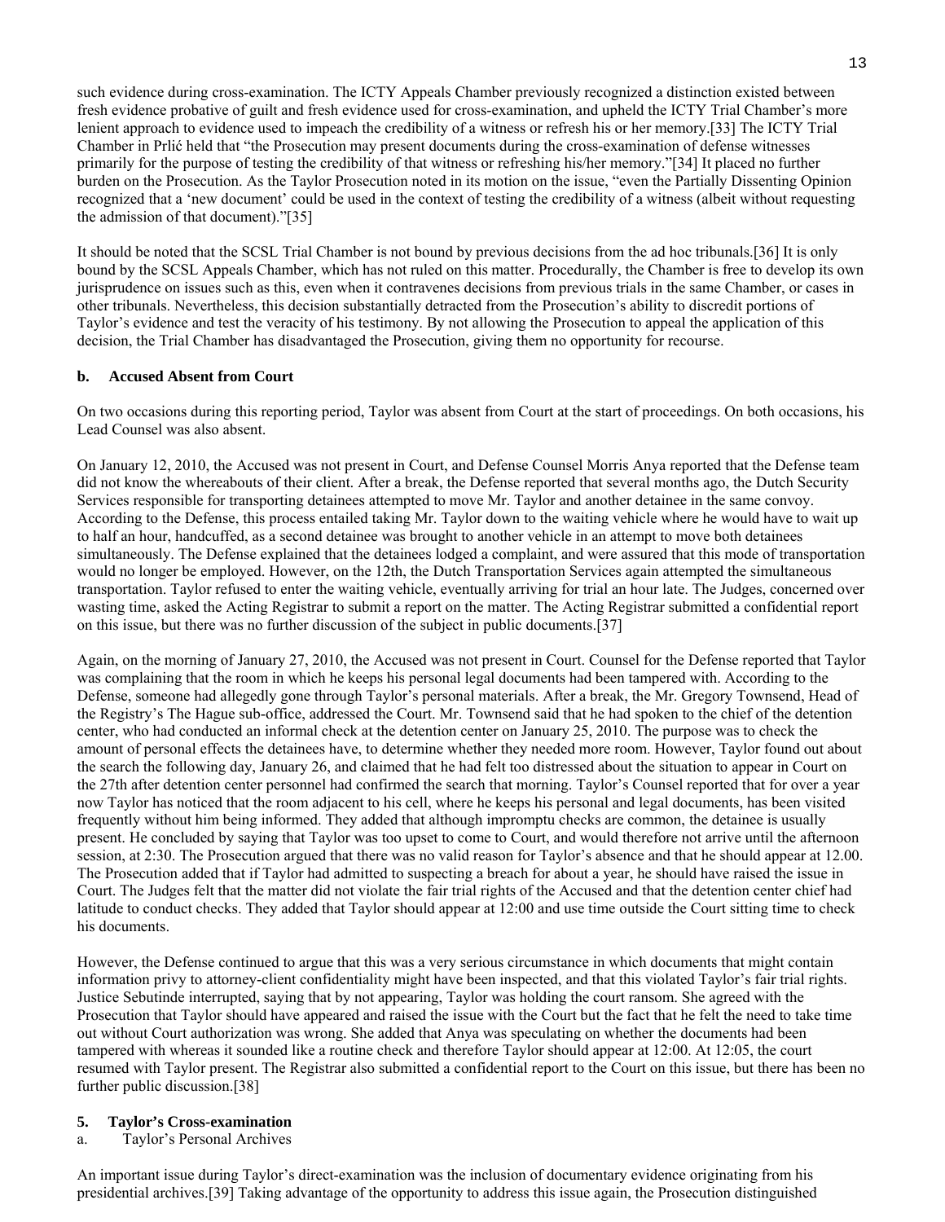such evidence during cross-examination. The ICTY Appeals Chamber previously recognized a distinction existed between fresh evidence probative of guilt and fresh evidence used for cross-examination, and upheld the ICTY Trial Chamber's more lenient approach to evidence used to impeach the credibility of a witness or refresh his or her memory.[33] The ICTY Trial Chamber in Prlić held that "the Prosecution may present documents during the cross-examination of defense witnesses primarily for the purpose of testing the credibility of that witness or refreshing his/her memory."[34] It placed no further burden on the Prosecution. As the Taylor Prosecution noted in its motion on the issue, "even the Partially Dissenting Opinion recognized that a 'new document' could be used in the context of testing the credibility of a witness (albeit without requesting the admission of that document)."[35]

It should be noted that the SCSL Trial Chamber is not bound by previous decisions from the ad hoc tribunals.[36] It is only bound by the SCSL Appeals Chamber, which has not ruled on this matter. Procedurally, the Chamber is free to develop its own jurisprudence on issues such as this, even when it contravenes decisions from previous trials in the same Chamber, or cases in other tribunals. Nevertheless, this decision substantially detracted from the Prosecution's ability to discredit portions of Taylor's evidence and test the veracity of his testimony. By not allowing the Prosecution to appeal the application of this decision, the Trial Chamber has disadvantaged the Prosecution, giving them no opportunity for recourse.

### b. Accused Absent from Court

On two occasions during this reporting period, Taylor was absent from Court at the start of proceedings. On both occasions, his Lead Counsel was also absent.

On January 12, 2010, the Accused was not present in Court, and Defense Counsel Morris Anya reported that the Defense team did not know the whereabouts of their client. After a break, the Defense reported that several months ago, the Dutch Security Services responsible for transporting detainees attempted to move Mr. Taylor and another detainee in the same convoy. According to the Defense, this process entailed taking Mr. Taylor down to the waiting vehicle where he would have to wait up to half an hour, handcuffed, as a second detainee was brought to another vehicle in an attempt to move both detainees simultaneously. The Defense explained that the detainees lodged a complaint, and were assured that this mode of transportation would no longer be employed. However, on the 12th, the Dutch Transportation Services again attempted the simultaneous transportation. Taylor refused to enter the waiting vehicle, eventually arriving for trial an hour late. The Judges, concerned over wasting time, asked the Acting Registrar to submit a report on the matter. The Acting Registrar submitted a confidential report on this issue, but there was no further discussion of the subject in public documents.[37]

Again, on the morning of January 27, 2010, the Accused was not present in Court. Counsel for the Defense reported that Taylor was complaining that the room in which he keeps his personal legal documents had been tampered with. According to the Defense, someone had allegedly gone through Taylor's personal materials. After a break, the Mr. Gregory Townsend, Head of the Registry's The Hague sub-office, addressed the Court. Mr. Townsend said that he had spoken to the chief of the detention center, who had conducted an informal check at the detention center on January 25, 2010. The purpose was to check the amount of personal effects the detainees have, to determine whether they needed more room. However, Taylor found out about the search the following day, January 26, and claimed that he had felt too distressed about the situation to appear in Court on the 27th after detention center personnel had confirmed the search that morning. Taylor's Counsel reported that for over a year now Taylor has noticed that the room adjacent to his cell, where he keeps his personal and legal documents, has been visited frequently without him being informed. They added that although impromptu checks are common, the detainee is usually present. He concluded by saying that Taylor was too upset to come to Court, and would therefore not arrive until the afternoon session, at 2:30. The Prosecution argued that there was no valid reason for Taylor's absence and that he should appear at 12.00. The Prosecution added that if Taylor had admitted to suspecting a breach for about a year, he should have raised the issue in Court. The Judges felt that the matter did not violate the fair trial rights of the Accused and that the detention center chief had latitude to conduct checks. They added that Taylor should appear at 12:00 and use time outside the Court sitting time to check his documents.

However, the Defense continued to argue that this was a very serious circumstance in which documents that might contain information privy to attorney-client confidentiality might have been inspected, and that this violated Taylor's fair trial rights. Justice Sebutinde interrupted, saying that by not appearing, Taylor was holding the court ransom. She agreed with the Prosecution that Taylor should have appeared and raised the issue with the Court but the fact that he felt the need to take time out without Court authorization was wrong. She added that Anya was speculating on whether the documents had been tampered with whereas it sounded like a routine check and therefore Taylor should appear at 12:00. At 12:05, the court resumed with Taylor present. The Registrar also submitted a confidential report to the Court on this issue, but there has been no further public discussion.[38]

## 5. Taylor's Cross-examination

### a. Taylor's Personal Archives

An important issue during Taylor's direct-examination was the inclusion of documentary evidence originating from his presidential archives.[39] Taking advantage of the opportunity to address this issue again, the Prosecution distinguished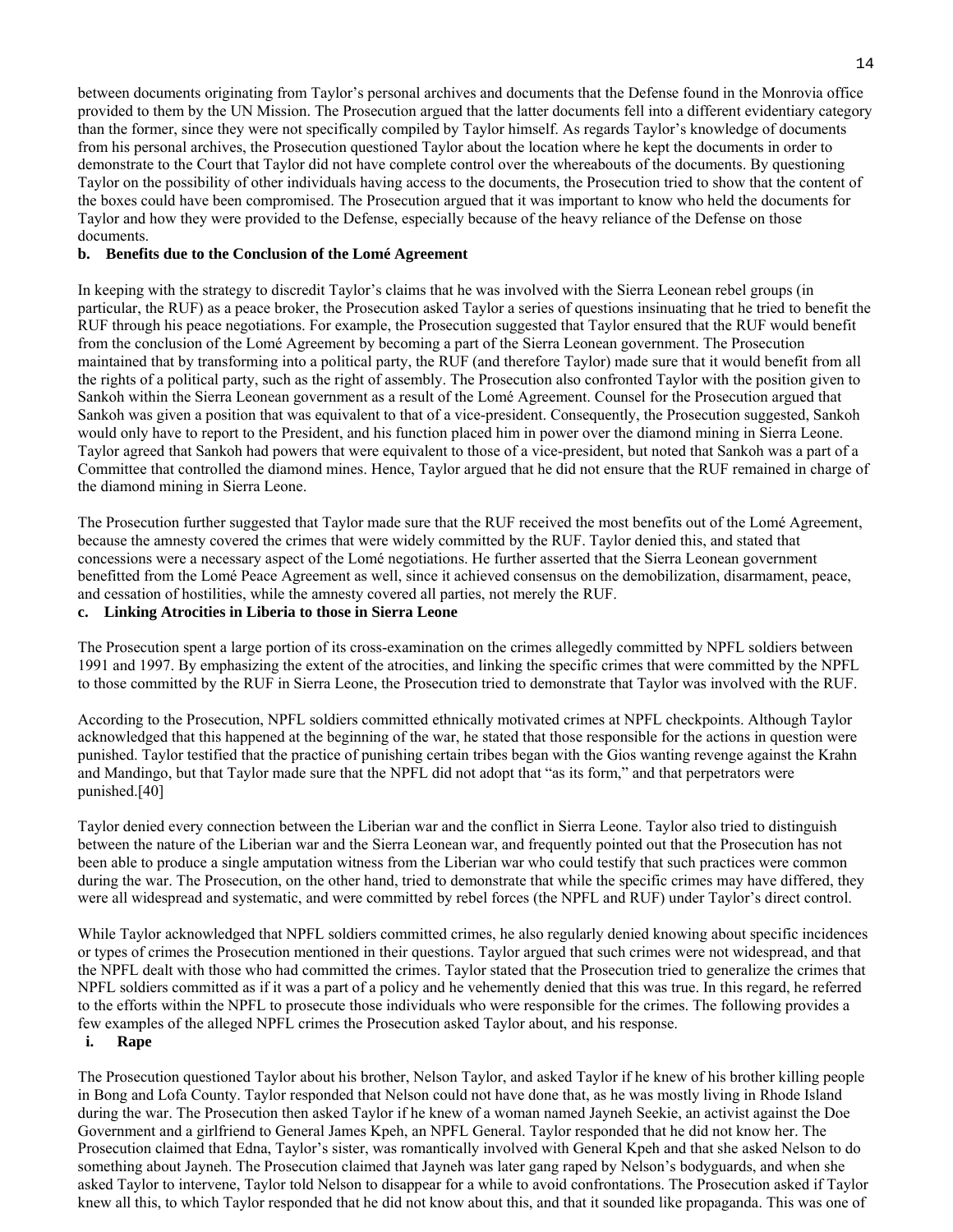between documents originating from Taylor's personal archives and documents that the Defense found in the Monrovia office provided to them by the UN Mission. The Prosecution argued that the latter documents fell into a different evidentiary category than the former, since they were not specifically compiled by Taylor himself. As regards Taylor's knowledge of documents from his personal archives, the Prosecution questioned Taylor about the location where he kept the documents in order to demonstrate to the Court that Taylor did not have complete control over the whereabouts of the documents. By questioning Taylor on the possibility of other individuals having access to the documents, the Prosecution tried to show that the content of the boxes could have been compromised. The Prosecution argued that it was important to know who held the documents for Taylor and how they were provided to the Defense, especially because of the heavy reliance of the Defense on those documents.

### b. Benefits due to the Conclusion of the Lomé Agreement

In keeping with the strategy to discredit Taylor's claims that he was involved with the Sierra Leonean rebel groups (in particular, the RUF) as a peace broker, the Prosecution asked Taylor a series of questions insinuating that he tried to benefit the RUF through his peace negotiations. For example, the Prosecution suggested that Taylor ensured that the RUF would benefit from the conclusion of the Lomé Agreement by becoming a part of the Sierra Leonean government. The Prosecution maintained that by transforming into a political party, the RUF (and therefore Taylor) made sure that it would benefit from all the rights of a political party, such as the right of assembly. The Prosecution also confronted Taylor with the position given to Sankoh within the Sierra Leonean government as a result of the Lomé Agreement. Counsel for the Prosecution argued that Sankoh was given a position that was equivalent to that of a vice-president. Consequently, the Prosecution suggested, Sankoh would only have to report to the President, and his function placed him in power over the diamond mining in Sierra Leone. Taylor agreed that Sankoh had powers that were equivalent to those of a vice-president, but noted that Sankoh was a part of a Committee that controlled the diamond mines. Hence, Taylor argued that he did not ensure that the RUF remained in charge of the diamond mining in Sierra Leone.

The Prosecution further suggested that Taylor made sure that the RUF received the most benefits out of the Lomé Agreement, because the amnesty covered the crimes that were widely committed by the RUF. Taylor denied this, and stated that concessions were a necessary aspect of the Lomé negotiations. He further asserted that the Sierra Leonean government benefitted from the Lomé Peace Agreement as well, since it achieved consensus on the demobilization, disarmament, peace, and cessation of hostilities, while the amnesty covered all parties, not merely the RUF.

### c. Linking Atrocities in Liberia to those in Sierra Leone

The Prosecution spent a large portion of its cross-examination on the crimes allegedly committed by NPFL soldiers between 1991 and 1997. By emphasizing the extent of the atrocities, and linking the specific crimes that were committed by the NPFL to those committed by the RUF in Sierra Leone, the Prosecution tried to demonstrate that Taylor was involved with the RUF.

According to the Prosecution, NPFL soldiers committed ethnically motivated crimes at NPFL checkpoints. Although Taylor acknowledged that this happened at the beginning of the war, he stated that those responsible for the actions in question were punished. Taylor testified that the practice of punishing certain tribes began with the Gios wanting revenge against the Krahn and Mandingo, but that Taylor made sure that the NPFL did not adopt that "as its form," and that perpetrators were punished.[40]

Taylor denied every connection between the Liberian war and the conflict in Sierra Leone. Taylor also tried to distinguish between the nature of the Liberian war and the Sierra Leonean war, and frequently pointed out that the Prosecution has not been able to produce a single amputation witness from the Liberian war who could testify that such practices were common during the war. The Prosecution, on the other hand, tried to demonstrate that while the specific crimes may have differed, they were all widespread and systematic, and were committed by rebel forces (the NPFL and RUF) under Taylor's direct control.

While Taylor acknowledged that NPFL soldiers committed crimes, he also regularly denied knowing about specific incidences or types of crimes the Prosecution mentioned in their questions. Taylor argued that such crimes were not widespread, and that the NPFL dealt with those who had committed the crimes. Taylor stated that the Prosecution tried to generalize the crimes that NPFL soldiers committed as if it was a part of a policy and he vehemently denied that this was true. In this regard, he referred to the efforts within the NPFL to prosecute those individuals who were responsible for the crimes. The following provides a few examples of the alleged NPFL crimes the Prosecution asked Taylor about, and his response.

#### i. Rape

The Prosecution questioned Taylor about his brother, Nelson Taylor, and asked Taylor if he knew of his brother killing people in Bong and Lofa County. Taylor responded that Nelson could not have done that, as he was mostly living in Rhode Island during the war. The Prosecution then asked Taylor if he knew of a woman named Jayneh Seekie, an activist against the Doe Government and a girlfriend to General James Kpeh, an NPFL General. Taylor responded that he did not know her. The Prosecution claimed that Edna, Taylor's sister, was romantically involved with General Kpeh and that she asked Nelson to do something about Jayneh. The Prosecution claimed that Jayneh was later gang raped by Nelson's bodyguards, and when she asked Taylor to intervene, Taylor told Nelson to disappear for a while to avoid confrontations. The Prosecution asked if Taylor knew all this, to which Taylor responded that he did not know about this, and that it sounded like propaganda. This was one of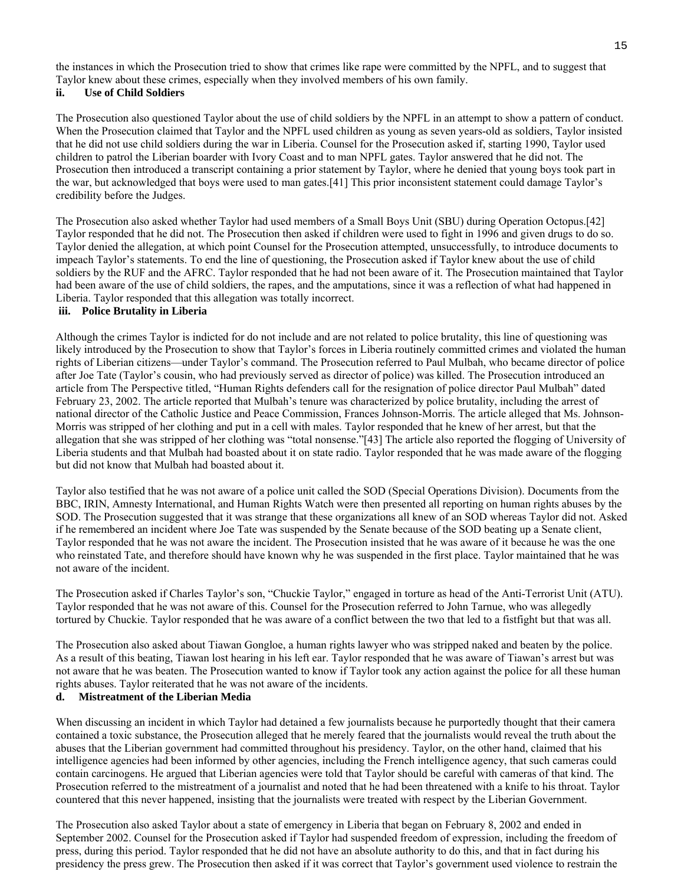the instances in which the Prosecution tried to show that crimes like rape were committed by the NPFL, and to suggest that Taylor knew about these crimes, especially when they involved members of his own family.

### ii. Use of Child Soldiers

The Prosecution also questioned Taylor about the use of child soldiers by the NPFL in an attempt to show a pattern of conduct. When the Prosecution claimed that Taylor and the NPFL used children as young as seven years-old as soldiers, Taylor insisted that he did not use child soldiers during the war in Liberia. Counsel for the Prosecution asked if, starting 1990, Taylor used children to patrol the Liberian boarder with Ivory Coast and to man NPFL gates. Taylor answered that he did not. The Prosecution then introduced a transcript containing a prior statement by Taylor, where he denied that young boys took part in the war, but acknowledged that boys were used to man gates.[41] This prior inconsistent statement could damage Taylor's credibility before the Judges.

The Prosecution also asked whether Taylor had used members of a Small Boys Unit (SBU) during Operation Octopus.[42] Taylor responded that he did not. The Prosecution then asked if children were used to fight in 1996 and given drugs to do so. Taylor denied the allegation, at which point Counsel for the Prosecution attempted, unsuccessfully, to introduce documents to impeach Taylor's statements. To end the line of questioning, the Prosecution asked if Taylor knew about the use of child soldiers by the RUF and the AFRC. Taylor responded that he had not been aware of it. The Prosecution maintained that Taylor had been aware of the use of child soldiers, the rapes, and the amputations, since it was a reflection of what had happened in Liberia. Taylor responded that this allegation was totally incorrect.

### iii. Police Brutality in Liberia

Although the crimes Taylor is indicted for do not include and are not related to police brutality, this line of questioning was likely introduced by the Prosecution to show that Taylor's forces in Liberia routinely committed crimes and violated the human rights of Liberian citizens—under Taylor's command. The Prosecution referred to Paul Mulbah, who became director of police after Joe Tate (Taylor's cousin, who had previously served as director of police) was killed. The Prosecution introduced an article from The Perspective titled, "Human Rights defenders call for the resignation of police director Paul Mulbah" dated February 23, 2002. The article reported that Mulbah's tenure was characterized by police brutality, including the arrest of national director of the Catholic Justice and Peace Commission, Frances Johnson-Morris. The article alleged that Ms. Johnson-Morris was stripped of her clothing and put in a cell with males. Taylor responded that he knew of her arrest, but that the allegation that she was stripped of her clothing was "total nonsense."[43] The article also reported the flogging of University of Liberia students and that Mulbah had boasted about it on state radio. Taylor responded that he was made aware of the flogging but did not know that Mulbah had boasted about it.

Taylor also testified that he was not aware of a police unit called the SOD (Special Operations Division). Documents from the BBC, IRIN, Amnesty International, and Human Rights Watch were then presented all reporting on human rights abuses by the SOD. The Prosecution suggested that it was strange that these organizations all knew of an SOD whereas Taylor did not. Asked if he remembered an incident where Joe Tate was suspended by the Senate because of the SOD beating up a Senate client, Taylor responded that he was not aware the incident. The Prosecution insisted that he was aware of it because he was the one who reinstated Tate, and therefore should have known why he was suspended in the first place. Taylor maintained that he was not aware of the incident.

The Prosecution asked if Charles Taylor's son, "Chuckie Taylor," engaged in torture as head of the Anti-Terrorist Unit (ATU). Taylor responded that he was not aware of this. Counsel for the Prosecution referred to John Tarnue, who was allegedly tortured by Chuckie. Taylor responded that he was aware of a conflict between the two that led to a fistfight but that was all.

The Prosecution also asked about Tiawan Gongloe, a human rights lawyer who was stripped naked and beaten by the police. As a result of this beating, Tiawan lost hearing in his left ear. Taylor responded that he was aware of Tiawan's arrest but was not aware that he was beaten. The Prosecution wanted to know if Taylor took any action against the police for all these human rights abuses. Taylor reiterated that he was not aware of the incidents.

### d. Mistreatment of the Liberian Media

When discussing an incident in which Taylor had detained a few journalists because he purportedly thought that their camera contained a toxic substance, the Prosecution alleged that he merely feared that the journalists would reveal the truth about the abuses that the Liberian government had committed throughout his presidency. Taylor, on the other hand, claimed that his intelligence agencies had been informed by other agencies, including the French intelligence agency, that such cameras could contain carcinogens. He argued that Liberian agencies were told that Taylor should be careful with cameras of that kind. The Prosecution referred to the mistreatment of a journalist and noted that he had been threatened with a knife to his throat. Taylor countered that this never happened, insisting that the journalists were treated with respect by the Liberian Government.

The Prosecution also asked Taylor about a state of emergency in Liberia that began on February 8, 2002 and ended in September 2002. Counsel for the Prosecution asked if Taylor had suspended freedom of expression, including the freedom of press, during this period. Taylor responded that he did not have an absolute authority to do this, and that in fact during his presidency the press grew. The Prosecution then asked if it was correct that Taylor's government used violence to restrain the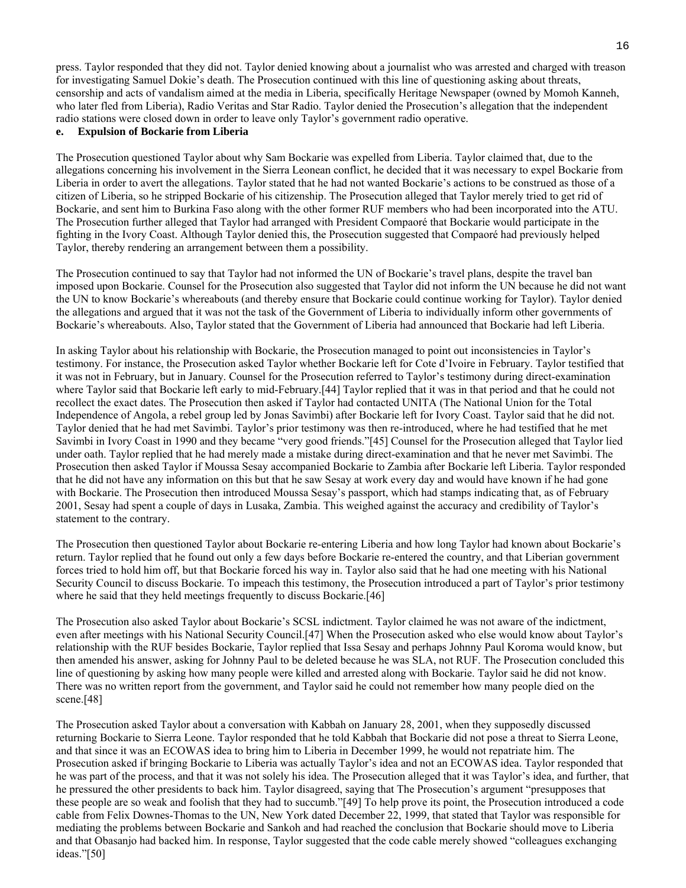press. Taylor responded that they did not. Taylor denied knowing about a journalist who was arrested and charged with treason for investigating Samuel Dokie's death. The Prosecution continued with this line of questioning asking about threats, censorship and acts of vandalism aimed at the media in Liberia, specifically Heritage Newspaper (owned by Momoh Kanneh, who later fled from Liberia), Radio Veritas and Star Radio. Taylor denied the Prosecution's allegation that the independent radio stations were closed down in order to leave only Taylor's government radio operative.

**e. Expulsion of Bockarie from Liberia**

The Prosecution questioned Taylor about why Sam Bockarie was expelled from Liberia. Taylor claimed that, due to the allegations concerning his involvement in the Sierra Leonean conflict, he decided that it was necessary to expel Bockarie from Liberia in order to avert the allegations. Taylor stated that he had not wanted Bockarie's actions to be construed as those of a citizen of Liberia, so he stripped Bockarie of his citizenship. The Prosecution alleged that Taylor merely tried to get rid of Bockarie, and sent him to Burkina Faso along with the other former RUF members who had been incorporated into the ATU. The Prosecution further alleged that Taylor had arranged with President Compaoré that Bockarie would participate in the fighting in the Ivory Coast. Although Taylor denied this, the Prosecution suggested that Compaoré had previously helped Taylor, thereby rendering an arrangement between them a possibility.

The Prosecution continued to say that Taylor had not informed the UN of Bockarie's travel plans, despite the travel ban imposed upon Bockarie. Counsel for the Prosecution also suggested that Taylor did not inform the UN because he did not want the UN to know Bockarie's whereabouts (and thereby ensure that Bockarie could continue working for Taylor). Taylor denied the allegations and argued that it was not the task of the Government of Liberia to individually inform other governments of Bockarie's whereabouts. Also, Taylor stated that the Government of Liberia had announced that Bockarie had left Liberia.

In asking Taylor about his relationship with Bockarie, the Prosecution managed to point out inconsistencies in Taylor's testimony. For instance, the Prosecution asked Taylor whether Bockarie left for Cote d'Ivoire in February. Taylor testified that it was not in February, but in January. Counsel for the Prosecution referred to Taylor's testimony during direct-examination where Taylor said that Bockarie left early to mid-February.[44] Taylor replied that it was in that period and that he could not recollect the exact dates. The Prosecution then asked if Taylor had contacted UNITA (The National Union for the Total Independence of Angola, a rebel group led by Jonas Savimbi) after Bockarie left for Ivory Coast. Taylor said that he did not. Taylor denied that he had met Savimbi. Taylor's prior testimony was then re-introduced, where he had testified that he met Savimbi in Ivory Coast in 1990 and they became "very good friends."[45] Counsel for the Prosecution alleged that Taylor lied under oath. Taylor replied that he had merely made a mistake during direct-examination and that he never met Savimbi. The Prosecution then asked Taylor if Moussa Sesay accompanied Bockarie to Zambia after Bockarie left Liberia. Taylor responded that he did not have any information on this but that he saw Sesay at work every day and would have known if he had gone with Bockarie. The Prosecution then introduced Moussa Sesay's passport, which had stamps indicating that, as of February 2001, Sesay had spent a couple of days in Lusaka, Zambia. This weighed against the accuracy and credibility of Taylor's statement to the contrary.

The Prosecution then questioned Taylor about Bockarie re-entering Liberia and how long Taylor had known about Bockarie's return. Taylor replied that he found out only a few days before Bockarie re-entered the country, and that Liberian government forces tried to hold him off, but that Bockarie forced his way in. Taylor also said that he had one meeting with his National Security Council to discuss Bockarie. To impeach this testimony, the Prosecution introduced a part of Taylor's prior testimony where he said that they held meetings frequently to discuss Bockarie.[46]

The Prosecution also asked Taylor about Bockarie's SCSL indictment. Taylor claimed he was not aware of the indictment, even after meetings with his National Security Council.[47] When the Prosecution asked who else would know about Taylor's relationship with the RUF besides Bockarie, Taylor replied that Issa Sesay and perhaps Johnny Paul Koroma would know, but then amended his answer, asking for Johnny Paul to be deleted because he was SLA, not RUF. The Prosecution concluded this line of questioning by asking how many people were killed and arrested along with Bockarie. Taylor said he did not know. There was no written report from the government, and Taylor said he could not remember how many people died on the scene.[48]

The Prosecution asked Taylor about a conversation with Kabbah on January 28, 2001, when they supposedly discussed returning Bockarie to Sierra Leone. Taylor responded that he told Kabbah that Bockarie did not pose a threat to Sierra Leone, and that since it was an ECOWAS idea to bring him to Liberia in December 1999, he would not repatriate him. The Prosecution asked if bringing Bockarie to Liberia was actually Taylor's idea and not an ECOWAS idea. Taylor responded that he was part of the process, and that it was not solely his idea. The Prosecution alleged that it was Taylor's idea, and further, that he pressured the other presidents to back him. Taylor disagreed, saying that The Prosecution's argument "presupposes that these people are so weak and foolish that they had to succumb."[49] To help prove its point, the Prosecution introduced a code cable from Felix Downes-Thomas to the UN, New York dated December 22, 1999, that stated that Taylor was responsible for mediating the problems between Bockarie and Sankoh and had reached the conclusion that Bockarie should move to Liberia and that Obasanjo had backed him. In response, Taylor suggested that the code cable merely showed "colleagues exchanging ideas."[50]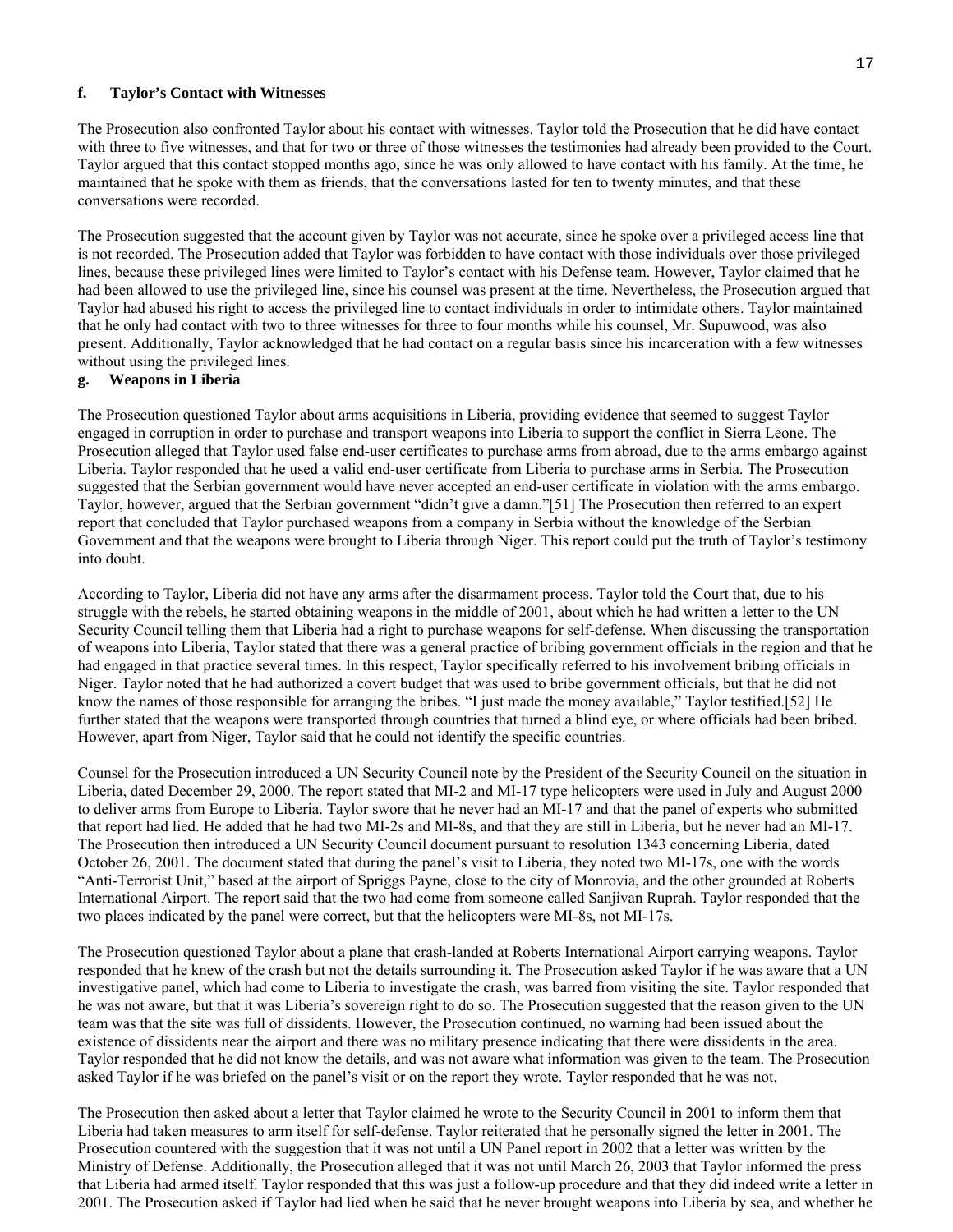#### f. Taylor's Contact with Witnesses

The Prosecution also confronted Taylor about his contact with witnesses. Taylor told the Prosecution that he did have contact with three to five witnesses, and that for two or three of those witnesses the testimonies had already been provided to the Court. Taylor argued that this contact stopped months ago, since he was only allowed to have contact with his family. At the time, he maintained that he spoke with them as friends, that the conversations lasted for ten to twenty minutes, and that these conversations were recorded.

The Prosecution suggested that the account given by Taylor was not accurate, since he spoke over a privileged access line that is not recorded. The Prosecution added that Taylor was forbidden to have contact with those individuals over those privileged lines, because these privileged lines were limited to Taylor's contact with his Defense team. However, Taylor claimed that he had been allowed to use the privileged line, since his counsel was present at the time. Nevertheless, the Prosecution argued that Taylor had abused his right to access the privileged line to contact individuals in order to intimidate others. Taylor maintained that he only had contact with two to three witnesses for three to four months while his counsel, Mr. Supuwood, was also present. Additionally, Taylor acknowledged that he had contact on a regular basis since his incarceration with a few witnesses without using the privileged lines.

#### g. Weapons in Liberia

The Prosecution questioned Taylor about arms acquisitions in Liberia, providing evidence that seemed to suggest Taylor engaged in corruption in order to purchase and transport weapons into Liberia to support the conflict in Sierra Leone. The Prosecution alleged that Taylor used false end-user certificates to purchase arms from abroad, due to the arms embargo against Liberia. Taylor responded that he used a valid end-user certificate from Liberia to purchase arms in Serbia. The Prosecution suggested that the Serbian government would have never accepted an end-user certificate in violation with the arms embargo. Taylor, however, argued that the Serbian government "didn't give a damn."[51] The Prosecution then referred to an expert report that concluded that Taylor purchased weapons from a company in Serbia without the knowledge of the Serbian Government and that the weapons were brought to Liberia through Niger. This report could put the truth of Taylor's testimony into doubt.

According to Taylor, Liberia did not have any arms after the disarmament process. Taylor told the Court that, due to his struggle with the rebels, he started obtaining weapons in the middle of 2001, about which he had written a letter to the UN Security Council telling them that Liberia had a right to purchase weapons for self-defense. When discussing the transportation of weapons into Liberia, Taylor stated that there was a general practice of bribing government officials in the region and that he had engaged in that practice several times. In this respect, Taylor specifically referred to his involvement bribing officials in Niger. Taylor noted that he had authorized a covert budget that was used to bribe government officials, but that he did not know the names of those responsible for arranging the bribes. "I just made the money available," Taylor testified.[52] He further stated that the weapons were transported through countries that turned a blind eye, or where officials had been bribed. However, apart from Niger, Taylor said that he could not identify the specific countries.

Counsel for the Prosecution introduced a UN Security Council note by the President of the Security Council on the situation in Liberia, dated December 29, 2000. The report stated that MI-2 and MI-17 type helicopters were used in July and August 2000 to deliver arms from Europe to Liberia. Taylor swore that he never had an MI-17 and that the panel of experts who submitted that report had lied. He added that he had two MI-2s and MI-8s, and that they are still in Liberia, but he never had an MI-17. The Prosecution then introduced a UN Security Council document pursuant to resolution 1343 concerning Liberia, dated October 26, 2001. The document stated that during the panel's visit to Liberia, they noted two MI-17s, one with the words "Anti-Terrorist Unit," based at the airport of Spriggs Payne, close to the city of Monrovia, and the other grounded at Roberts International Airport. The report said that the two had come from someone called Sanjivan Ruprah. Taylor responded that the two places indicated by the panel were correct, but that the helicopters were MI-8s, not MI-17s.

The Prosecution questioned Taylor about a plane that crash-landed at Roberts International Airport carrying weapons. Taylor responded that he knew of the crash but not the details surrounding it. The Prosecution asked Taylor if he was aware that a UN investigative panel, which had come to Liberia to investigate the crash, was barred from visiting the site. Taylor responded that he was not aware, but that it was Liberia's sovereign right to do so. The Prosecution suggested that the reason given to the UN team was that the site was full of dissidents. However, the Prosecution continued, no warning had been issued about the existence of dissidents near the airport and there was no military presence indicating that there were dissidents in the area. Taylor responded that he did not know the details, and was not aware what information was given to the team. The Prosecution asked Taylor if he was briefed on the panel's visit or on the report they wrote. Taylor responded that he was not.

The Prosecution then asked about a letter that Taylor claimed he wrote to the Security Council in 2001 to inform them that Liberia had taken measures to arm itself for self-defense. Taylor reiterated that he personally signed the letter in 2001. The Prosecution countered with the suggestion that it was not until a UN Panel report in 2002 that a letter was written by the Ministry of Defense. Additionally, the Prosecution alleged that it was not until March 26, 2003 that Taylor informed the press that Liberia had armed itself. Taylor responded that this was just a follow-up procedure and that they did indeed write a letter in 2001. The Prosecution asked if Taylor had lied when he said that he never brought weapons into Liberia by sea, and whether he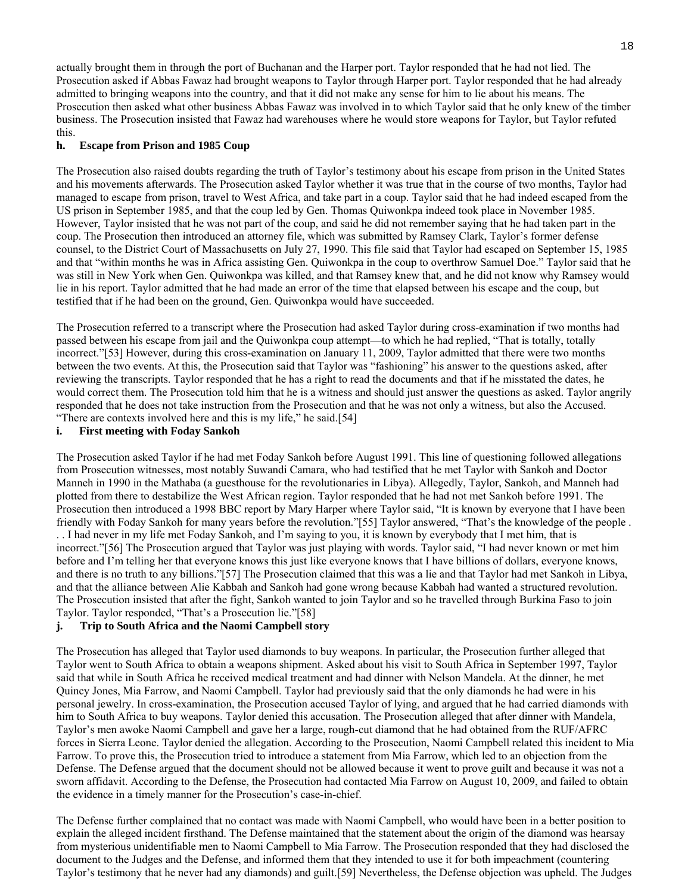actually brought them in through the port of Buchanan and the Harper port. Taylor responded that he had not lied. The Prosecution asked if Abbas Fawaz had brought weapons to Taylor through Harper port. Taylor responded that he had already admitted to bringing weapons into the country, and that it did not make any sense for him to lie about his means. The Prosecution then asked what other business Abbas Fawaz was involved in to which Taylor said that he only knew of the timber business. The Prosecution insisted that Fawaz had warehouses where he would store weapons for Taylor, but Taylor refuted this.

### h. Escape from Prison and 1985 Coup

The Prosecution also raised doubts regarding the truth of Taylor's testimony about his escape from prison in the United States and his movements afterwards. The Prosecution asked Taylor whether it was true that in the course of two months, Taylor had managed to escape from prison, travel to West Africa, and take part in a coup. Taylor said that he had indeed escaped from the US prison in September 1985, and that the coup led by Gen. Thomas Quiwonkpa indeed took place in November 1985. However, Taylor insisted that he was not part of the coup, and said he did not remember saying that he had taken part in the coup. The Prosecution then introduced an attorney file, which was submitted by Ramsey Clark, Taylor's former defense counsel, to the District Court of Massachusetts on July 27, 1990. This file said that Taylor had escaped on September 15, 1985 and that "within months he was in Africa assisting Gen. Quiwonkpa in the coup to overthrow Samuel Doe." Taylor said that he was still in New York when Gen. Quiwonkpa was killed, and that Ramsey knew that, and he did not know why Ramsey would lie in his report. Taylor admitted that he had made an error of the time that elapsed between his escape and the coup, but testified that if he had been on the ground, Gen. Quiwonkpa would have succeeded.

The Prosecution referred to a transcript where the Prosecution had asked Taylor during cross-examination if two months had passed between his escape from jail and the Quiwonkpa coup attempt—to which he had replied, "That is totally, totally incorrect."[53] However, during this cross-examination on January 11, 2009, Taylor admitted that there were two months between the two events. At this, the Prosecution said that Taylor was "fashioning" his answer to the questions asked, after reviewing the transcripts. Taylor responded that he has a right to read the documents and that if he misstated the dates, he would correct them. The Prosecution told him that he is a witness and should just answer the questions as asked. Taylor angrily responded that he does not take instruction from the Prosecution and that he was not only a witness, but also the Accused. "There are contexts involved here and this is my life," he said.[54]

### i. First meeting with Foday Sankoh

The Prosecution asked Taylor if he had met Foday Sankoh before August 1991. This line of questioning followed allegations from Prosecution witnesses, most notably Suwandi Camara, who had testified that he met Taylor with Sankoh and Doctor Manneh in 1990 in the Mathaba (a guesthouse for the revolutionaries in Libya). Allegedly, Taylor, Sankoh, and Manneh had plotted from there to destabilize the West African region. Taylor responded that he had not met Sankoh before 1991. The Prosecution then introduced a 1998 BBC report by Mary Harper where Taylor said, "It is known by everyone that I have been friendly with Foday Sankoh for many years before the revolution."[55] Taylor answered, "That's the knowledge of the people . . . I had never in my life met Foday Sankoh, and I'm saying to you, it is known by everybody that I met him, that is incorrect."[56] The Prosecution argued that Taylor was just playing with words. Taylor said, "I had never known or met him before and I'm telling her that everyone knows this just like everyone knows that I have billions of dollars, everyone knows, and there is no truth to any billions."[57] The Prosecution claimed that this was a lie and that Taylor had met Sankoh in Libya, and that the alliance between Alie Kabbah and Sankoh had gone wrong because Kabbah had wanted a structured revolution. The Prosecution insisted that after the fight, Sankoh wanted to join Taylor and so he travelled through Burkina Faso to join Taylor. Taylor responded, "That's a Prosecution lie."[58]

### j. Trip to South Africa and the Naomi Campbell story

The Prosecution has alleged that Taylor used diamonds to buy weapons. In particular, the Prosecution further alleged that Taylor went to South Africa to obtain a weapons shipment. Asked about his visit to South Africa in September 1997, Taylor said that while in South Africa he received medical treatment and had dinner with Nelson Mandela. At the dinner, he met Quincy Jones, Mia Farrow, and Naomi Campbell. Taylor had previously said that the only diamonds he had were in his personal jewelry. In cross-examination, the Prosecution accused Taylor of lying, and argued that he had carried diamonds with him to South Africa to buy weapons. Taylor denied this accusation. The Prosecution alleged that after dinner with Mandela, Taylor's men awoke Naomi Campbell and gave her a large, rough-cut diamond that he had obtained from the RUF/AFRC forces in Sierra Leone. Taylor denied the allegation. According to the Prosecution, Naomi Campbell related this incident to Mia Farrow. To prove this, the Prosecution tried to introduce a statement from Mia Farrow, which led to an objection from the Defense. The Defense argued that the document should not be allowed because it went to prove guilt and because it was not a sworn affidavit. According to the Defense, the Prosecution had contacted Mia Farrow on August 10, 2009, and failed to obtain the evidence in a timely manner for the Prosecution's case-in-chief.

The Defense further complained that no contact was made with Naomi Campbell, who would have been in a better position to explain the alleged incident firsthand. The Defense maintained that the statement about the origin of the diamond was hearsay from mysterious unidentifiable men to Naomi Campbell to Mia Farrow. The Prosecution responded that they had disclosed the document to the Judges and the Defense, and informed them that they intended to use it for both impeachment (countering Taylor's testimony that he never had any diamonds) and guilt.[59] Nevertheless, the Defense objection was upheld. The Judges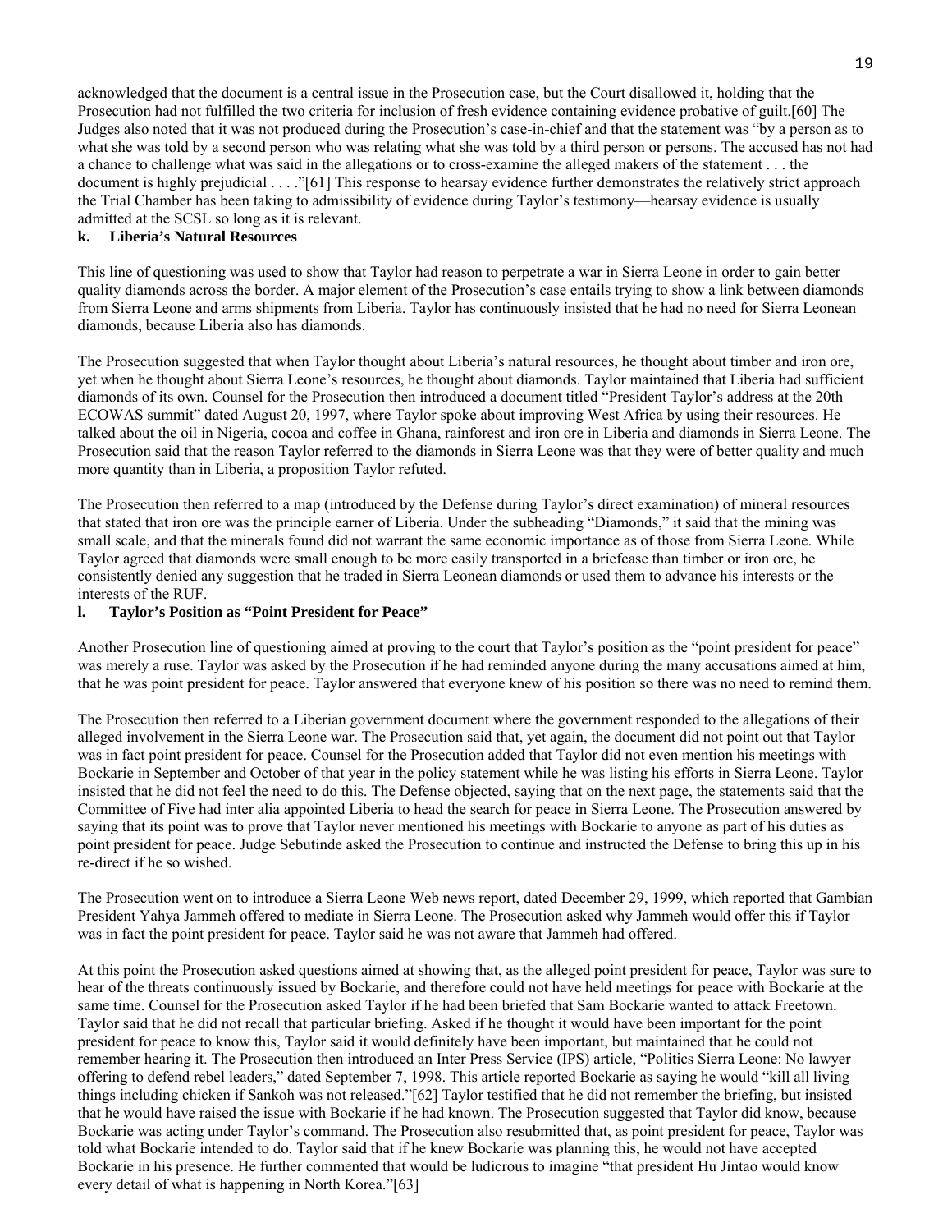acknowledged that the document is a central issue in the Prosecution case, but the Court disallowed it, holding that the Prosecution had not fulfilled the two criteria for inclusion of fresh evidence containing evidence probative of guilt.[60] The Judges also noted that it was not produced during the Prosecution's case-in-chief and that the statement was "by a person as to what she was told by a second person who was relating what she was told by a third person or persons. The accused has not had a chance to challenge what was said in the allegations or to cross-examine the alleged makers of the statement . . . the document is highly prejudicial . . . ."[61] This response to hearsay evidence further demonstrates the relatively strict approach the Trial Chamber has been taking to admissibility of evidence during Taylor's testimony—hearsay evidence is usually admitted at the SCSL so long as it is relevant.

#### k. Liberia's Natural Resources

This line of questioning was used to show that Taylor had reason to perpetrate a war in Sierra Leone in order to gain better quality diamonds across the border. A major element of the Prosecution's case entails trying to show a link between diamonds from Sierra Leone and arms shipments from Liberia. Taylor has continuously insisted that he had no need for Sierra Leonean diamonds, because Liberia also has diamonds.

The Prosecution suggested that when Taylor thought about Liberia's natural resources, he thought about timber and iron ore, yet when he thought about Sierra Leone's resources, he thought about diamonds. Taylor maintained that Liberia had sufficient diamonds of its own. Counsel for the Prosecution then introduced a document titled "President Taylor's address at the 20th ECOWAS summit" dated August 20, 1997, where Taylor spoke about improving West Africa by using their resources. He talked about the oil in Nigeria, cocoa and coffee in Ghana, rainforest and iron ore in Liberia and diamonds in Sierra Leone. The Prosecution said that the reason Taylor referred to the diamonds in Sierra Leone was that they were of better quality and much more quantity than in Liberia, a proposition Taylor refuted.

The Prosecution then referred to a map (introduced by the Defense during Taylor's direct examination) of mineral resources that stated that iron ore was the principle earner of Liberia. Under the subheading "Diamonds," it said that the mining was small scale, and that the minerals found did not warrant the same economic importance as of those from Sierra Leone. While Taylor agreed that diamonds were small enough to be more easily transported in a briefcase than timber or iron ore, he consistently denied any suggestion that he traded in Sierra Leonean diamonds or used them to advance his interests or the interests of the RUF.

#### l. Taylor's Position as "Point President for Peace"

Another Prosecution line of questioning aimed at proving to the court that Taylor's position as the "point president for peace" was merely a ruse. Taylor was asked by the Prosecution if he had reminded anyone during the many accusations aimed at him, that he was point president for peace. Taylor answered that everyone knew of his position so there was no need to remind them.

The Prosecution then referred to a Liberian government document where the government responded to the allegations of their alleged involvement in the Sierra Leone war. The Prosecution said that, yet again, the document did not point out that Taylor was in fact point president for peace. Counsel for the Prosecution added that Taylor did not even mention his meetings with Bockarie in September and October of that year in the policy statement while he was listing his efforts in Sierra Leone. Taylor insisted that he did not feel the need to do this. The Defense objected, saying that on the next page, the statements said that the Committee of Five had inter alia appointed Liberia to head the search for peace in Sierra Leone. The Prosecution answered by saying that its point was to prove that Taylor never mentioned his meetings with Bockarie to anyone as part of his duties as point president for peace. Judge Sebutinde asked the Prosecution to continue and instructed the Defense to bring this up in his re-direct if he so wished.

The Prosecution went on to introduce a Sierra Leone Web news report, dated December 29, 1999, which reported that Gambian President Yahya Jammeh offered to mediate in Sierra Leone. The Prosecution asked why Jammeh would offer this if Taylor was in fact the point president for peace. Taylor said he was not aware that Jammeh had offered.

At this point the Prosecution asked questions aimed at showing that, as the alleged point president for peace, Taylor was sure to hear of the threats continuously issued by Bockarie, and therefore could not have held meetings for peace with Bockarie at the same time. Counsel for the Prosecution asked Taylor if he had been briefed that Sam Bockarie wanted to attack Freetown. Taylor said that he did not recall that particular briefing. Asked if he thought it would have been important for the point president for peace to know this, Taylor said it would definitely have been important, but maintained that he could not remember hearing it. The Prosecution then introduced an Inter Press Service (IPS) article, "Politics Sierra Leone: No lawyer offering to defend rebel leaders," dated September 7, 1998. This article reported Bockarie as saying he would "kill all living things including chicken if Sankoh was not released."[62] Taylor testified that he did not remember the briefing, but insisted that he would have raised the issue with Bockarie if he had known. The Prosecution suggested that Taylor did know, because Bockarie was acting under Taylor's command. The Prosecution also resubmitted that, as point president for peace, Taylor was told what Bockarie intended to do. Taylor said that if he knew Bockarie was planning this, he would not have accepted Bockarie in his presence. He further commented that would be ludicrous to imagine "that president Hu Jintao would know every detail of what is happening in North Korea."[63]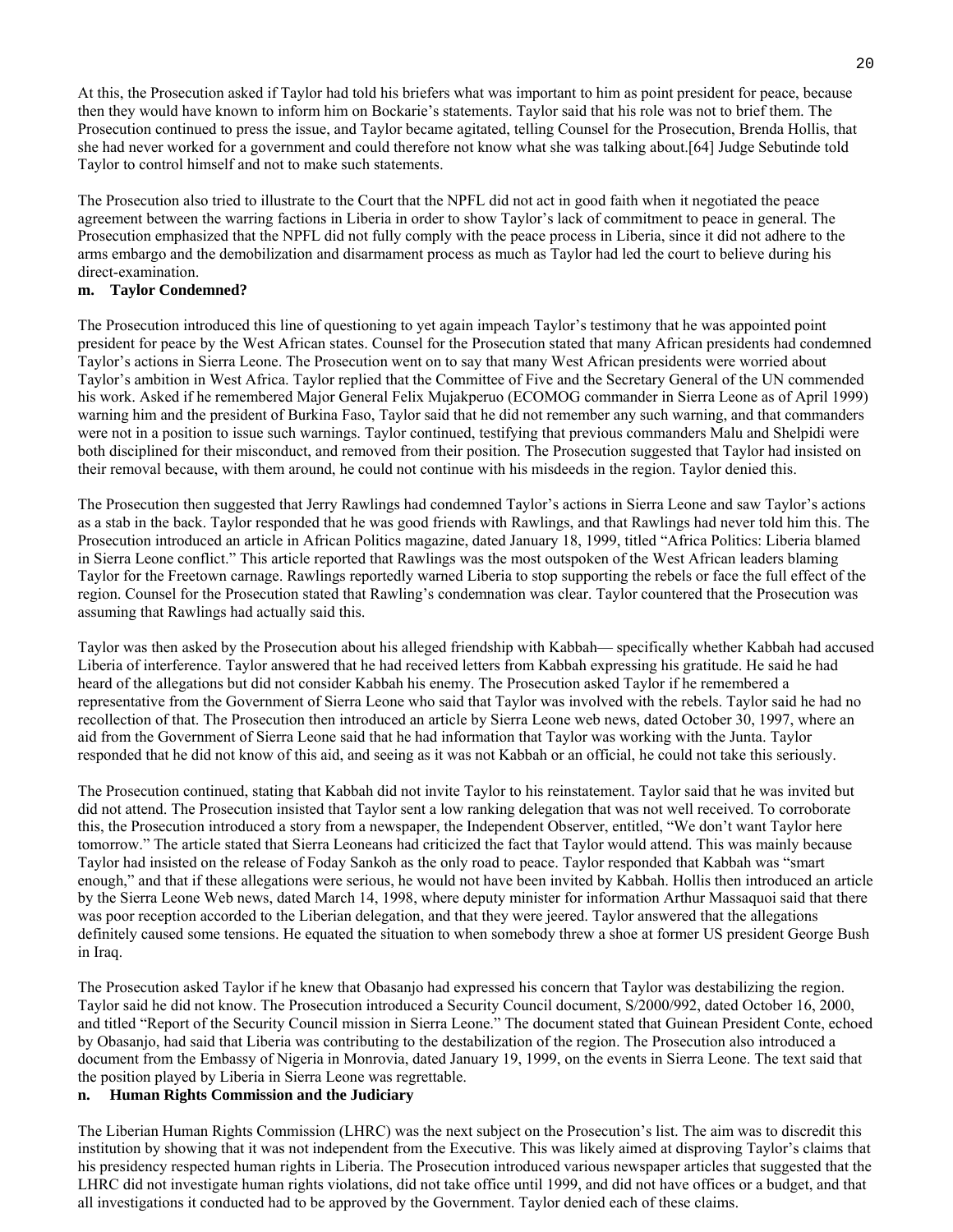At this, the Prosecution asked if Taylor had told his briefers what was important to him as point president for peace, because then they would have known to inform him on Bockarie's statements. Taylor said that his role was not to brief them. The Prosecution continued to press the issue, and Taylor became agitated, telling Counsel for the Prosecution, Brenda Hollis, that she had never worked for a government and could therefore not know what she was talking about.[64] Judge Sebutinde told Taylor to control himself and not to make such statements.

The Prosecution also tried to illustrate to the Court that the NPFL did not act in good faith when it negotiated the peace agreement between the warring factions in Liberia in order to show Taylor's lack of commitment to peace in general. The Prosecution emphasized that the NPFL did not fully comply with the peace process in Liberia, since it did not adhere to the arms embargo and the demobilization and disarmament process as much as Taylor had led the court to believe during his direct-examination.

### m. Taylor Condemned?

The Prosecution introduced this line of questioning to yet again impeach Taylor's testimony that he was appointed point president for peace by the West African states. Counsel for the Prosecution stated that many African presidents had condemned Taylor's actions in Sierra Leone. The Prosecution went on to say that many West African presidents were worried about Taylor's ambition in West Africa. Taylor replied that the Committee of Five and the Secretary General of the UN commended his work. Asked if he remembered Major General Felix Mujakperuo (ECOMOG commander in Sierra Leone as of April 1999) warning him and the president of Burkina Faso, Taylor said that he did not remember any such warning, and that commanders were not in a position to issue such warnings. Taylor continued, testifying that previous commanders Malu and Shelpidi were both disciplined for their misconduct, and removed from their position. The Prosecution suggested that Taylor had insisted on their removal because, with them around, he could not continue with his misdeeds in the region. Taylor denied this.

The Prosecution then suggested that Jerry Rawlings had condemned Taylor's actions in Sierra Leone and saw Taylor's actions as a stab in the back. Taylor responded that he was good friends with Rawlings, and that Rawlings had never told him this. The Prosecution introduced an article in African Politics magazine, dated January 18, 1999, titled "Africa Politics: Liberia blamed in Sierra Leone conflict." This article reported that Rawlings was the most outspoken of the West African leaders blaming Taylor for the Freetown carnage. Rawlings reportedly warned Liberia to stop supporting the rebels or face the full effect of the region. Counsel for the Prosecution stated that Rawling's condemnation was clear. Taylor countered that the Prosecution was assuming that Rawlings had actually said this.

Taylor was then asked by the Prosecution about his alleged friendship with Kabbah— specifically whether Kabbah had accused Liberia of interference. Taylor answered that he had received letters from Kabbah expressing his gratitude. He said he had heard of the allegations but did not consider Kabbah his enemy. The Prosecution asked Taylor if he remembered a representative from the Government of Sierra Leone who said that Taylor was involved with the rebels. Taylor said he had no recollection of that. The Prosecution then introduced an article by Sierra Leone web news, dated October 30, 1997, where an aid from the Government of Sierra Leone said that he had information that Taylor was working with the Junta. Taylor responded that he did not know of this aid, and seeing as it was not Kabbah or an official, he could not take this seriously.

The Prosecution continued, stating that Kabbah did not invite Taylor to his reinstatement. Taylor said that he was invited but did not attend. The Prosecution insisted that Taylor sent a low ranking delegation that was not well received. To corroborate this, the Prosecution introduced a story from a newspaper, the Independent Observer, entitled, "We don't want Taylor here tomorrow." The article stated that Sierra Leoneans had criticized the fact that Taylor would attend. This was mainly because Taylor had insisted on the release of Foday Sankoh as the only road to peace. Taylor responded that Kabbah was "smart enough," and that if these allegations were serious, he would not have been invited by Kabbah. Hollis then introduced an article by the Sierra Leone Web news, dated March 14, 1998, where deputy minister for information Arthur Massaquoi said that there was poor reception accorded to the Liberian delegation, and that they were jeered. Taylor answered that the allegations definitely caused some tensions. He equated the situation to when somebody threw a shoe at former US president George Bush in Iraq.

The Prosecution asked Taylor if he knew that Obasanjo had expressed his concern that Taylor was destabilizing the region. Taylor said he did not know. The Prosecution introduced a Security Council document, S/2000/992, dated October 16, 2000, and titled "Report of the Security Council mission in Sierra Leone." The document stated that Guinean President Conte, echoed by Obasanjo, had said that Liberia was contributing to the destabilization of the region. The Prosecution also introduced a document from the Embassy of Nigeria in Monrovia, dated January 19, 1999, on the events in Sierra Leone. The text said that the position played by Liberia in Sierra Leone was regrettable.

### n. Human Rights Commission and the Judiciary

The Liberian Human Rights Commission (LHRC) was the next subject on the Prosecution's list. The aim was to discredit this institution by showing that it was not independent from the Executive. This was likely aimed at disproving Taylor's claims that his presidency respected human rights in Liberia. The Prosecution introduced various newspaper articles that suggested that the LHRC did not investigate human rights violations, did not take office until 1999, and did not have offices or a budget, and that all investigations it conducted had to be approved by the Government. Taylor denied each of these claims.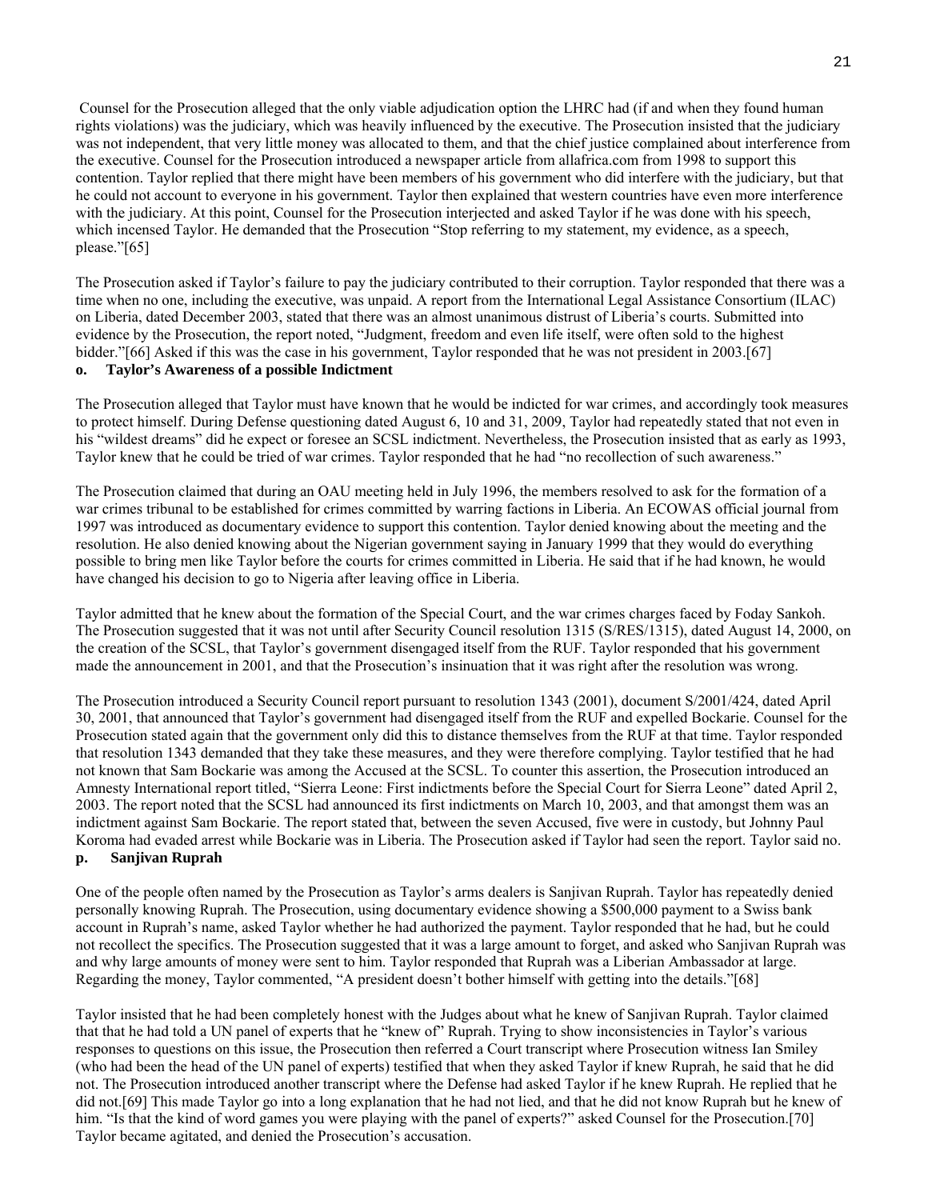Counsel for the Prosecution alleged that the only viable adjudication option the LHRC had (if and when they found human rights violations) was the judiciary, which was heavily influenced by the executive. The Prosecution insisted that the judiciary was not independent, that very little money was allocated to them, and that the chief justice complained about interference from the executive. Counsel for the Prosecution introduced a newspaper article from allafrica.com from 1998 to support this contention. Taylor replied that there might have been members of his government who did interfere with the judiciary, but that he could not account to everyone in his government. Taylor then explained that western countries have even more interference with the judiciary. At this point, Counsel for the Prosecution interjected and asked Taylor if he was done with his speech, which incensed Taylor. He demanded that the Prosecution "Stop referring to my statement, my evidence, as a speech, please."[65]

The Prosecution asked if Taylor's failure to pay the judiciary contributed to their corruption. Taylor responded that there was a time when no one, including the executive, was unpaid. A report from the International Legal Assistance Consortium (ILAC) on Liberia, dated December 2003, stated that there was an almost unanimous distrust of Liberia's courts. Submitted into evidence by the Prosecution, the report noted, "Judgment, freedom and even life itself, were often sold to the highest bidder."[66] Asked if this was the case in his government, Taylor responded that he was not president in 2003.[67]

**o. Taylor's Awareness of a possible Indictment**

The Prosecution alleged that Taylor must have known that he would be indicted for war crimes, and accordingly took measures to protect himself. During Defense questioning dated August 6, 10 and 31, 2009, Taylor had repeatedly stated that not even in his "wildest dreams" did he expect or foresee an SCSL indictment. Nevertheless, the Prosecution insisted that as early as 1993, Taylor knew that he could be tried of war crimes. Taylor responded that he had "no recollection of such awareness."

The Prosecution claimed that during an OAU meeting held in July 1996, the members resolved to ask for the formation of a war crimes tribunal to be established for crimes committed by warring factions in Liberia. An ECOWAS official journal from 1997 was introduced as documentary evidence to support this contention. Taylor denied knowing about the meeting and the resolution. He also denied knowing about the Nigerian government saying in January 1999 that they would do everything possible to bring men like Taylor before the courts for crimes committed in Liberia. He said that if he had known, he would have changed his decision to go to Nigeria after leaving office in Liberia.

Taylor admitted that he knew about the formation of the Special Court, and the war crimes charges faced by Foday Sankoh. The Prosecution suggested that it was not until after Security Council resolution 1315 (S/RES/1315), dated August 14, 2000, on the creation of the SCSL, that Taylor's government disengaged itself from the RUF. Taylor responded that his government made the announcement in 2001, and that the Prosecution's insinuation that it was right after the resolution was wrong.

The Prosecution introduced a Security Council report pursuant to resolution 1343 (2001), document S/2001/424, dated April 30, 2001, that announced that Taylor's government had disengaged itself from the RUF and expelled Bockarie. Counsel for the Prosecution stated again that the government only did this to distance themselves from the RUF at that time. Taylor responded that resolution 1343 demanded that they take these measures, and they were therefore complying. Taylor testified that he had not known that Sam Bockarie was among the Accused at the SCSL. To counter this assertion, the Prosecution introduced an Amnesty International report titled, "Sierra Leone: First indictments before the Special Court for Sierra Leone" dated April 2, 2003. The report noted that the SCSL had announced its first indictments on March 10, 2003, and that amongst them was an indictment against Sam Bockarie. The report stated that, between the seven Accused, five were in custody, but Johnny Paul Koroma had evaded arrest while Bockarie was in Liberia. The Prosecution asked if Taylor had seen the report. Taylor said no.

**p. Sanjivan Ruprah**

One of the people often named by the Prosecution as Taylor's arms dealers is Sanjivan Ruprah. Taylor has repeatedly denied personally knowing Ruprah. The Prosecution, using documentary evidence showing a $500,000 payment to a Swiss bank account in Ruprah's name, asked Taylor whether he had authorized the payment. Taylor responded that he had, but he could not recollect the specifics. The Prosecution suggested that it was a large amount to forget, and asked who Sanjivan Ruprah was and why large amounts of money were sent to him. Taylor responded that Ruprah was a Liberian Ambassador at large. Regarding the money, Taylor commented, "A president doesn't bother himself with getting into the details."[68]

Taylor insisted that he had been completely honest with the Judges about what he knew of Sanjivan Ruprah. Taylor claimed that that he had told a UN panel of experts that he "knew of" Ruprah. Trying to show inconsistencies in Taylor's various responses to questions on this issue, the Prosecution then referred a Court transcript where Prosecution witness Ian Smiley (who had been the head of the UN panel of experts) testified that when they asked Taylor if knew Ruprah, he said that he did not. The Prosecution introduced another transcript where the Defense had asked Taylor if he knew Ruprah. He replied that he did not.[69] This made Taylor go into a long explanation that he had not lied, and that he did not know Ruprah but he knew of him. "Is that the kind of word games you were playing with the panel of experts?" asked Counsel for the Prosecution.[70] Taylor became agitated, and denied the Prosecution's accusation.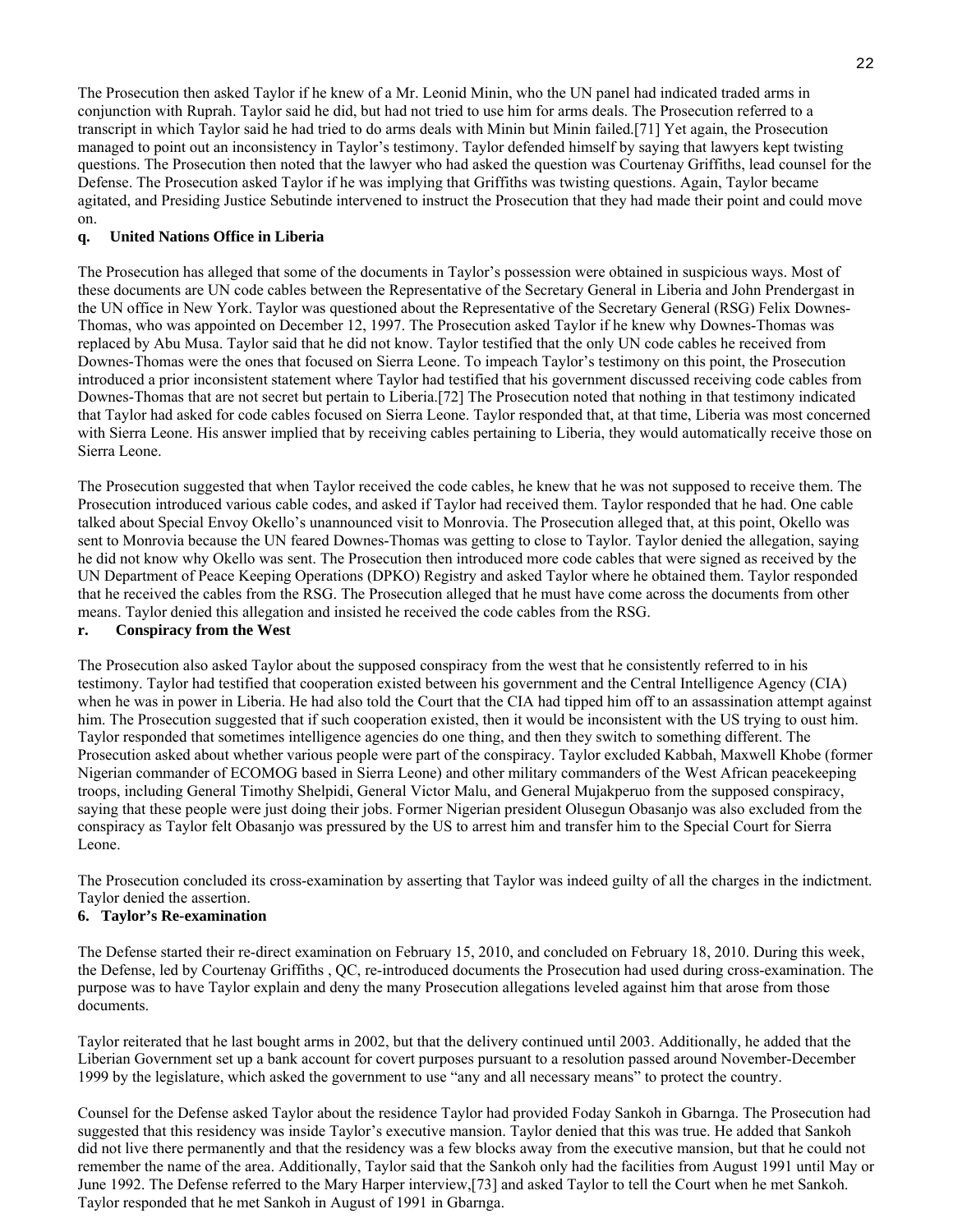The Prosecution then asked Taylor if he knew of a Mr. Leonid Minin, who the UN panel had indicated traded arms in conjunction with Ruprah. Taylor said he did, but had not tried to use him for arms deals. The Prosecution referred to a transcript in which Taylor said he had tried to do arms deals with Minin but Minin failed.[71] Yet again, the Prosecution managed to point out an inconsistency in Taylor's testimony. Taylor defended himself by saying that lawyers kept twisting questions. The Prosecution then noted that the lawyer who had asked the question was Courtenay Griffiths, lead counsel for the Defense. The Prosecution asked Taylor if he was implying that Griffiths was twisting questions. Again, Taylor became agitated, and Presiding Justice Sebutinde intervened to instruct the Prosecution that they had made their point and could move on.

### q. United Nations Office in Liberia

The Prosecution has alleged that some of the documents in Taylor's possession were obtained in suspicious ways. Most of these documents are UN code cables between the Representative of the Secretary General in Liberia and John Prendergast in the UN office in New York. Taylor was questioned about the Representative of the Secretary General (RSG) Felix Downes-Thomas, who was appointed on December 12, 1997. The Prosecution asked Taylor if he knew why Downes-Thomas was replaced by Abu Musa. Taylor said that he did not know. Taylor testified that the only UN code cables he received from Downes-Thomas were the ones that focused on Sierra Leone. To impeach Taylor's testimony on this point, the Prosecution introduced a prior inconsistent statement where Taylor had testified that his government discussed receiving code cables from Downes-Thomas that are not secret but pertain to Liberia.[72] The Prosecution noted that nothing in that testimony indicated that Taylor had asked for code cables focused on Sierra Leone. Taylor responded that, at that time, Liberia was most concerned with Sierra Leone. His answer implied that by receiving cables pertaining to Liberia, they would automatically receive those on Sierra Leone.

The Prosecution suggested that when Taylor received the code cables, he knew that he was not supposed to receive them. The Prosecution introduced various cable codes, and asked if Taylor had received them. Taylor responded that he had. One cable talked about Special Envoy Okello's unannounced visit to Monrovia. The Prosecution alleged that, at this point, Okello was sent to Monrovia because the UN feared Downes-Thomas was getting to close to Taylor. Taylor denied the allegation, saying he did not know why Okello was sent. The Prosecution then introduced more code cables that were signed as received by the UN Department of Peace Keeping Operations (DPKO) Registry and asked Taylor where he obtained them. Taylor responded that he received the cables from the RSG. The Prosecution alleged that he must have come across the documents from other means. Taylor denied this allegation and insisted he received the code cables from the RSG.

### r. Conspiracy from the West

The Prosecution also asked Taylor about the supposed conspiracy from the west that he consistently referred to in his testimony. Taylor had testified that cooperation existed between his government and the Central Intelligence Agency (CIA) when he was in power in Liberia. He had also told the Court that the CIA had tipped him off to an assassination attempt against him. The Prosecution suggested that if such cooperation existed, then it would be inconsistent with the US trying to oust him. Taylor responded that sometimes intelligence agencies do one thing, and then they switch to something different. The Prosecution asked about whether various people were part of the conspiracy. Taylor excluded Kabbah, Maxwell Khobe (former Nigerian commander of ECOMOG based in Sierra Leone) and other military commanders of the West African peacekeeping troops, including General Timothy Shelpidi, General Victor Malu, and General Mujakperuo from the supposed conspiracy, saying that these people were just doing their jobs. Former Nigerian president Olusegun Obasanjo was also excluded from the conspiracy as Taylor felt Obasanjo was pressured by the US to arrest him and transfer him to the Special Court for Sierra Leone.

The Prosecution concluded its cross-examination by asserting that Taylor was indeed guilty of all the charges in the indictment. Taylor denied the assertion.

## 6. Taylor's Re-examination

The Defense started their re-direct examination on February 15, 2010, and concluded on February 18, 2010. During this week, the Defense, led by Courtenay Griffiths , QC, re-introduced documents the Prosecution had used during cross-examination. The purpose was to have Taylor explain and deny the many Prosecution allegations leveled against him that arose from those documents.

Taylor reiterated that he last bought arms in 2002, but that the delivery continued until 2003. Additionally, he added that the Liberian Government set up a bank account for covert purposes pursuant to a resolution passed around November-December 1999 by the legislature, which asked the government to use "any and all necessary means" to protect the country.

Counsel for the Defense asked Taylor about the residence Taylor had provided Foday Sankoh in Gbarnga. The Prosecution had suggested that this residency was inside Taylor's executive mansion. Taylor denied that this was true. He added that Sankoh did not live there permanently and that the residency was a few blocks away from the executive mansion, but that he could not remember the name of the area. Additionally, Taylor said that the Sankoh only had the facilities from August 1991 until May or June 1992. The Defense referred to the Mary Harper interview,[73] and asked Taylor to tell the Court when he met Sankoh. Taylor responded that he met Sankoh in August of 1991 in Gbarnga.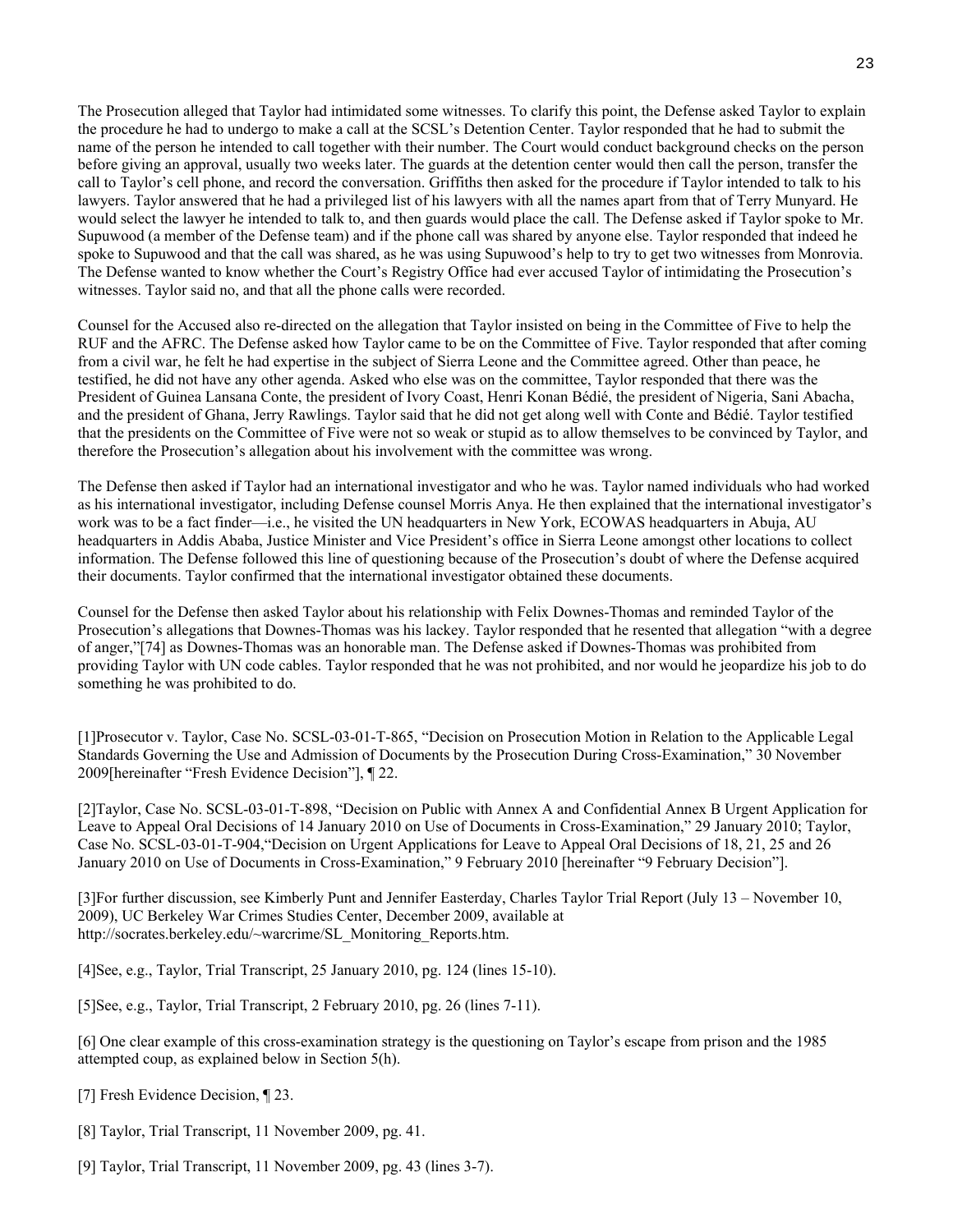The Prosecution alleged that Taylor had intimidated some witnesses. To clarify this point, the Defense asked Taylor to explain the procedure he had to undergo to make a call at the SCSL's Detention Center. Taylor responded that he had to submit the name of the person he intended to call together with their number. The Court would conduct background checks on the person before giving an approval, usually two weeks later. The guards at the detention center would then call the person, transfer the call to Taylor's cell phone, and record the conversation. Griffiths then asked for the procedure if Taylor intended to talk to his lawyers. Taylor answered that he had a privileged list of his lawyers with all the names apart from that of Terry Munyard. He would select the lawyer he intended to talk to, and then guards would place the call. The Defense asked if Taylor spoke to Mr. Supuwood (a member of the Defense team) and if the phone call was shared by anyone else. Taylor responded that indeed he spoke to Supuwood and that the call was shared, as he was using Supuwood's help to try to get two witnesses from Monrovia. The Defense wanted to know whether the Court's Registry Office had ever accused Taylor of intimidating the Prosecution's witnesses. Taylor said no, and that all the phone calls were recorded.

Counsel for the Accused also re-directed on the allegation that Taylor insisted on being in the Committee of Five to help the RUF and the AFRC. The Defense asked how Taylor came to be on the Committee of Five. Taylor responded that after coming from a civil war, he felt he had expertise in the subject of Sierra Leone and the Committee agreed. Other than peace, he testified, he did not have any other agenda. Asked who else was on the committee, Taylor responded that there was the President of Guinea Lansana Conte, the president of Ivory Coast, Henri Konan Bédié, the president of Nigeria, Sani Abacha, and the president of Ghana, Jerry Rawlings. Taylor said that he did not get along well with Conte and Bédié. Taylor testified that the presidents on the Committee of Five were not so weak or stupid as to allow themselves to be convinced by Taylor, and therefore the Prosecution's allegation about his involvement with the committee was wrong.

The Defense then asked if Taylor had an international investigator and who he was. Taylor named individuals who had worked as his international investigator, including Defense counsel Morris Anya. He then explained that the international investigator's work was to be a fact finder—i.e., he visited the UN headquarters in New York, ECOWAS headquarters in Abuja, AU headquarters in Addis Ababa, Justice Minister and Vice President's office in Sierra Leone amongst other locations to collect information. The Defense followed this line of questioning because of the Prosecution's doubt of where the Defense acquired their documents. Taylor confirmed that the international investigator obtained these documents.

Counsel for the Defense then asked Taylor about his relationship with Felix Downes-Thomas and reminded Taylor of the Prosecution's allegations that Downes-Thomas was his lackey. Taylor responded that he resented that allegation "with a degree of anger,"[74] as Downes-Thomas was an honorable man. The Defense asked if Downes-Thomas was prohibited from providing Taylor with UN code cables. Taylor responded that he was not prohibited, and nor would he jeopardize his job to do something he was prohibited to do.

[1]Prosecutor v. Taylor, Case No. SCSL-03-01-T-865, "Decision on Prosecution Motion in Relation to the Applicable Legal Standards Governing the Use and Admission of Documents by the Prosecution During Cross-Examination," 30 November 2009[hereinafter "Fresh Evidence Decision"], ¶ 22.

[2]Taylor, Case No. SCSL-03-01-T-898, "Decision on Public with Annex A and Confidential Annex B Urgent Application for Leave to Appeal Oral Decisions of 14 January 2010 on Use of Documents in Cross-Examination," 29 January 2010; Taylor, Case No. SCSL-03-01-T-904,"Decision on Urgent Applications for Leave to Appeal Oral Decisions of 18, 21, 25 and 26 January 2010 on Use of Documents in Cross-Examination," 9 February 2010 [hereinafter "9 February Decision"].

[3]For further discussion, see Kimberly Punt and Jennifer Easterday, Charles Taylor Trial Report (July 13 – November 10, 2009), UC Berkeley War Crimes Studies Center, December 2009, available at http://socrates.berkeley.edu/~warcrime/SL_Monitoring_Reports.htm.

[4]See, e.g., Taylor, Trial Transcript, 25 January 2010, pg. 124 (lines 15-10).

[5]See, e.g., Taylor, Trial Transcript, 2 February 2010, pg. 26 (lines 7-11).

[6] One clear example of this cross-examination strategy is the questioning on Taylor's escape from prison and the 1985 attempted coup, as explained below in Section 5(h).

[7] Fresh Evidence Decision, ¶ 23.

[8] Taylor, Trial Transcript, 11 November 2009, pg. 41.

[9] Taylor, Trial Transcript, 11 November 2009, pg. 43 (lines 3-7).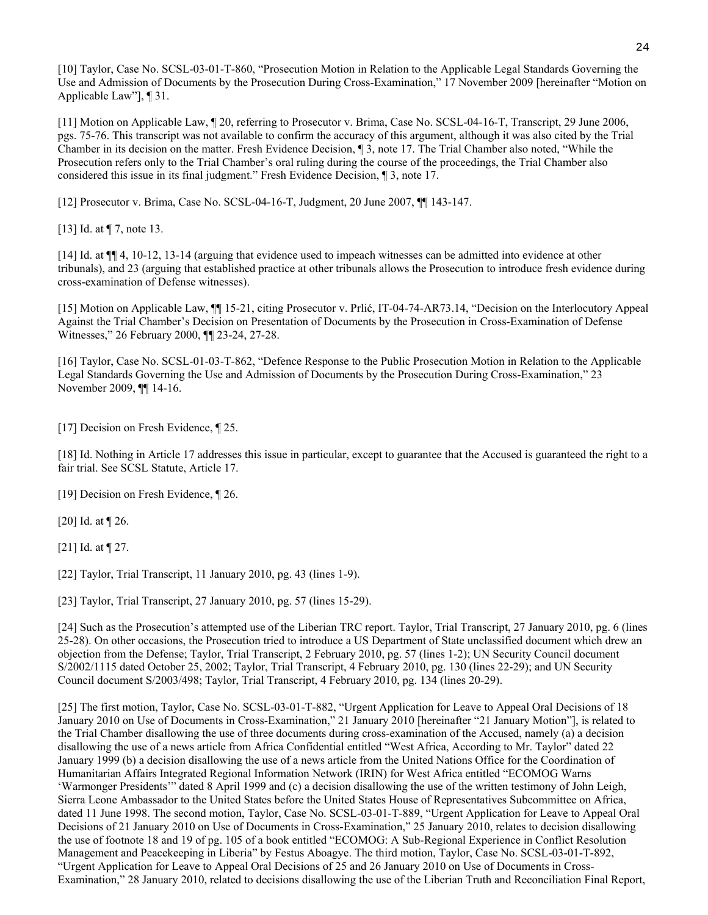[10] Taylor, Case No. SCSL-03-01-T-860, "Prosecution Motion in Relation to the Applicable Legal Standards Governing the Use and Admission of Documents by the Prosecution During Cross-Examination," 17 November 2009 [hereinafter "Motion on Applicable Law"], ¶ 31.

[11] Motion on Applicable Law, ¶ 20, referring to Prosecutor v. Brima, Case No. SCSL-04-16-T, Transcript, 29 June 2006, pgs. 75-76. This transcript was not available to confirm the accuracy of this argument, although it was also cited by the Trial Chamber in its decision on the matter. Fresh Evidence Decision, ¶ 3, note 17. The Trial Chamber also noted, "While the Prosecution refers only to the Trial Chamber's oral ruling during the course of the proceedings, the Trial Chamber also considered this issue in its final judgment." Fresh Evidence Decision, ¶ 3, note 17.

[12] Prosecutor v. Brima, Case No. SCSL-04-16-T, Judgment, 20 June 2007, ¶¶ 143-147.

[13] Id. at ¶ 7, note 13.

[14] Id. at ¶¶ 4, 10-12, 13-14 (arguing that evidence used to impeach witnesses can be admitted into evidence at other tribunals), and 23 (arguing that established practice at other tribunals allows the Prosecution to introduce fresh evidence during cross-examination of Defense witnesses).

[15] Motion on Applicable Law, ¶¶ 15-21, citing Prosecutor v. Prlić, IT-04-74-AR73.14, "Decision on the Interlocutory Appeal Against the Trial Chamber's Decision on Presentation of Documents by the Prosecution in Cross-Examination of Defense Witnesses," 26 February 2000, ¶¶ 23-24, 27-28.

[16] Taylor, Case No. SCSL-01-03-T-862, "Defence Response to the Public Prosecution Motion in Relation to the Applicable Legal Standards Governing the Use and Admission of Documents by the Prosecution During Cross-Examination," 23 November 2009, ¶¶ 14-16.

[17] Decision on Fresh Evidence, ¶ 25.

[18] Id. Nothing in Article 17 addresses this issue in particular, except to guarantee that the Accused is guaranteed the right to a fair trial. See SCSL Statute, Article 17.

[19] Decision on Fresh Evidence, ¶ 26.

[20] Id. at ¶ 26.

[21] Id. at ¶ 27.

[22] Taylor, Trial Transcript, 11 January 2010, pg. 43 (lines 1-9).

[23] Taylor, Trial Transcript, 27 January 2010, pg. 57 (lines 15-29).

[24] Such as the Prosecution's attempted use of the Liberian TRC report. Taylor, Trial Transcript, 27 January 2010, pg. 6 (lines 25-28). On other occasions, the Prosecution tried to introduce a US Department of State unclassified document which drew an objection from the Defense; Taylor, Trial Transcript, 2 February 2010, pg. 57 (lines 1-2); UN Security Council document S/2002/1115 dated October 25, 2002; Taylor, Trial Transcript, 4 February 2010, pg. 130 (lines 22-29); and UN Security Council document S/2003/498; Taylor, Trial Transcript, 4 February 2010, pg. 134 (lines 20-29).

[25] The first motion, Taylor, Case No. SCSL-03-01-T-882, "Urgent Application for Leave to Appeal Oral Decisions of 18 January 2010 on Use of Documents in Cross-Examination," 21 January 2010 [hereinafter "21 January Motion"], is related to the Trial Chamber disallowing the use of three documents during cross-examination of the Accused, namely (a) a decision disallowing the use of a news article from Africa Confidential entitled "West Africa, According to Mr. Taylor" dated 22 January 1999 (b) a decision disallowing the use of a news article from the United Nations Office for the Coordination of Humanitarian Affairs Integrated Regional Information Network (IRIN) for West Africa entitled "ECOMOG Warns 'Warmonger Presidents'" dated 8 April 1999 and (c) a decision disallowing the use of the written testimony of John Leigh, Sierra Leone Ambassador to the United States before the United States House of Representatives Subcommittee on Africa, dated 11 June 1998. The second motion, Taylor, Case No. SCSL-03-01-T-889, "Urgent Application for Leave to Appeal Oral Decisions of 21 January 2010 on Use of Documents in Cross-Examination," 25 January 2010, relates to decision disallowing the use of footnote 18 and 19 of pg. 105 of a book entitled "ECOMOG: A Sub-Regional Experience in Conflict Resolution Management and Peacekeeping in Liberia" by Festus Aboagye. The third motion, Taylor, Case No. SCSL-03-01-T-892, "Urgent Application for Leave to Appeal Oral Decisions of 25 and 26 January 2010 on Use of Documents in Cross-Examination," 28 January 2010, related to decisions disallowing the use of the Liberian Truth and Reconciliation Final Report,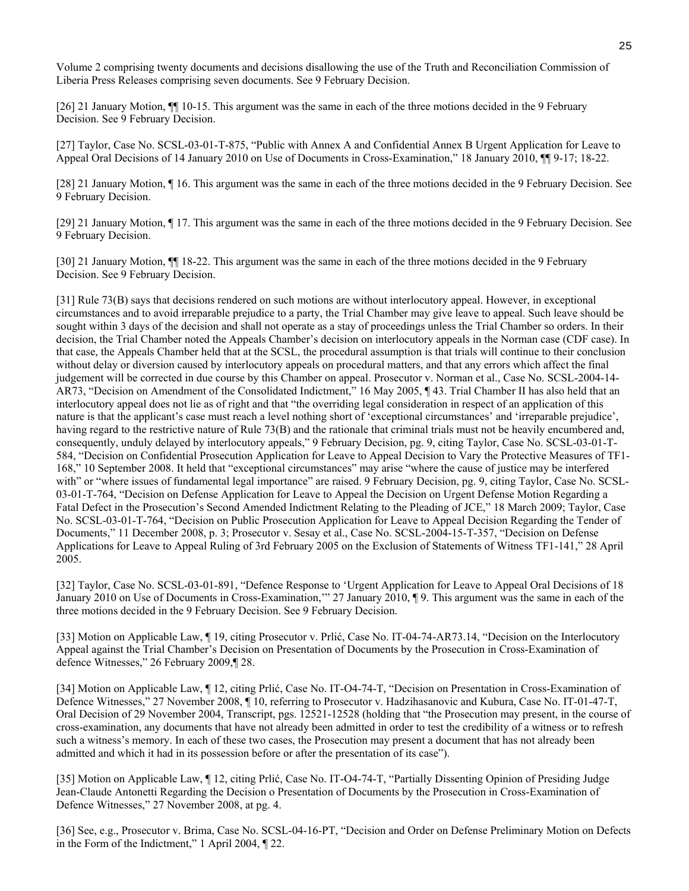Volume 2 comprising twenty documents and decisions disallowing the use of the Truth and Reconciliation Commission of Liberia Press Releases comprising seven documents. See 9 February Decision.

[26] 21 January Motion, ¶¶ 10-15. This argument was the same in each of the three motions decided in the 9 February Decision. See 9 February Decision.

[27] Taylor, Case No. SCSL-03-01-T-875, "Public with Annex A and Confidential Annex B Urgent Application for Leave to Appeal Oral Decisions of 14 January 2010 on Use of Documents in Cross-Examination," 18 January 2010, ¶¶ 9-17; 18-22.

[28] 21 January Motion, ¶ 16. This argument was the same in each of the three motions decided in the 9 February Decision. See 9 February Decision.

[29] 21 January Motion, ¶ 17. This argument was the same in each of the three motions decided in the 9 February Decision. See 9 February Decision.

[30] 21 January Motion, ¶¶ 18-22. This argument was the same in each of the three motions decided in the 9 February Decision. See 9 February Decision.

[31] Rule 73(B) says that decisions rendered on such motions are without interlocutory appeal. However, in exceptional circumstances and to avoid irreparable prejudice to a party, the Trial Chamber may give leave to appeal. Such leave should be sought within 3 days of the decision and shall not operate as a stay of proceedings unless the Trial Chamber so orders. In their decision, the Trial Chamber noted the Appeals Chamber's decision on interlocutory appeals in the Norman case (CDF case). In that case, the Appeals Chamber held that at the SCSL, the procedural assumption is that trials will continue to their conclusion without delay or diversion caused by interlocutory appeals on procedural matters, and that any errors which affect the final judgement will be corrected in due course by this Chamber on appeal. Prosecutor v. Norman et al., Case No. SCSL-2004-14-AR73, "Decision on Amendment of the Consolidated Indictment," 16 May 2005, ¶ 43. Trial Chamber II has also held that an interlocutory appeal does not lie as of right and that "the overriding legal consideration in respect of an application of this nature is that the applicant's case must reach a level nothing short of 'exceptional circumstances' and 'irreparable prejudice', having regard to the restrictive nature of Rule 73(B) and the rationale that criminal trials must not be heavily encumbered and, consequently, unduly delayed by interlocutory appeals," 9 February Decision, pg. 9, citing Taylor, Case No. SCSL-03-01-T-584, "Decision on Confidential Prosecution Application for Leave to Appeal Decision to Vary the Protective Measures of TF1-168," 10 September 2008. It held that "exceptional circumstances" may arise "where the cause of justice may be interfered with" or "where issues of fundamental legal importance" are raised. 9 February Decision, pg. 9, citing Taylor, Case No. SCSL-03-01-T-764, "Decision on Defense Application for Leave to Appeal the Decision on Urgent Defense Motion Regarding a Fatal Defect in the Prosecution's Second Amended Indictment Relating to the Pleading of JCE," 18 March 2009; Taylor, Case No. SCSL-03-01-T-764, "Decision on Public Prosecution Application for Leave to Appeal Decision Regarding the Tender of Documents," 11 December 2008, p. 3; Prosecutor v. Sesay et al., Case No. SCSL-2004-15-T-357, "Decision on Defense Applications for Leave to Appeal Ruling of 3rd February 2005 on the Exclusion of Statements of Witness TF1-141," 28 April 2005.

[32] Taylor, Case No. SCSL-03-01-891, "Defence Response to 'Urgent Application for Leave to Appeal Oral Decisions of 18 January 2010 on Use of Documents in Cross-Examination,'" 27 January 2010, ¶ 9. This argument was the same in each of the three motions decided in the 9 February Decision. See 9 February Decision.

[33] Motion on Applicable Law, ¶ 19, citing Prosecutor v. Prlić, Case No. IT-04-74-AR73.14, "Decision on the Interlocutory Appeal against the Trial Chamber's Decision on Presentation of Documents by the Prosecution in Cross-Examination of defence Witnesses," 26 February 2009,¶ 28.

[34] Motion on Applicable Law, ¶ 12, citing Prlić, Case No. IT-O4-74-T, "Decision on Presentation in Cross-Examination of Defence Witnesses," 27 November 2008, ¶ 10, referring to Prosecutor v. Hadzihasanovic and Kubura, Case No. IT-01-47-T, Oral Decision of 29 November 2004, Transcript, pgs. 12521-12528 (holding that "the Prosecution may present, in the course of cross-examination, any documents that have not already been admitted in order to test the credibility of a witness or to refresh such a witness's memory. In each of these two cases, the Prosecution may present a document that has not already been admitted and which it had in its possession before or after the presentation of its case").

[35] Motion on Applicable Law, ¶ 12, citing Prlić, Case No. IT-O4-74-T, "Partially Dissenting Opinion of Presiding Judge Jean-Claude Antonetti Regarding the Decision o Presentation of Documents by the Prosecution in Cross-Examination of Defence Witnesses," 27 November 2008, at pg. 4.

[36] See, e.g., Prosecutor v. Brima, Case No. SCSL-04-16-PT, "Decision and Order on Defense Preliminary Motion on Defects in the Form of the Indictment," 1 April 2004, ¶ 22.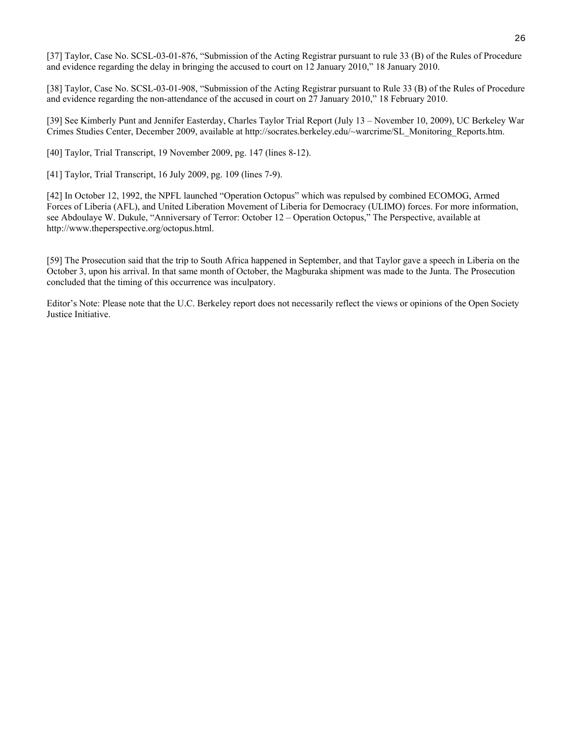[37] Taylor, Case No. SCSL-03-01-876, "Submission of the Acting Registrar pursuant to rule 33 (B) of the Rules of Procedure and evidence regarding the delay in bringing the accused to court on 12 January 2010," 18 January 2010.

[38] Taylor, Case No. SCSL-03-01-908, "Submission of the Acting Registrar pursuant to Rule 33 (B) of the Rules of Procedure and evidence regarding the non-attendance of the accused in court on 27 January 2010," 18 February 2010.

[39] See Kimberly Punt and Jennifer Easterday, Charles Taylor Trial Report (July 13 – November 10, 2009), UC Berkeley War Crimes Studies Center, December 2009, available at http://socrates.berkeley.edu/~warcrime/SL_Monitoring_Reports.htm.

[40] Taylor, Trial Transcript, 19 November 2009, pg. 147 (lines 8-12).

[41] Taylor, Trial Transcript, 16 July 2009, pg. 109 (lines 7-9).

[42] In October 12, 1992, the NPFL launched "Operation Octopus" which was repulsed by combined ECOMOG, Armed Forces of Liberia (AFL), and United Liberation Movement of Liberia for Democracy (ULIMO) forces. For more information, see Abdoulaye W. Dukule, "Anniversary of Terror: October 12 – Operation Octopus," The Perspective, available at http://www.theperspective.org/octopus.html.

[59] The Prosecution said that the trip to South Africa happened in September, and that Taylor gave a speech in Liberia on the October 3, upon his arrival. In that same month of October, the Magburaka shipment was made to the Junta. The Prosecution concluded that the timing of this occurrence was inculpatory.

Editor's Note: Please note that the U.C. Berkeley report does not necessarily reflect the views or opinions of the Open Society Justice Initiative.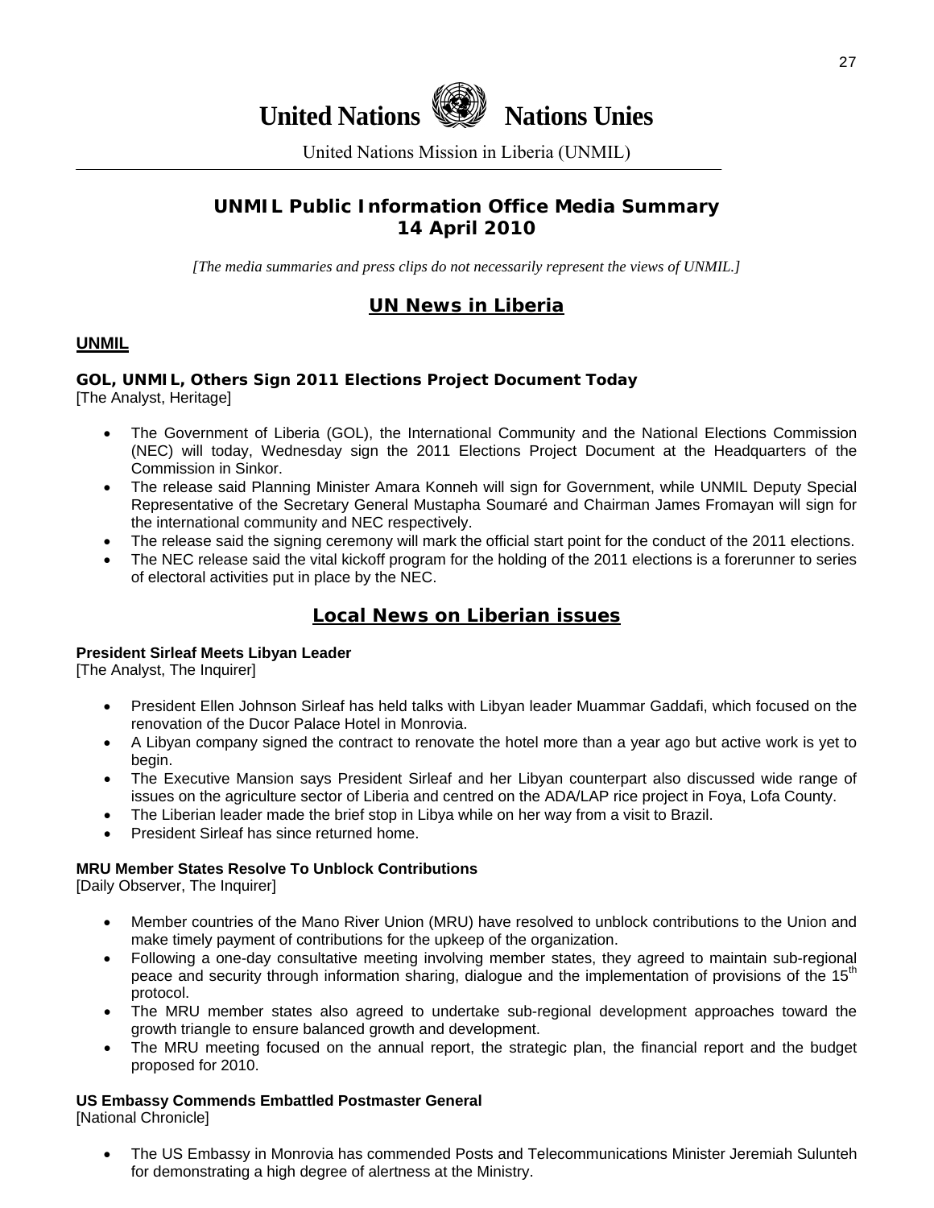**United Nations** **Nations Unies**

United Nations Mission in Liberia (UNMIL)

## UNMIL Public Information Office Media Summary
## 14 April 2010

*[The media summaries and press clips do not necessarily represent the views of UNMIL.]*

# UN News in Liberia

## UNMIL

### GOL, UNMIL, Others Sign 2011 Elections Project Document Today
[The Analyst, Heritage]

- The Government of Liberia (GOL), the International Community and the National Elections Commission (NEC) will today, Wednesday sign the 2011 Elections Project Document at the Headquarters of the Commission in Sinkor.
- The release said Planning Minister Amara Konneh will sign for Government, while UNMIL Deputy Special Representative of the Secretary General Mustapha Soumaré and Chairman James Fromayan will sign for the international community and NEC respectively.
- The release said the signing ceremony will mark the official start point for the conduct of the 2011 elections.
- The NEC release said the vital kickoff program for the holding of the 2011 elections is a forerunner to series of electoral activities put in place by the NEC.

# Local News on Liberian issues

### President Sirleaf Meets Libyan Leader
[The Analyst, The Inquirer]

- President Ellen Johnson Sirleaf has held talks with Libyan leader Muammar Gaddafi, which focused on the renovation of the Ducor Palace Hotel in Monrovia.
- A Libyan company signed the contract to renovate the hotel more than a year ago but active work is yet to begin.
- The Executive Mansion says President Sirleaf and her Libyan counterpart also discussed wide range of issues on the agriculture sector of Liberia and centred on the ADA/LAP rice project in Foya, Lofa County.
- The Liberian leader made the brief stop in Libya while on her way from a visit to Brazil.
- President Sirleaf has since returned home.

### MRU Member States Resolve To Unblock Contributions
[Daily Observer, The Inquirer]

- Member countries of the Mano River Union (MRU) have resolved to unblock contributions to the Union and make timely payment of contributions for the upkeep of the organization.
- Following a one-day consultative meeting involving member states, they agreed to maintain sub-regional peace and security through information sharing, dialogue and the implementation of provisions of the 15th protocol.
- The MRU member states also agreed to undertake sub-regional development approaches toward the growth triangle to ensure balanced growth and development.
- The MRU meeting focused on the annual report, the strategic plan, the financial report and the budget proposed for 2010.

### US Embassy Commends Embattled Postmaster General
[National Chronicle]

- The US Embassy in Monrovia has commended Posts and Telecommunications Minister Jeremiah Sulunteh for demonstrating a high degree of alertness at the Ministry.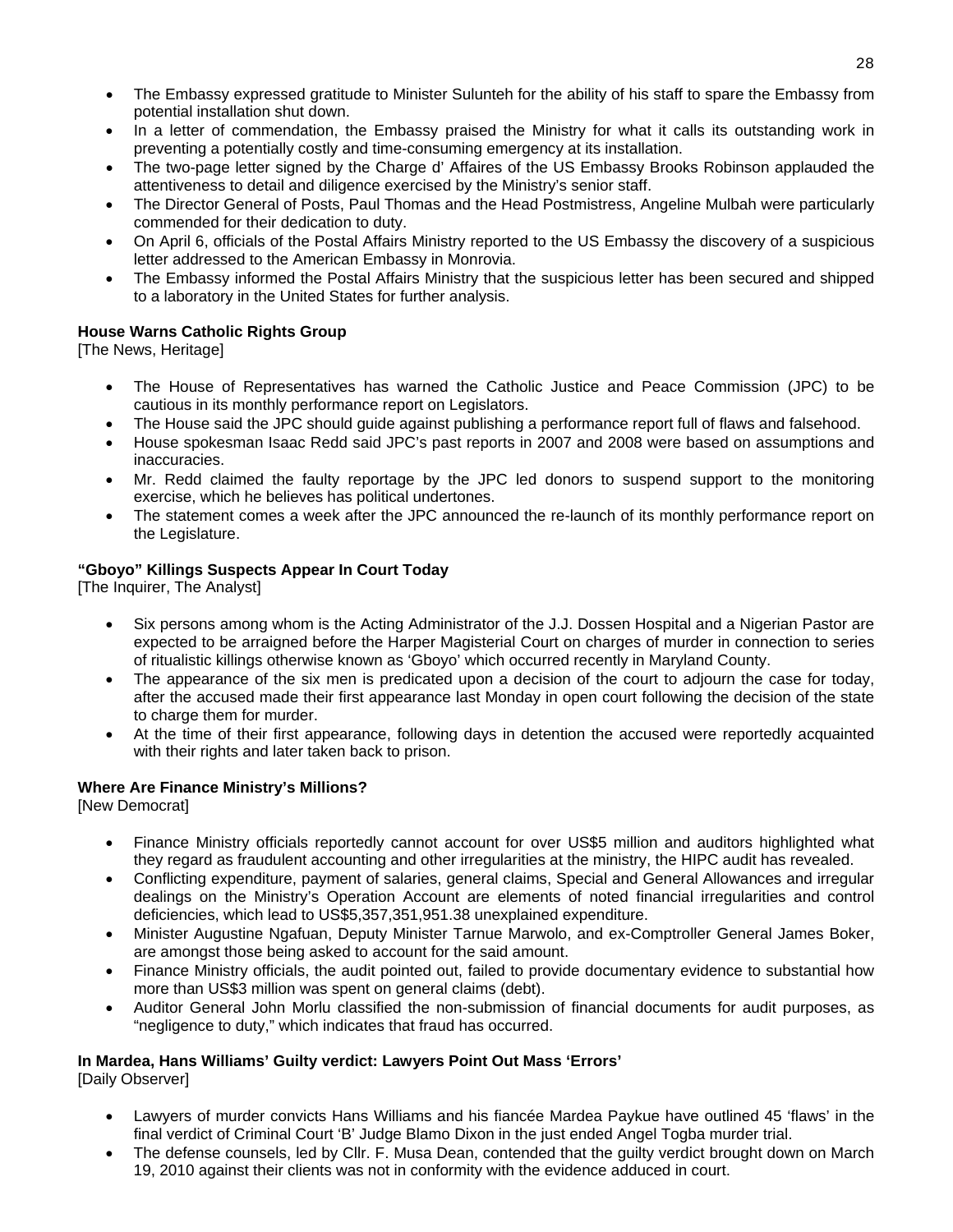- The Embassy expressed gratitude to Minister Sulunteh for the ability of his staff to spare the Embassy from potential installation shut down.
- In a letter of commendation, the Embassy praised the Ministry for what it calls its outstanding work in preventing a potentially costly and time-consuming emergency at its installation.
- The two-page letter signed by the Charge d' Affaires of the US Embassy Brooks Robinson applauded the attentiveness to detail and diligence exercised by the Ministry's senior staff.
- The Director General of Posts, Paul Thomas and the Head Postmistress, Angeline Mulbah were particularly commended for their dedication to duty.
- On April 6, officials of the Postal Affairs Ministry reported to the US Embassy the discovery of a suspicious letter addressed to the American Embassy in Monrovia.
- The Embassy informed the Postal Affairs Ministry that the suspicious letter has been secured and shipped to a laboratory in the United States for further analysis.

**House Warns Catholic Rights Group**
[The News, Heritage]

- The House of Representatives has warned the Catholic Justice and Peace Commission (JPC) to be cautious in its monthly performance report on Legislators.
- The House said the JPC should guide against publishing a performance report full of flaws and falsehood.
- House spokesman Isaac Redd said JPC's past reports in 2007 and 2008 were based on assumptions and inaccuracies.
- Mr. Redd claimed the faulty reportage by the JPC led donors to suspend support to the monitoring exercise, which he believes has political undertones.
- The statement comes a week after the JPC announced the re-launch of its monthly performance report on the Legislature.

**"Gboyo" Killings Suspects Appear In Court Today**
[The Inquirer, The Analyst]

- Six persons among whom is the Acting Administrator of the J.J. Dossen Hospital and a Nigerian Pastor are expected to be arraigned before the Harper Magisterial Court on charges of murder in connection to series of ritualistic killings otherwise known as 'Gboyo' which occurred recently in Maryland County.
- The appearance of the six men is predicated upon a decision of the court to adjourn the case for today, after the accused made their first appearance last Monday in open court following the decision of the state to charge them for murder.
- At the time of their first appearance, following days in detention the accused were reportedly acquainted with their rights and later taken back to prison.

**Where Are Finance Ministry's Millions?**
[New Democrat]

- Finance Ministry officials reportedly cannot account for over US$5 million and auditors highlighted what they regard as fraudulent accounting and other irregularities at the ministry, the HIPC audit has revealed.
- Conflicting expenditure, payment of salaries, general claims, Special and General Allowances and irregular dealings on the Ministry's Operation Account are elements of noted financial irregularities and control deficiencies, which lead to US$5,357,351,951.38 unexplained expenditure.
- Minister Augustine Ngafuan, Deputy Minister Tarnue Marwolo, and ex-Comptroller General James Boker, are amongst those being asked to account for the said amount.
- Finance Ministry officials, the audit pointed out, failed to provide documentary evidence to substantial how more than US$3 million was spent on general claims (debt).
- Auditor General John Morlu classified the non-submission of financial documents for audit purposes, as "negligence to duty," which indicates that fraud has occurred.

**In Mardea, Hans Williams' Guilty verdict: Lawyers Point Out Mass 'Errors'**
[Daily Observer]

- Lawyers of murder convicts Hans Williams and his fiancée Mardea Paykue have outlined 45 'flaws' in the final verdict of Criminal Court 'B' Judge Blamo Dixon in the just ended Angel Togba murder trial.
- The defense counsels, led by Cllr. F. Musa Dean, contended that the guilty verdict brought down on March 19, 2010 against their clients was not in conformity with the evidence adduced in court.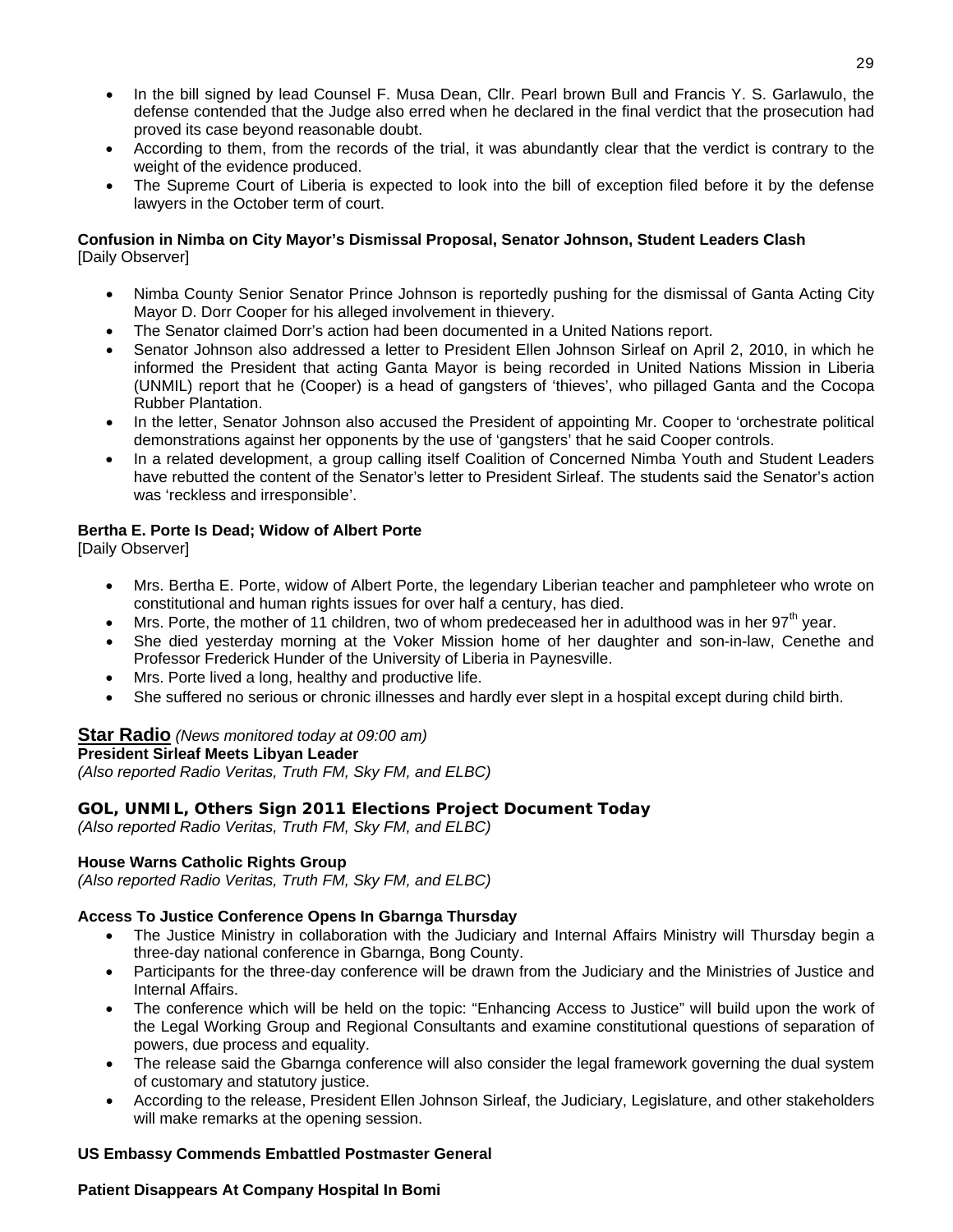- In the bill signed by lead Counsel F. Musa Dean, Cllr. Pearl brown Bull and Francis Y. S. Garlawulo, the defense contended that the Judge also erred when he declared in the final verdict that the prosecution had proved its case beyond reasonable doubt.
- According to them, from the records of the trial, it was abundantly clear that the verdict is contrary to the weight of the evidence produced.
- The Supreme Court of Liberia is expected to look into the bill of exception filed before it by the defense lawyers in the October term of court.

**Confusion in Nimba on City Mayor's Dismissal Proposal, Senator Johnson, Student Leaders Clash**
[Daily Observer]

- Nimba County Senior Senator Prince Johnson is reportedly pushing for the dismissal of Ganta Acting City Mayor D. Dorr Cooper for his alleged involvement in thievery.
- The Senator claimed Dorr's action had been documented in a United Nations report.
- Senator Johnson also addressed a letter to President Ellen Johnson Sirleaf on April 2, 2010, in which he informed the President that acting Ganta Mayor is being recorded in United Nations Mission in Liberia (UNMIL) report that he (Cooper) is a head of gangsters of 'thieves', who pillaged Ganta and the Cocopa Rubber Plantation.
- In the letter, Senator Johnson also accused the President of appointing Mr. Cooper to 'orchestrate political demonstrations against her opponents by the use of 'gangsters' that he said Cooper controls.
- In a related development, a group calling itself Coalition of Concerned Nimba Youth and Student Leaders have rebutted the content of the Senator's letter to President Sirleaf. The students said the Senator's action was 'reckless and irresponsible'.

**Bertha E. Porte Is Dead; Widow of Albert Porte**
[Daily Observer]

- Mrs. Bertha E. Porte, widow of Albert Porte, the legendary Liberian teacher and pamphleteer who wrote on constitutional and human rights issues for over half a century, has died.
- Mrs. Porte, the mother of 11 children, two of whom predeceased her in adulthood was in her 97th year.
- She died yesterday morning at the Voker Mission home of her daughter and son-in-law, Cenethe and Professor Frederick Hunder of the University of Liberia in Paynesville.
- Mrs. Porte lived a long, healthy and productive life.
- She suffered no serious or chronic illnesses and hardly ever slept in a hospital except during child birth.

## Star Radio *(News monitored today at 09:00 am)*

**President Sirleaf Meets Libyan Leader**
*(Also reported Radio Veritas, Truth FM, Sky FM, and ELBC)*

**GOL, UNMIL, Others Sign 2011 Elections Project Document Today**
*(Also reported Radio Veritas, Truth FM, Sky FM, and ELBC)*

**House Warns Catholic Rights Group**
*(Also reported Radio Veritas, Truth FM, Sky FM, and ELBC)*

**Access To Justice Conference Opens In Gbarnga Thursday**

- The Justice Ministry in collaboration with the Judiciary and Internal Affairs Ministry will Thursday begin a three-day national conference in Gbarnga, Bong County.
- Participants for the three-day conference will be drawn from the Judiciary and the Ministries of Justice and Internal Affairs.
- The conference which will be held on the topic: "Enhancing Access to Justice" will build upon the work of the Legal Working Group and Regional Consultants and examine constitutional questions of separation of powers, due process and equality.
- The release said the Gbarnga conference will also consider the legal framework governing the dual system of customary and statutory justice.
- According to the release, President Ellen Johnson Sirleaf, the Judiciary, Legislature, and other stakeholders will make remarks at the opening session.

**US Embassy Commends Embattled Postmaster General**

**Patient Disappears At Company Hospital In Bomi**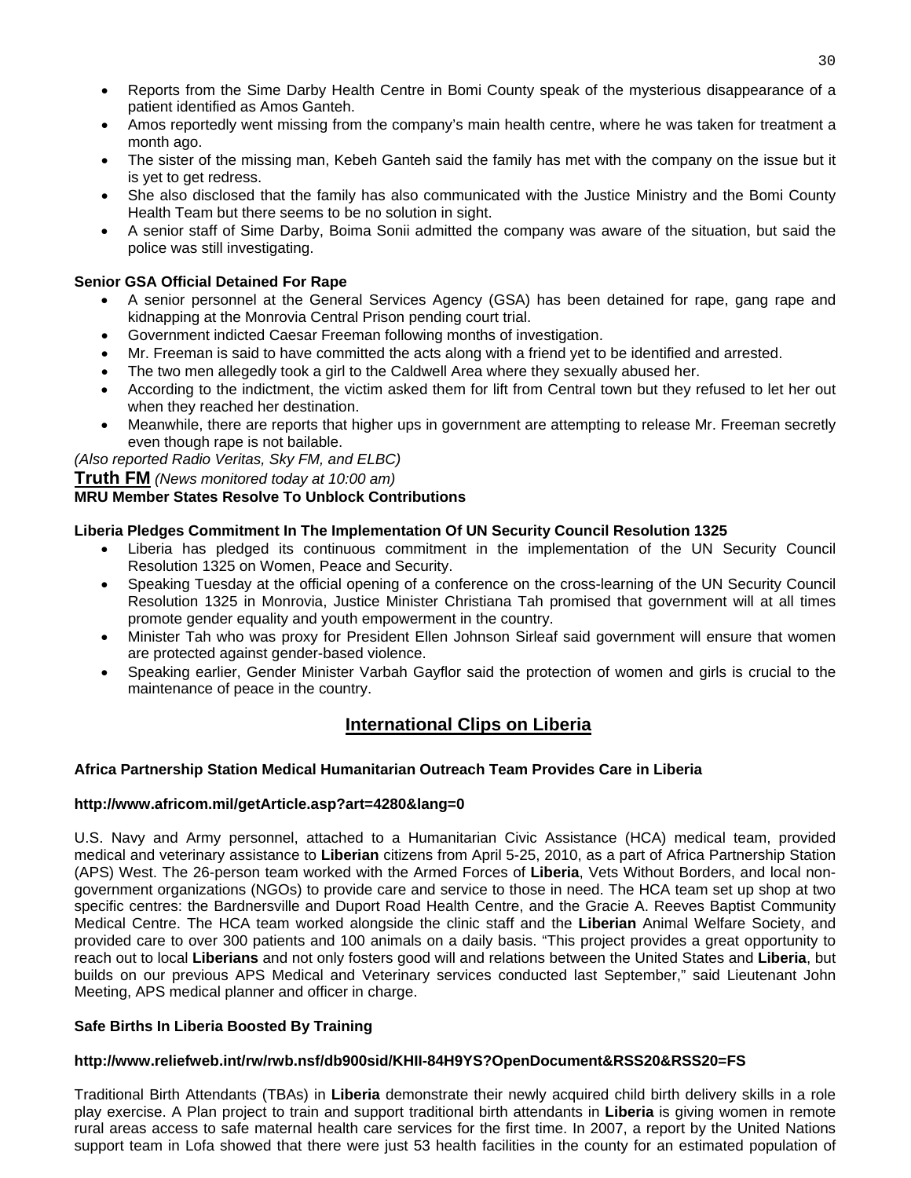- Reports from the Sime Darby Health Centre in Bomi County speak of the mysterious disappearance of a patient identified as Amos Ganteh.
- Amos reportedly went missing from the company's main health centre, where he was taken for treatment a month ago.
- The sister of the missing man, Kebeh Ganteh said the family has met with the company on the issue but it is yet to get redress.
- She also disclosed that the family has also communicated with the Justice Ministry and the Bomi County Health Team but there seems to be no solution in sight.
- A senior staff of Sime Darby, Boima Sonii admitted the company was aware of the situation, but said the police was still investigating.

**Senior GSA Official Detained For Rape**

- A senior personnel at the General Services Agency (GSA) has been detained for rape, gang rape and kidnapping at the Monrovia Central Prison pending court trial.
- Government indicted Caesar Freeman following months of investigation.
- Mr. Freeman is said to have committed the acts along with a friend yet to be identified and arrested.
- The two men allegedly took a girl to the Caldwell Area where they sexually abused her.
- According to the indictment, the victim asked them for lift from Central town but they refused to let her out when they reached her destination.
- Meanwhile, there are reports that higher ups in government are attempting to release Mr. Freeman secretly even though rape is not bailable.

*(Also reported Radio Veritas, Sky FM, and ELBC)*

**Truth FM** *(News monitored today at 10:00 am)*

**MRU Member States Resolve To Unblock Contributions**

**Liberia Pledges Commitment In The Implementation Of UN Security Council Resolution 1325**

- Liberia has pledged its continuous commitment in the implementation of the UN Security Council Resolution 1325 on Women, Peace and Security.
- Speaking Tuesday at the official opening of a conference on the cross-learning of the UN Security Council Resolution 1325 in Monrovia, Justice Minister Christiana Tah promised that government will at all times promote gender equality and youth empowerment in the country.
- Minister Tah who was proxy for President Ellen Johnson Sirleaf said government will ensure that women are protected against gender-based violence.
- Speaking earlier, Gender Minister Varbah Gayflor said the protection of women and girls is crucial to the maintenance of peace in the country.

## International Clips on Liberia

**Africa Partnership Station Medical Humanitarian Outreach Team Provides Care in Liberia**

**http://www.africom.mil/getArticle.asp?art=4280&lang=0**

U.S. Navy and Army personnel, attached to a Humanitarian Civic Assistance (HCA) medical team, provided medical and veterinary assistance to **Liberian** citizens from April 5-25, 2010, as a part of Africa Partnership Station (APS) West. The 26-person team worked with the Armed Forces of **Liberia**, Vets Without Borders, and local non-government organizations (NGOs) to provide care and service to those in need. The HCA team set up shop at two specific centres: the Bardnersville and Duport Road Health Centre, and the Gracie A. Reeves Baptist Community Medical Centre. The HCA team worked alongside the clinic staff and the **Liberian** Animal Welfare Society, and provided care to over 300 patients and 100 animals on a daily basis. "This project provides a great opportunity to reach out to local **Liberians** and not only fosters good will and relations between the United States and **Liberia**, but builds on our previous APS Medical and Veterinary services conducted last September," said Lieutenant John Meeting, APS medical planner and officer in charge.

**Safe Births In Liberia Boosted By Training**

**http://www.reliefweb.int/rw/rwb.nsf/db900sid/KHII-84H9YS?OpenDocument&RSS20&RSS20=FS**

Traditional Birth Attendants (TBAs) in **Liberia** demonstrate their newly acquired child birth delivery skills in a role play exercise. A Plan project to train and support traditional birth attendants in **Liberia** is giving women in remote rural areas access to safe maternal health care services for the first time. In 2007, a report by the United Nations support team in Lofa showed that there were just 53 health facilities in the county for an estimated population of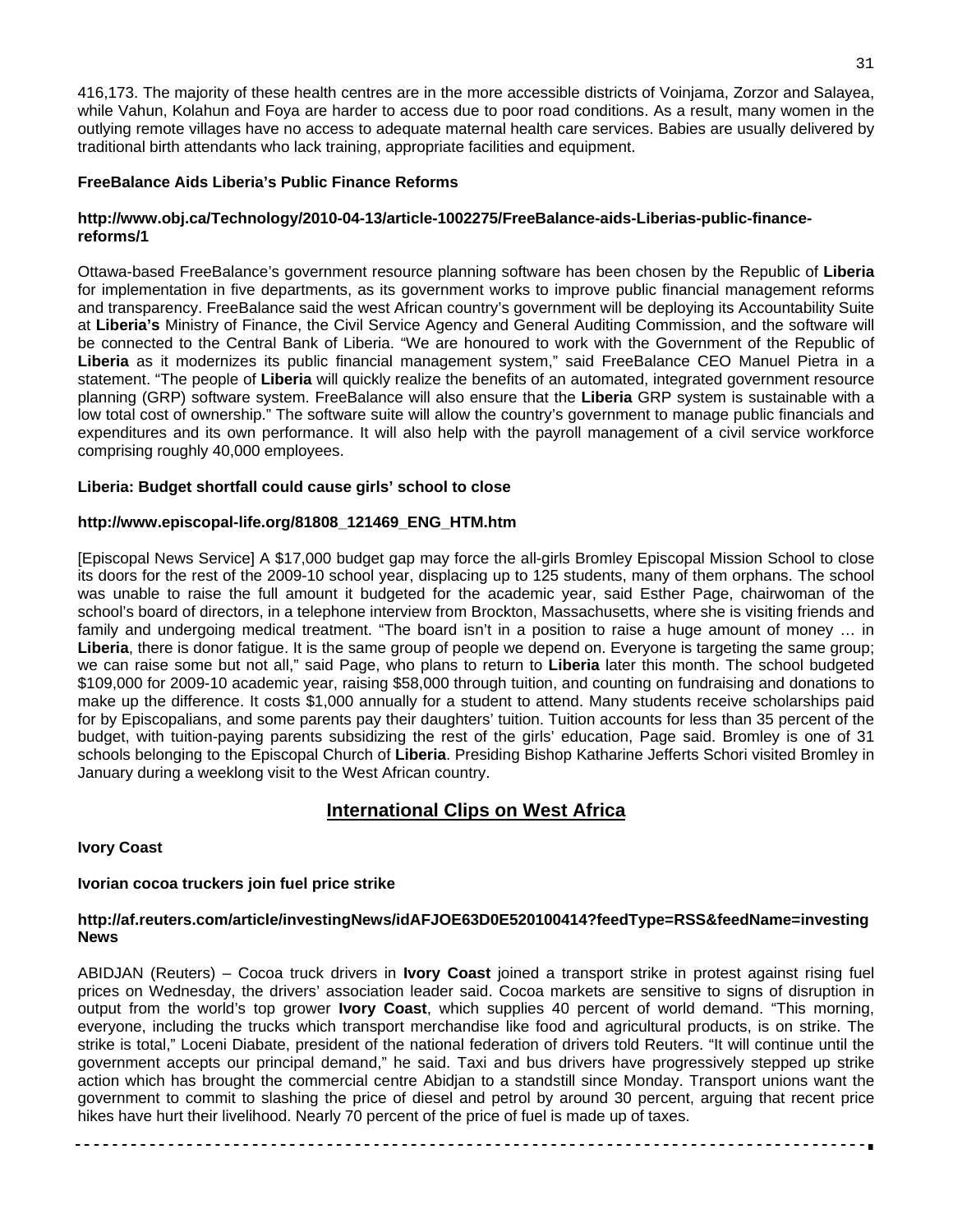416,173. The majority of these health centres are in the more accessible districts of Voinjama, Zorzor and Salayea, while Vahun, Kolahun and Foya are harder to access due to poor road conditions. As a result, many women in the outlying remote villages have no access to adequate maternal health care services. Babies are usually delivered by traditional birth attendants who lack training, appropriate facilities and equipment.

**FreeBalance Aids Liberia's Public Finance Reforms**

**http://www.obj.ca/Technology/2010-04-13/article-1002275/FreeBalance-aids-Liberias-public-finance-reforms/1**

Ottawa-based FreeBalance's government resource planning software has been chosen by the Republic of **Liberia** for implementation in five departments, as its government works to improve public financial management reforms and transparency. FreeBalance said the west African country's government will be deploying its Accountability Suite at **Liberia's** Ministry of Finance, the Civil Service Agency and General Auditing Commission, and the software will be connected to the Central Bank of Liberia. "We are honoured to work with the Government of the Republic of **Liberia** as it modernizes its public financial management system," said FreeBalance CEO Manuel Pietra in a statement. "The people of **Liberia** will quickly realize the benefits of an automated, integrated government resource planning (GRP) software system. FreeBalance will also ensure that the **Liberia** GRP system is sustainable with a low total cost of ownership." The software suite will allow the country's government to manage public financials and expenditures and its own performance. It will also help with the payroll management of a civil service workforce comprising roughly 40,000 employees.

**Liberia: Budget shortfall could cause girls' school to close**

**http://www.episcopal-life.org/81808_121469_ENG_HTM.htm**

[Episcopal News Service] A $17,000 budget gap may force the all-girls Bromley Episcopal Mission School to close its doors for the rest of the 2009-10 school year, displacing up to 125 students, many of them orphans. The school was unable to raise the full amount it budgeted for the academic year, said Esther Page, chairwoman of the school's board of directors, in a telephone interview from Brockton, Massachusetts, where she is visiting friends and family and undergoing medical treatment. "The board isn't in a position to raise a huge amount of money … in **Liberia**, there is donor fatigue. It is the same group of people we depend on. Everyone is targeting the same group; we can raise some but not all," said Page, who plans to return to **Liberia** later this month. The school budgeted $109,000 for 2009-10 academic year, raising $58,000 through tuition, and counting on fundraising and donations to make up the difference. It costs $1,000 annually for a student to attend. Many students receive scholarships paid for by Episcopalians, and some parents pay their daughters' tuition. Tuition accounts for less than 35 percent of the budget, with tuition-paying parents subsidizing the rest of the girls' education, Page said. Bromley is one of 31 schools belonging to the Episcopal Church of **Liberia**. Presiding Bishop Katharine Jefferts Schori visited Bromley in January during a weeklong visit to the West African country.

## International Clips on West Africa

**Ivory Coast**

**Ivorian cocoa truckers join fuel price strike**

**http://af.reuters.com/article/investingNews/idAFJOE63D0E520100414?feedType=RSS&feedName=investingNews**

ABIDJAN (Reuters) – Cocoa truck drivers in **Ivory Coast** joined a transport strike in protest against rising fuel prices on Wednesday, the drivers' association leader said. Cocoa markets are sensitive to signs of disruption in output from the world's top grower **Ivory Coast**, which supplies 40 percent of world demand. "This morning, everyone, including the trucks which transport merchandise like food and agricultural products, is on strike. The strike is total," Loceni Diabate, president of the national federation of drivers told Reuters. "It will continue until the government accepts our principal demand," he said. Taxi and bus drivers have progressively stepped up strike action which has brought the commercial centre Abidjan to a standstill since Monday. Transport unions want the government to commit to slashing the price of diesel and petrol by around 30 percent, arguing that recent price hikes have hurt their livelihood. Nearly 70 percent of the price of fuel is made up of taxes.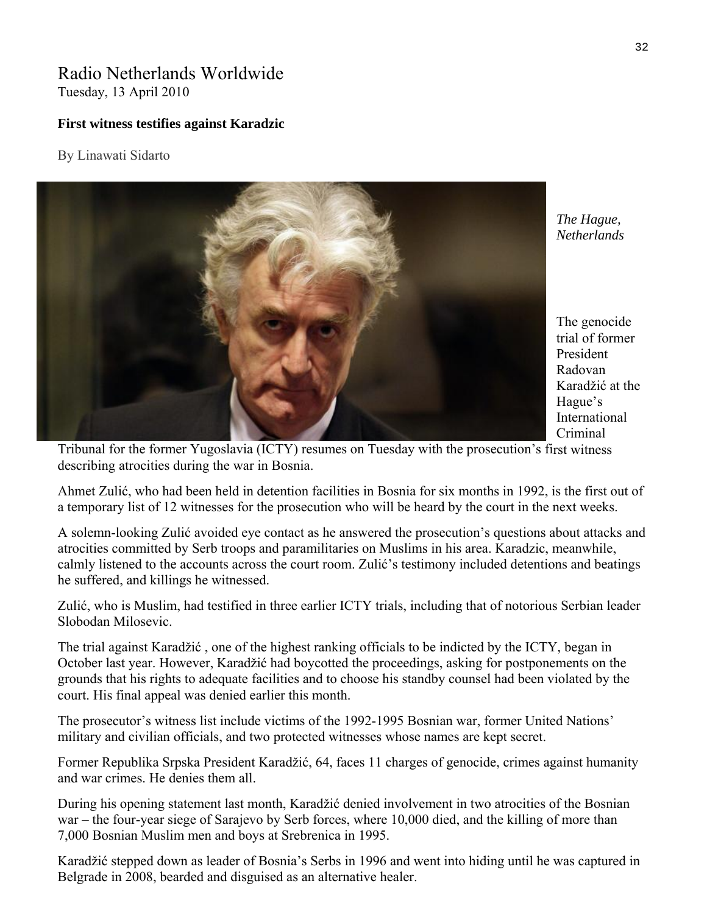# Radio Netherlands Worldwide

Tuesday, 13 April 2010

**First witness testifies against Karadzic**

By Linawati Sidarto

*The Hague, Netherlands*

The genocide trial of former President Radovan Karadžić at the Hague's International Criminal Tribunal for the former Yugoslavia (ICTY) resumes on Tuesday with the prosecution's first witness describing atrocities during the war in Bosnia.

Ahmet Zulić, who had been held in detention facilities in Bosnia for six months in 1992, is the first out of a temporary list of 12 witnesses for the prosecution who will be heard by the court in the next weeks.

A solemn-looking Zulić avoided eye contact as he answered the prosecution's questions about attacks and atrocities committed by Serb troops and paramilitaries on Muslims in his area. Karadzic, meanwhile, calmly listened to the accounts across the court room. Zulić's testimony included detentions and beatings he suffered, and killings he witnessed.

Zulić, who is Muslim, had testified in three earlier ICTY trials, including that of notorious Serbian leader Slobodan Milosevic.

The trial against Karadžić , one of the highest ranking officials to be indicted by the ICTY, began in October last year. However, Karadžić had boycotted the proceedings, asking for postponements on the grounds that his rights to adequate facilities and to choose his standby counsel had been violated by the court. His final appeal was denied earlier this month.

The prosecutor's witness list include victims of the 1992-1995 Bosnian war, former United Nations' military and civilian officials, and two protected witnesses whose names are kept secret.

Former Republika Srpska President Karadžić, 64, faces 11 charges of genocide, crimes against humanity and war crimes. He denies them all.

During his opening statement last month, Karadžić denied involvement in two atrocities of the Bosnian war – the four-year siege of Sarajevo by Serb forces, where 10,000 died, and the killing of more than 7,000 Bosnian Muslim men and boys at Srebrenica in 1995.

Karadžić stepped down as leader of Bosnia's Serbs in 1996 and went into hiding until he was captured in Belgrade in 2008, bearded and disguised as an alternative healer.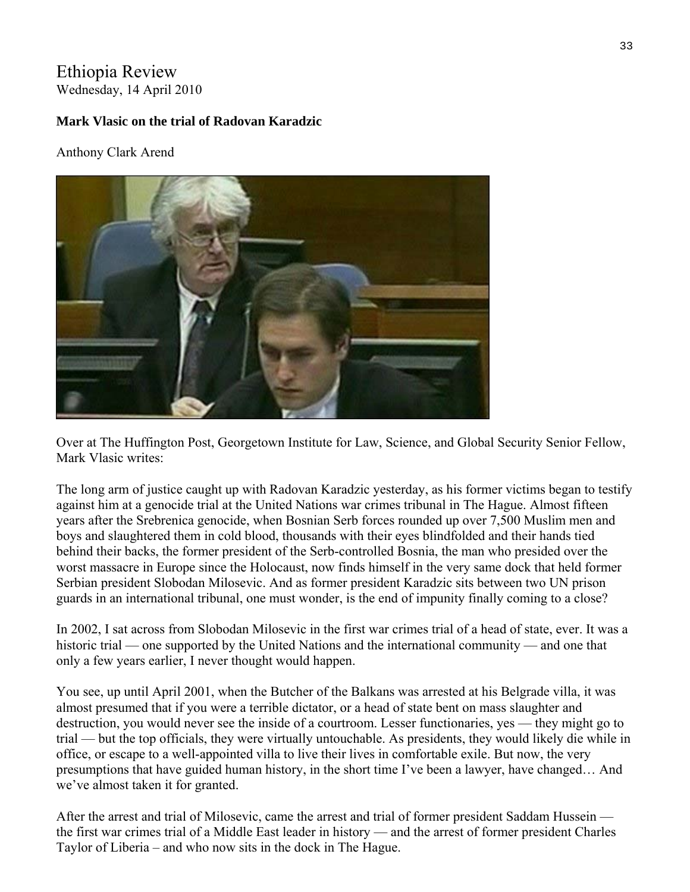# Ethiopia Review

Wednesday, 14 April 2010

**Mark Vlasic on the trial of Radovan Karadzic**

Anthony Clark Arend

Over at The Huffington Post, Georgetown Institute for Law, Science, and Global Security Senior Fellow, Mark Vlasic writes:

The long arm of justice caught up with Radovan Karadzic yesterday, as his former victims began to testify against him at a genocide trial at the United Nations war crimes tribunal in The Hague. Almost fifteen years after the Srebrenica genocide, when Bosnian Serb forces rounded up over 7,500 Muslim men and boys and slaughtered them in cold blood, thousands with their eyes blindfolded and their hands tied behind their backs, the former president of the Serb-controlled Bosnia, the man who presided over the worst massacre in Europe since the Holocaust, now finds himself in the very same dock that held former Serbian president Slobodan Milosevic. And as former president Karadzic sits between two UN prison guards in an international tribunal, one must wonder, is the end of impunity finally coming to a close?

In 2002, I sat across from Slobodan Milosevic in the first war crimes trial of a head of state, ever. It was a historic trial — one supported by the United Nations and the international community — and one that only a few years earlier, I never thought would happen.

You see, up until April 2001, when the Butcher of the Balkans was arrested at his Belgrade villa, it was almost presumed that if you were a terrible dictator, or a head of state bent on mass slaughter and destruction, you would never see the inside of a courtroom. Lesser functionaries, yes — they might go to trial — but the top officials, they were virtually untouchable. As presidents, they would likely die while in office, or escape to a well-appointed villa to live their lives in comfortable exile. But now, the very presumptions that have guided human history, in the short time I've been a lawyer, have changed… And we've almost taken it for granted.

After the arrest and trial of Milosevic, came the arrest and trial of former president Saddam Hussein — the first war crimes trial of a Middle East leader in history — and the arrest of former president Charles Taylor of Liberia – and who now sits in the dock in The Hague.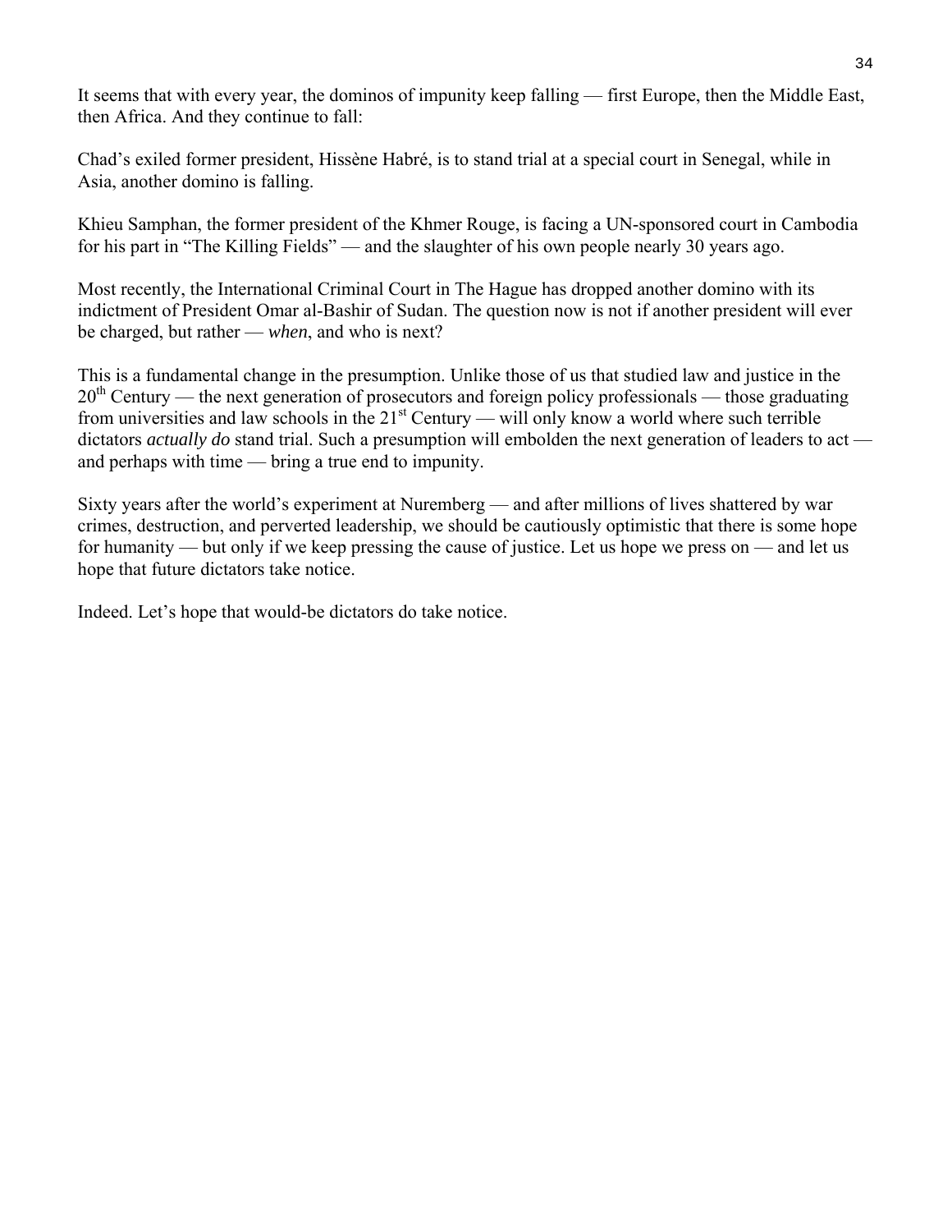It seems that with every year, the dominos of impunity keep falling — first Europe, then the Middle East, then Africa. And they continue to fall:

Chad's exiled former president, Hissène Habré, is to stand trial at a special court in Senegal, while in Asia, another domino is falling.

Khieu Samphan, the former president of the Khmer Rouge, is facing a UN-sponsored court in Cambodia for his part in "The Killing Fields" — and the slaughter of his own people nearly 30 years ago.

Most recently, the International Criminal Court in The Hague has dropped another domino with its indictment of President Omar al-Bashir of Sudan. The question now is not if another president will ever be charged, but rather — *when*, and who is next?

This is a fundamental change in the presumption. Unlike those of us that studied law and justice in the 20th Century — the next generation of prosecutors and foreign policy professionals — those graduating from universities and law schools in the 21st Century — will only know a world where such terrible dictators *actually do* stand trial. Such a presumption will embolden the next generation of leaders to act — and perhaps with time — bring a true end to impunity.

Sixty years after the world's experiment at Nuremberg — and after millions of lives shattered by war crimes, destruction, and perverted leadership, we should be cautiously optimistic that there is some hope for humanity — but only if we keep pressing the cause of justice. Let us hope we press on — and let us hope that future dictators take notice.

Indeed. Let's hope that would-be dictators do take notice.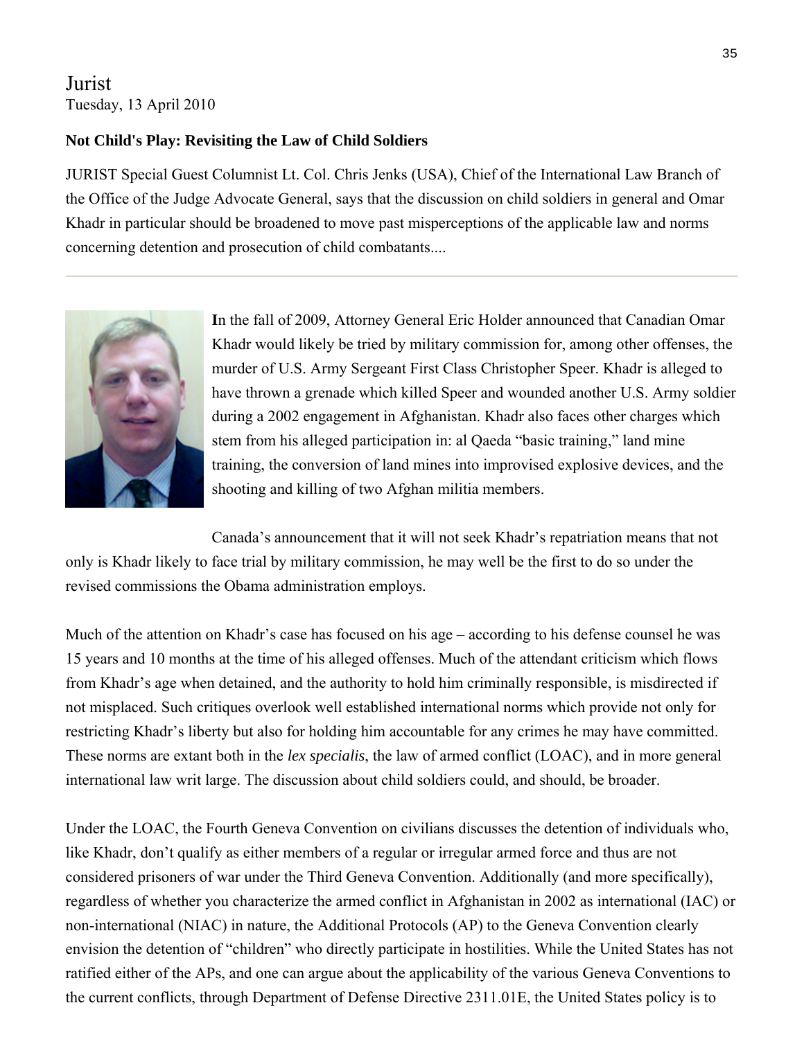Jurist

Tuesday, 13 April 2010

**Not Child's Play: Revisiting the Law of Child Soldiers**

JURIST Special Guest Columnist Lt. Col. Chris Jenks (USA), Chief of the International Law Branch of the Office of the Judge Advocate General, says that the discussion on child soldiers in general and Omar Khadr in particular should be broadened to move past misperceptions of the applicable law and norms concerning detention and prosecution of child combatants....

---

**I**n the fall of 2009, Attorney General Eric Holder announced that Canadian Omar Khadr would likely be tried by military commission for, among other offenses, the murder of U.S. Army Sergeant First Class Christopher Speer. Khadr is alleged to have thrown a grenade which killed Speer and wounded another U.S. Army soldier during a 2002 engagement in Afghanistan. Khadr also faces other charges which stem from his alleged participation in: al Qaeda "basic training," land mine training, the conversion of land mines into improvised explosive devices, and the shooting and killing of two Afghan militia members.

Canada's announcement that it will not seek Khadr's repatriation means that not only is Khadr likely to face trial by military commission, he may well be the first to do so under the revised commissions the Obama administration employs.

Much of the attention on Khadr's case has focused on his age – according to his defense counsel he was 15 years and 10 months at the time of his alleged offenses. Much of the attendant criticism which flows from Khadr's age when detained, and the authority to hold him criminally responsible, is misdirected if not misplaced. Such critiques overlook well established international norms which provide not only for restricting Khadr's liberty but also for holding him accountable for any crimes he may have committed. These norms are extant both in the *lex specialis*, the law of armed conflict (LOAC), and in more general international law writ large. The discussion about child soldiers could, and should, be broader.

Under the LOAC, the Fourth Geneva Convention on civilians discusses the detention of individuals who, like Khadr, don't qualify as either members of a regular or irregular armed force and thus are not considered prisoners of war under the Third Geneva Convention. Additionally (and more specifically), regardless of whether you characterize the armed conflict in Afghanistan in 2002 as international (IAC) or non-international (NIAC) in nature, the Additional Protocols (AP) to the Geneva Convention clearly envision the detention of "children" who directly participate in hostilities. While the United States has not ratified either of the APs, and one can argue about the applicability of the various Geneva Conventions to the current conflicts, through Department of Defense Directive 2311.01E, the United States policy is to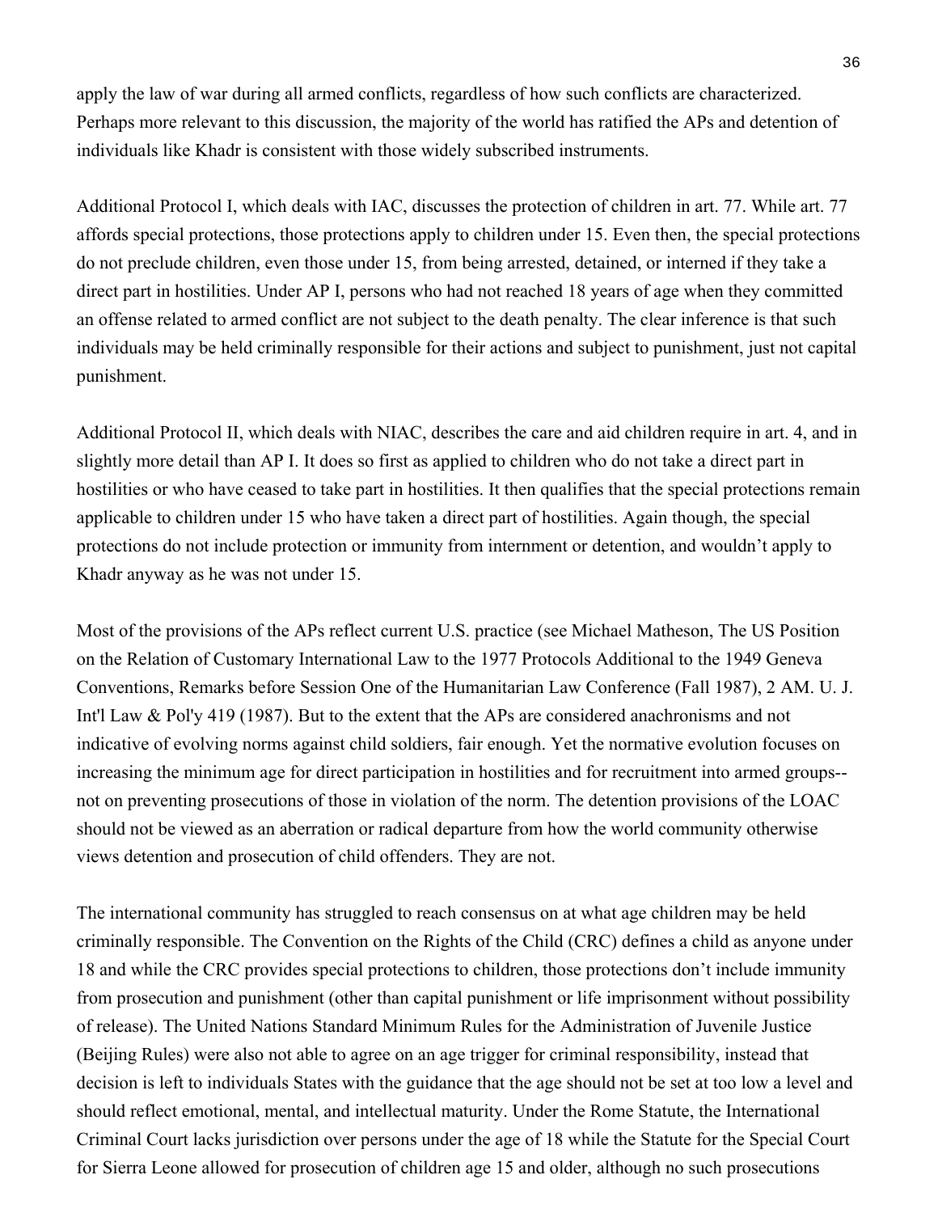apply the law of war during all armed conflicts, regardless of how such conflicts are characterized. Perhaps more relevant to this discussion, the majority of the world has ratified the APs and detention of individuals like Khadr is consistent with those widely subscribed instruments.

Additional Protocol I, which deals with IAC, discusses the protection of children in art. 77. While art. 77 affords special protections, those protections apply to children under 15. Even then, the special protections do not preclude children, even those under 15, from being arrested, detained, or interned if they take a direct part in hostilities. Under AP I, persons who had not reached 18 years of age when they committed an offense related to armed conflict are not subject to the death penalty. The clear inference is that such individuals may be held criminally responsible for their actions and subject to punishment, just not capital punishment.

Additional Protocol II, which deals with NIAC, describes the care and aid children require in art. 4, and in slightly more detail than AP I. It does so first as applied to children who do not take a direct part in hostilities or who have ceased to take part in hostilities. It then qualifies that the special protections remain applicable to children under 15 who have taken a direct part of hostilities. Again though, the special protections do not include protection or immunity from internment or detention, and wouldn't apply to Khadr anyway as he was not under 15.

Most of the provisions of the APs reflect current U.S. practice (see Michael Matheson, The US Position on the Relation of Customary International Law to the 1977 Protocols Additional to the 1949 Geneva Conventions, Remarks before Session One of the Humanitarian Law Conference (Fall 1987), 2 AM. U. J. Int'l Law & Pol'y 419 (1987). But to the extent that the APs are considered anachronisms and not indicative of evolving norms against child soldiers, fair enough. Yet the normative evolution focuses on increasing the minimum age for direct participation in hostilities and for recruitment into armed groups--not on preventing prosecutions of those in violation of the norm. The detention provisions of the LOAC should not be viewed as an aberration or radical departure from how the world community otherwise views detention and prosecution of child offenders. They are not.

The international community has struggled to reach consensus on at what age children may be held criminally responsible. The Convention on the Rights of the Child (CRC) defines a child as anyone under 18 and while the CRC provides special protections to children, those protections don't include immunity from prosecution and punishment (other than capital punishment or life imprisonment without possibility of release). The United Nations Standard Minimum Rules for the Administration of Juvenile Justice (Beijing Rules) were also not able to agree on an age trigger for criminal responsibility, instead that decision is left to individuals States with the guidance that the age should not be set at too low a level and should reflect emotional, mental, and intellectual maturity. Under the Rome Statute, the International Criminal Court lacks jurisdiction over persons under the age of 18 while the Statute for the Special Court for Sierra Leone allowed for prosecution of children age 15 and older, although no such prosecutions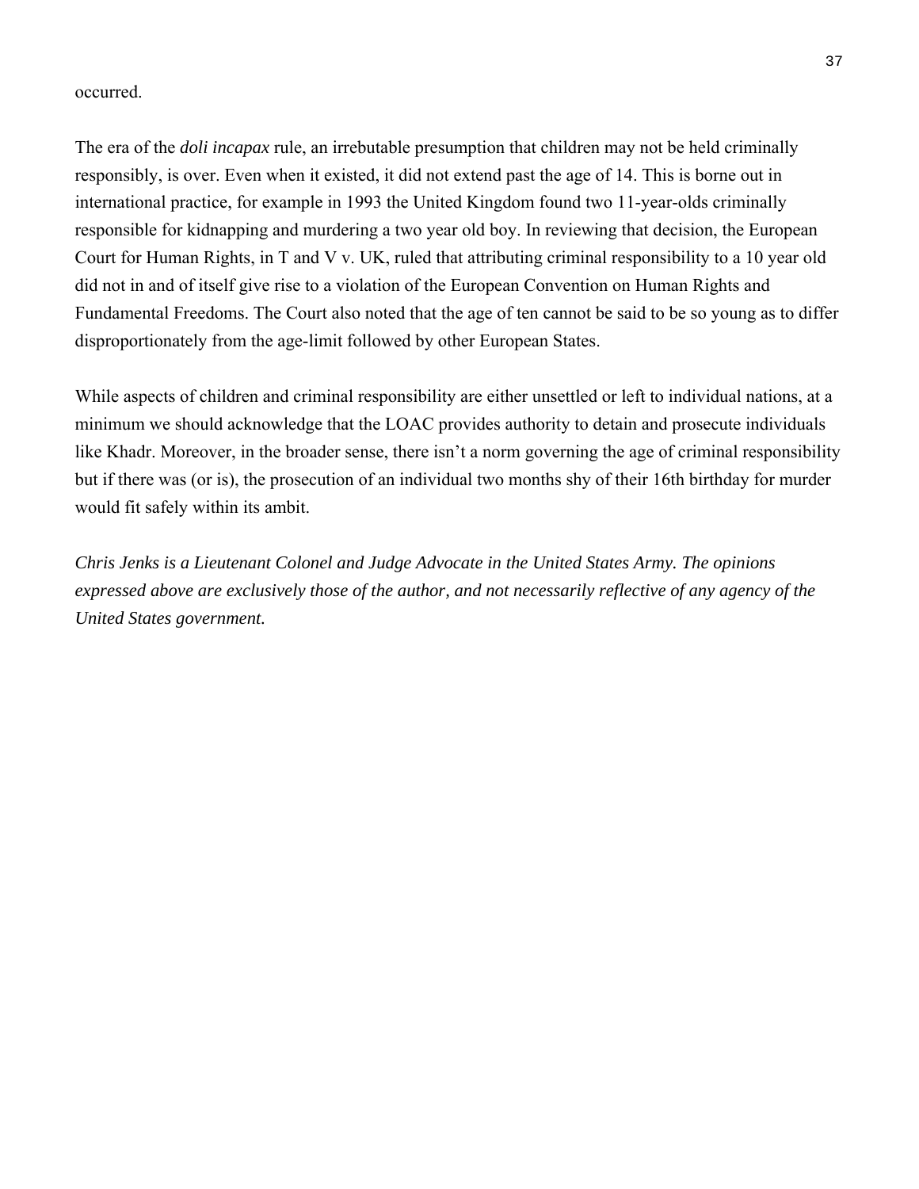occurred.

The era of the *doli incapax* rule, an irrebutable presumption that children may not be held criminally responsibly, is over. Even when it existed, it did not extend past the age of 14. This is borne out in international practice, for example in 1993 the United Kingdom found two 11-year-olds criminally responsible for kidnapping and murdering a two year old boy. In reviewing that decision, the European Court for Human Rights, in T and V v. UK, ruled that attributing criminal responsibility to a 10 year old did not in and of itself give rise to a violation of the European Convention on Human Rights and Fundamental Freedoms. The Court also noted that the age of ten cannot be said to be so young as to differ disproportionately from the age-limit followed by other European States.

While aspects of children and criminal responsibility are either unsettled or left to individual nations, at a minimum we should acknowledge that the LOAC provides authority to detain and prosecute individuals like Khadr. Moreover, in the broader sense, there isn't a norm governing the age of criminal responsibility but if there was (or is), the prosecution of an individual two months shy of their 16th birthday for murder would fit safely within its ambit.

*Chris Jenks is a Lieutenant Colonel and Judge Advocate in the United States Army. The opinions expressed above are exclusively those of the author, and not necessarily reflective of any agency of the United States government.*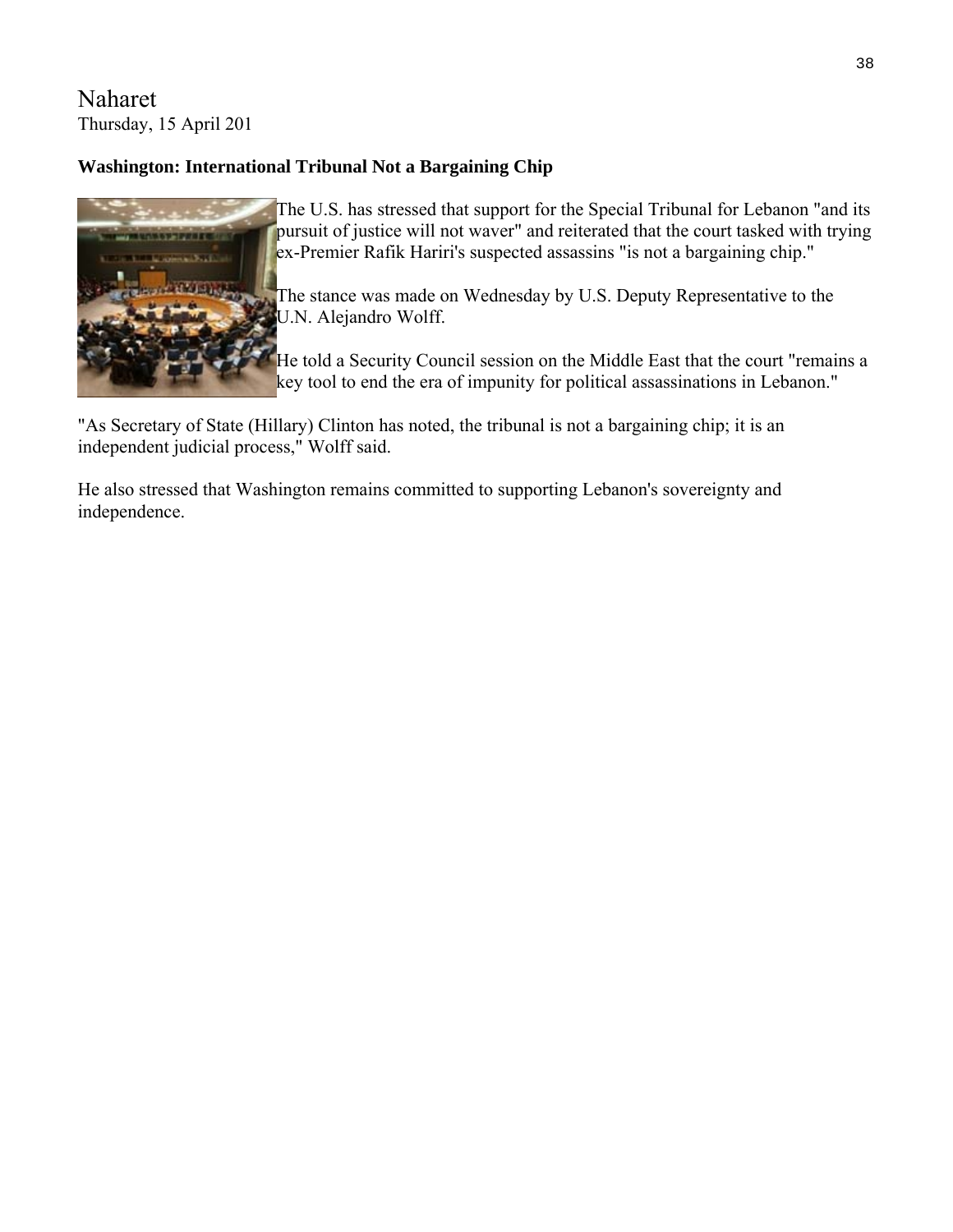# Naharet

Thursday, 15 April 201

**Washington: International Tribunal Not a Bargaining Chip**

The U.S. has stressed that support for the Special Tribunal for Lebanon "and its pursuit of justice will not waver" and reiterated that the court tasked with trying ex-Premier Rafik Hariri's suspected assassins "is not a bargaining chip."

The stance was made on Wednesday by U.S. Deputy Representative to the U.N. Alejandro Wolff.

He told a Security Council session on the Middle East that the court "remains a key tool to end the era of impunity for political assassinations in Lebanon."

"As Secretary of State (Hillary) Clinton has noted, the tribunal is not a bargaining chip; it is an independent judicial process," Wolff said.

He also stressed that Washington remains committed to supporting Lebanon's sovereignty and independence.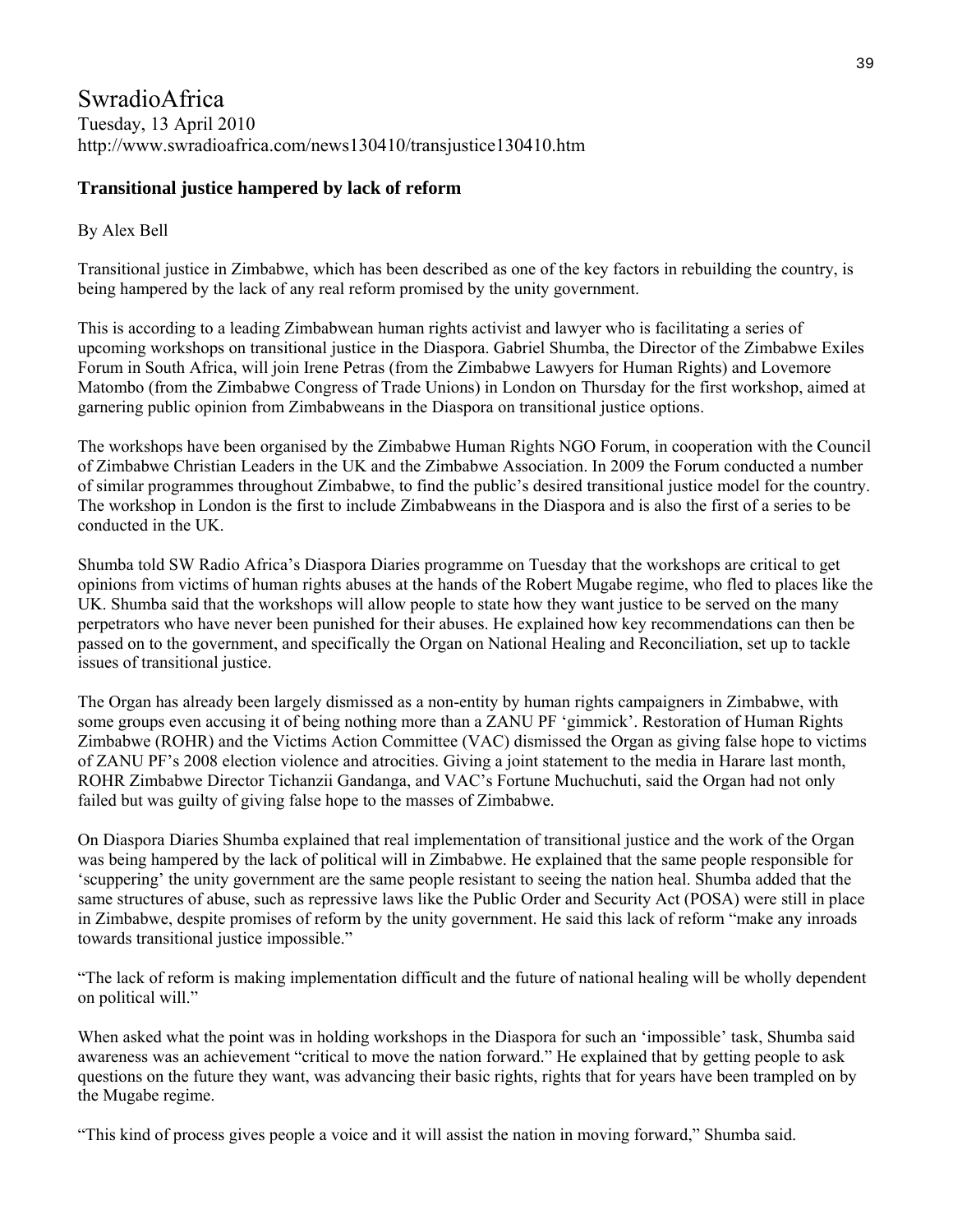SwradioAfrica
Tuesday, 13 April 2010
http://www.swradioafrica.com/news130410/transjustice130410.htm

### Transitional justice hampered by lack of reform

By Alex Bell

Transitional justice in Zimbabwe, which has been described as one of the key factors in rebuilding the country, is being hampered by the lack of any real reform promised by the unity government.

This is according to a leading Zimbabwean human rights activist and lawyer who is facilitating a series of upcoming workshops on transitional justice in the Diaspora. Gabriel Shumba, the Director of the Zimbabwe Exiles Forum in South Africa, will join Irene Petras (from the Zimbabwe Lawyers for Human Rights) and Lovemore Matombo (from the Zimbabwe Congress of Trade Unions) in London on Thursday for the first workshop, aimed at garnering public opinion from Zimbabweans in the Diaspora on transitional justice options.

The workshops have been organised by the Zimbabwe Human Rights NGO Forum, in cooperation with the Council of Zimbabwe Christian Leaders in the UK and the Zimbabwe Association. In 2009 the Forum conducted a number of similar programmes throughout Zimbabwe, to find the public's desired transitional justice model for the country. The workshop in London is the first to include Zimbabweans in the Diaspora and is also the first of a series to be conducted in the UK.

Shumba told SW Radio Africa's Diaspora Diaries programme on Tuesday that the workshops are critical to get opinions from victims of human rights abuses at the hands of the Robert Mugabe regime, who fled to places like the UK. Shumba said that the workshops will allow people to state how they want justice to be served on the many perpetrators who have never been punished for their abuses. He explained how key recommendations can then be passed on to the government, and specifically the Organ on National Healing and Reconciliation, set up to tackle issues of transitional justice.

The Organ has already been largely dismissed as a non-entity by human rights campaigners in Zimbabwe, with some groups even accusing it of being nothing more than a ZANU PF 'gimmick'. Restoration of Human Rights Zimbabwe (ROHR) and the Victims Action Committee (VAC) dismissed the Organ as giving false hope to victims of ZANU PF's 2008 election violence and atrocities. Giving a joint statement to the media in Harare last month, ROHR Zimbabwe Director Tichanzii Gandanga, and VAC's Fortune Muchuchuti, said the Organ had not only failed but was guilty of giving false hope to the masses of Zimbabwe.

On Diaspora Diaries Shumba explained that real implementation of transitional justice and the work of the Organ was being hampered by the lack of political will in Zimbabwe. He explained that the same people responsible for 'scuppering' the unity government are the same people resistant to seeing the nation heal. Shumba added that the same structures of abuse, such as repressive laws like the Public Order and Security Act (POSA) were still in place in Zimbabwe, despite promises of reform by the unity government. He said this lack of reform "make any inroads towards transitional justice impossible."

"The lack of reform is making implementation difficult and the future of national healing will be wholly dependent on political will."

When asked what the point was in holding workshops in the Diaspora for such an 'impossible' task, Shumba said awareness was an achievement "critical to move the nation forward." He explained that by getting people to ask questions on the future they want, was advancing their basic rights, rights that for years have been trampled on by the Mugabe regime.

"This kind of process gives people a voice and it will assist the nation in moving forward," Shumba said.